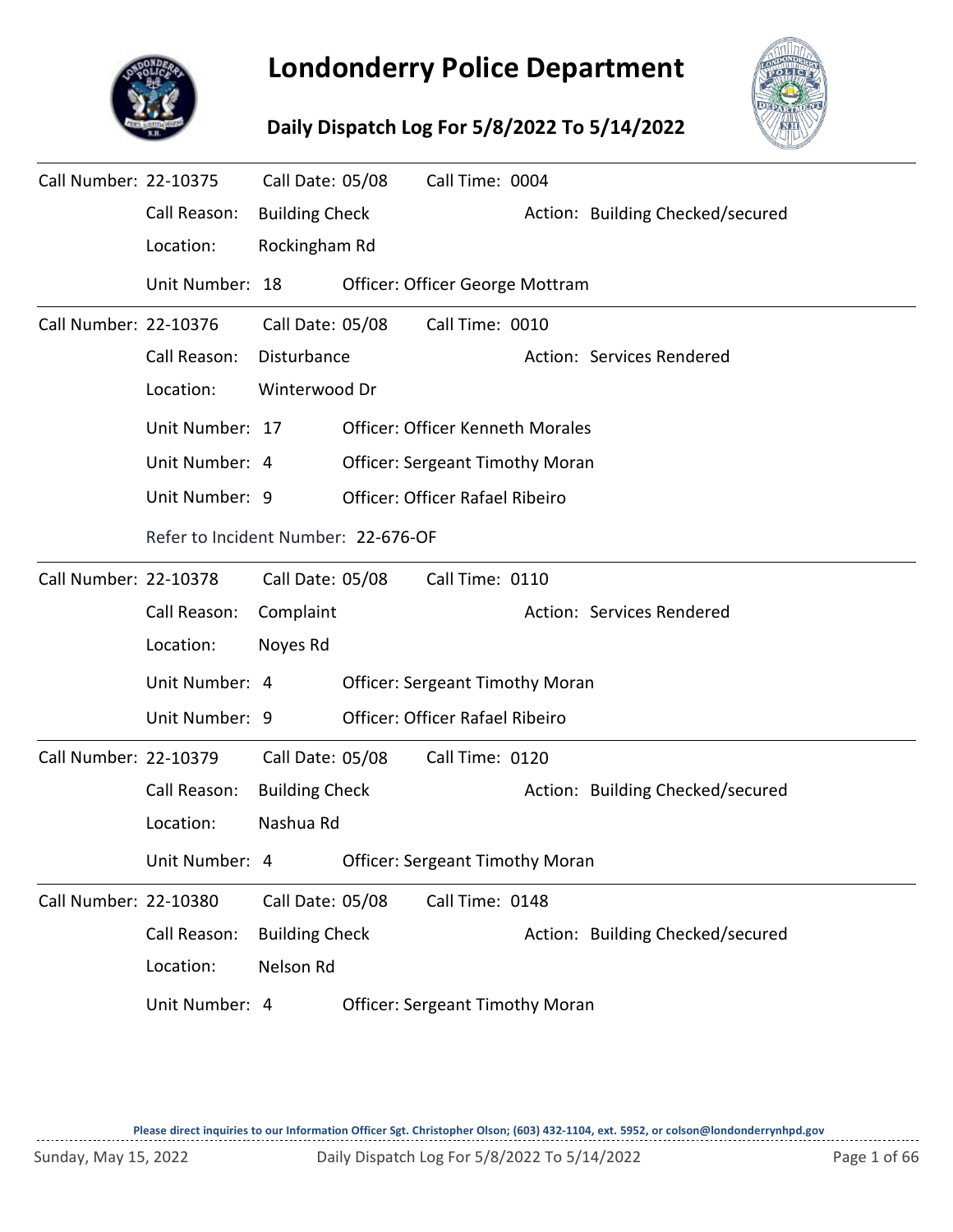# Londonderry Police Department

## Daily Dispatch Log For 5/8/2022 To 5/14/2022

---

**Call Number:** 22-10375 **Call Date:** 05/08 **Call Time:** 0004

Call Reason: Building Check Action: Building Checked/secured

Location: Rockingham Rd

Unit Number: 18 Officer: Officer George Mottram

---

**Call Number:** 22-10376 **Call Date:** 05/08 **Call Time:** 0010

Call Reason: Disturbance Action: Services Rendered

Location: Winterwood Dr

Unit Number: 17 Officer: Officer Kenneth Morales

Unit Number: 4 Officer: Sergeant Timothy Moran

Unit Number: 9 Officer: Officer Rafael Ribeiro

Refer to Incident Number: 22-676-OF

---

**Call Number:** 22-10378 **Call Date:** 05/08 **Call Time:** 0110

Call Reason: Complaint Action: Services Rendered

Location: Noyes Rd

Unit Number: 4 Officer: Sergeant Timothy Moran

Unit Number: 9 Officer: Officer Rafael Ribeiro

---

**Call Number:** 22-10379 **Call Date:** 05/08 **Call Time:** 0120

Call Reason: Building Check Action: Building Checked/secured

Location: Nashua Rd

Unit Number: 4 Officer: Sergeant Timothy Moran

---

**Call Number:** 22-10380 **Call Date:** 05/08 **Call Time:** 0148

Call Reason: Building Check Action: Building Checked/secured

Location: Nelson Rd

Unit Number: 4 Officer: Sergeant Timothy Moran

---

Please direct inquiries to our Information Officer Sgt. Christopher Olson; (603) 432-1104, ext. 5952, or colson@londonderrynhpd.gov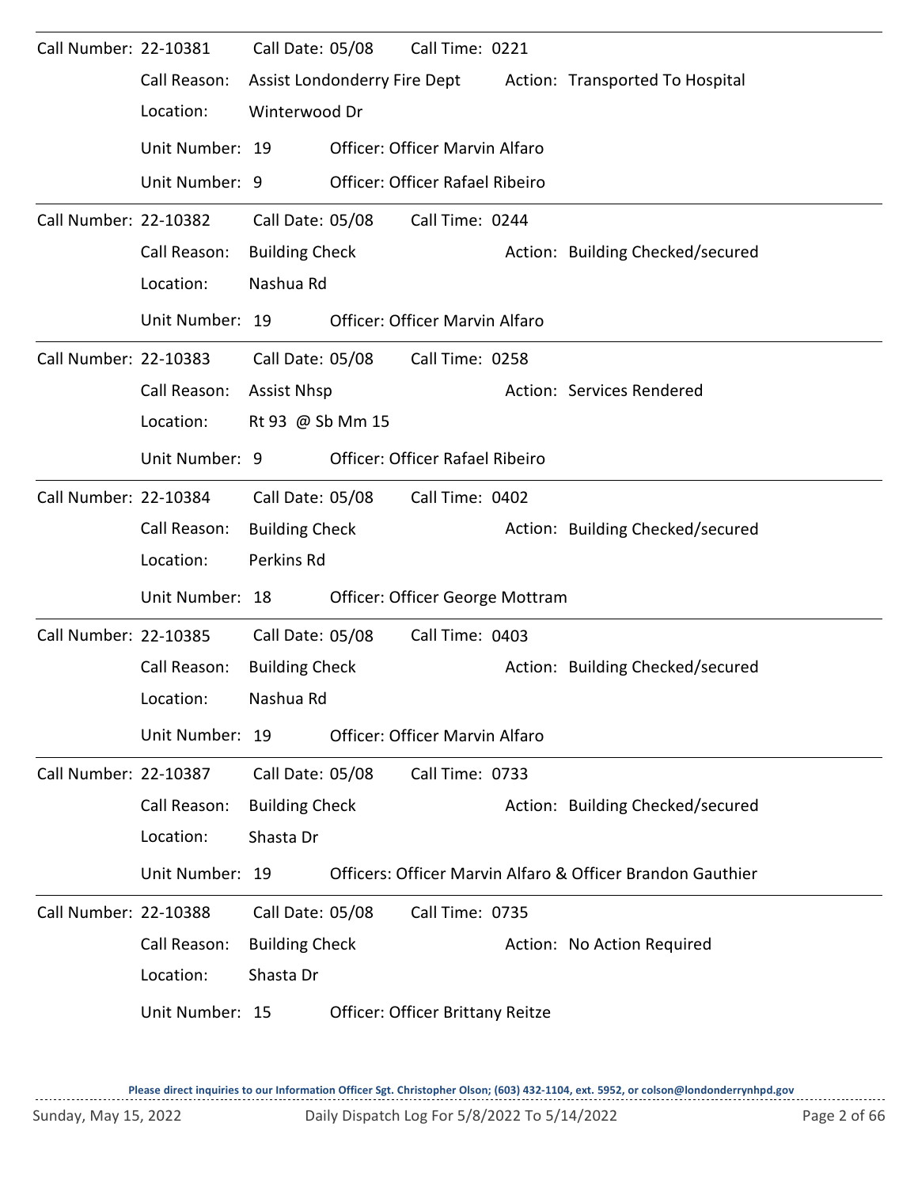**Call Number:** 22-10381 **Call Date:** 05/08 **Call Time:** 0221

Call Reason: Assist Londonderry Fire Dept — Action: Transported To Hospital

Location: Winterwood Dr

Unit Number: 19 — Officer: Officer Marvin Alfaro

Unit Number: 9 — Officer: Officer Rafael Ribeiro

---

**Call Number:** 22-10382 **Call Date:** 05/08 **Call Time:** 0244

Call Reason: Building Check — Action: Building Checked/secured

Location: Nashua Rd

Unit Number: 19 — Officer: Officer Marvin Alfaro

---

**Call Number:** 22-10383 **Call Date:** 05/08 **Call Time:** 0258

Call Reason: Assist Nhsp — Action: Services Rendered

Location: Rt 93 @ Sb Mm 15

Unit Number: 9 — Officer: Officer Rafael Ribeiro

---

**Call Number:** 22-10384 **Call Date:** 05/08 **Call Time:** 0402

Call Reason: Building Check — Action: Building Checked/secured

Location: Perkins Rd

Unit Number: 18 — Officer: Officer George Mottram

---

**Call Number:** 22-10385 **Call Date:** 05/08 **Call Time:** 0403

Call Reason: Building Check — Action: Building Checked/secured

Location: Nashua Rd

Unit Number: 19 — Officer: Officer Marvin Alfaro

---

**Call Number:** 22-10387 **Call Date:** 05/08 **Call Time:** 0733

Call Reason: Building Check — Action: Building Checked/secured

Location: Shasta Dr

Unit Number: 19 — Officers: Officer Marvin Alfaro & Officer Brandon Gauthier

---

**Call Number:** 22-10388 **Call Date:** 05/08 **Call Time:** 0735

Call Reason: Building Check — Action: No Action Required

Location: Shasta Dr

Unit Number: 15 — Officer: Officer Brittany Reitze

---

**Please direct inquiries to our Information Officer Sgt. Christopher Olson; (603) 432-1104, ext. 5952, or colson@londonderrynhpd.gov**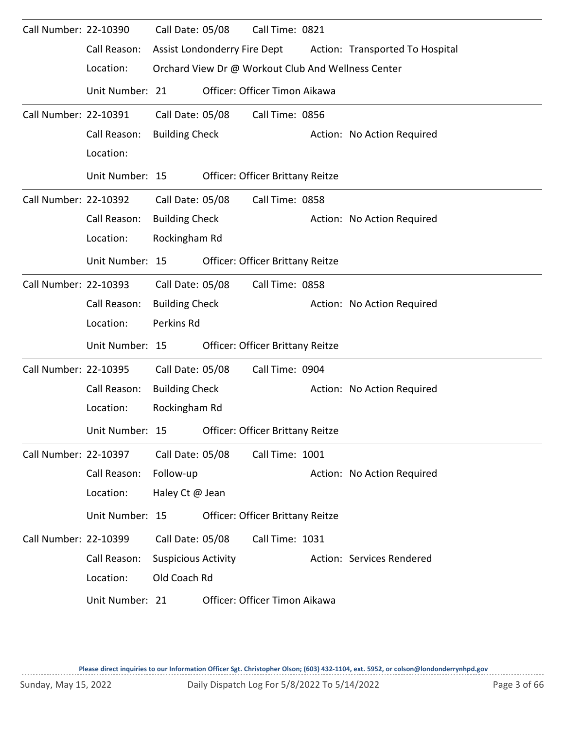Call Number: 22-10390 Call Date: 05/08 Call Time: 0821

Call Reason: Assist Londonderry Fire Dept Action: Transported To Hospital

Location: Orchard View Dr @ Workout Club And Wellness Center

Unit Number: 21 Officer: Officer Timon Aikawa

---

Call Number: 22-10391 Call Date: 05/08 Call Time: 0856

Call Reason: Building Check Action: No Action Required

Location:

Unit Number: 15 Officer: Officer Brittany Reitze

---

Call Number: 22-10392 Call Date: 05/08 Call Time: 0858

Call Reason: Building Check Action: No Action Required

Location: Rockingham Rd

Unit Number: 15 Officer: Officer Brittany Reitze

---

Call Number: 22-10393 Call Date: 05/08 Call Time: 0858

Call Reason: Building Check Action: No Action Required

Location: Perkins Rd

Unit Number: 15 Officer: Officer Brittany Reitze

---

Call Number: 22-10395 Call Date: 05/08 Call Time: 0904

Call Reason: Building Check Action: No Action Required

Location: Rockingham Rd

Unit Number: 15 Officer: Officer Brittany Reitze

---

Call Number: 22-10397 Call Date: 05/08 Call Time: 1001

Call Reason: Follow-up Action: No Action Required

Location: Haley Ct @ Jean

Unit Number: 15 Officer: Officer Brittany Reitze

---

Call Number: 22-10399 Call Date: 05/08 Call Time: 1031

Call Reason: Suspicious Activity Action: Services Rendered

Location: Old Coach Rd

Unit Number: 21 Officer: Officer Timon Aikawa

---

Please direct inquiries to our Information Officer Sgt. Christopher Olson; (603) 432-1104, ext. 5952, or colson@londonderrynhpd.gov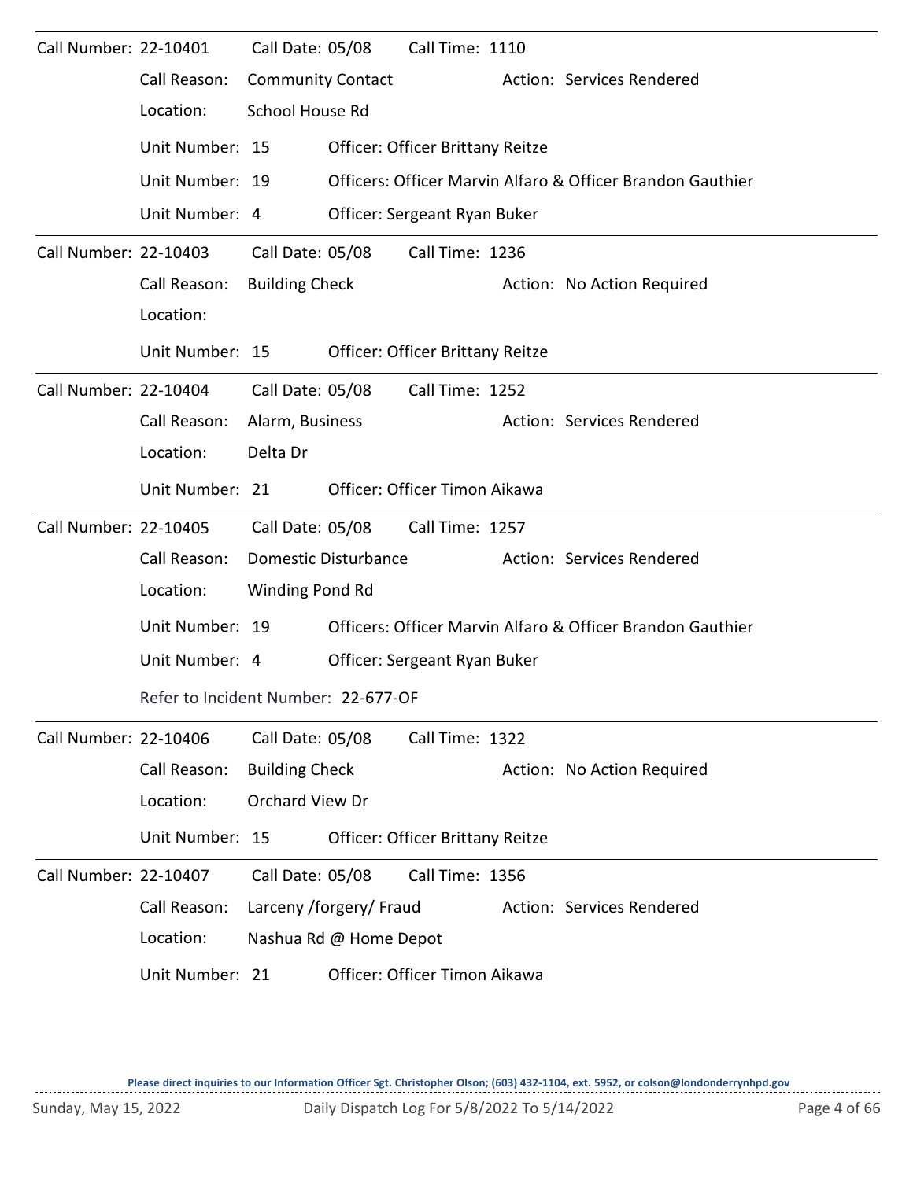Call Number: 22-10401 Call Date: 05/08 Call Time: 1110

Call Reason: Community Contact Action: Services Rendered

Location: School House Rd

Unit Number: 15 Officer: Officer Brittany Reitze

Unit Number: 19 Officers: Officer Marvin Alfaro & Officer Brandon Gauthier

Unit Number: 4 Officer: Sergeant Ryan Buker

---

Call Number: 22-10403 Call Date: 05/08 Call Time: 1236

Call Reason: Building Check Action: No Action Required

Location:

Unit Number: 15 Officer: Officer Brittany Reitze

---

Call Number: 22-10404 Call Date: 05/08 Call Time: 1252

Call Reason: Alarm, Business Action: Services Rendered

Location: Delta Dr

Unit Number: 21 Officer: Officer Timon Aikawa

---

Call Number: 22-10405 Call Date: 05/08 Call Time: 1257

Call Reason: Domestic Disturbance Action: Services Rendered

Location: Winding Pond Rd

Unit Number: 19 Officers: Officer Marvin Alfaro & Officer Brandon Gauthier

Unit Number: 4 Officer: Sergeant Ryan Buker

Refer to Incident Number: 22-677-OF

---

Call Number: 22-10406 Call Date: 05/08 Call Time: 1322

Call Reason: Building Check Action: No Action Required

Location: Orchard View Dr

Unit Number: 15 Officer: Officer Brittany Reitze

---

Call Number: 22-10407 Call Date: 05/08 Call Time: 1356

Call Reason: Larceny /forgery/ Fraud Action: Services Rendered

Location: Nashua Rd @ Home Depot

Unit Number: 21 Officer: Officer Timon Aikawa

**Please direct inquiries to our Information Officer Sgt. Christopher Olson; (603) 432-1104, ext. 5952, or colson@londonderrynhpd.gov**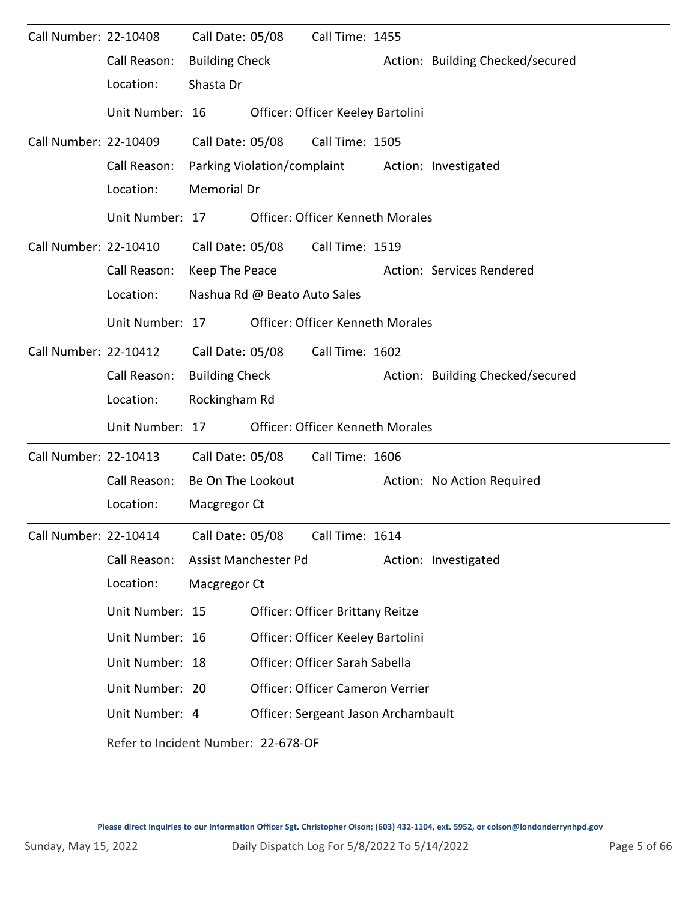Call Number: 22-10408 Call Date: 05/08 Call Time: 1455

Call Reason: Building Check Action: Building Checked/secured

Location: Shasta Dr

Unit Number: 16 Officer: Officer Keeley Bartolini

---

Call Number: 22-10409 Call Date: 05/08 Call Time: 1505

Call Reason: Parking Violation/complaint Action: Investigated

Location: Memorial Dr

Unit Number: 17 Officer: Officer Kenneth Morales

---

Call Number: 22-10410 Call Date: 05/08 Call Time: 1519

Call Reason: Keep The Peace Action: Services Rendered

Location: Nashua Rd @ Beato Auto Sales

Unit Number: 17 Officer: Officer Kenneth Morales

---

Call Number: 22-10412 Call Date: 05/08 Call Time: 1602

Call Reason: Building Check Action: Building Checked/secured

Location: Rockingham Rd

Unit Number: 17 Officer: Officer Kenneth Morales

---

Call Number: 22-10413 Call Date: 05/08 Call Time: 1606

Call Reason: Be On The Lookout Action: No Action Required

Location: Macgregor Ct

---

Call Number: 22-10414 Call Date: 05/08 Call Time: 1614

Call Reason: Assist Manchester Pd Action: Investigated

Location: Macgregor Ct

Unit Number: 15 Officer: Officer Brittany Reitze

Unit Number: 16 Officer: Officer Keeley Bartolini

Unit Number: 18 Officer: Officer Sarah Sabella

Unit Number: 20 Officer: Officer Cameron Verrier

Unit Number: 4 Officer: Sergeant Jason Archambault

Refer to Incident Number: 22-678-OF

Please direct inquiries to our Information Officer Sgt. Christopher Olson; (603) 432-1104, ext. 5952, or colson@londonderrynhpd.gov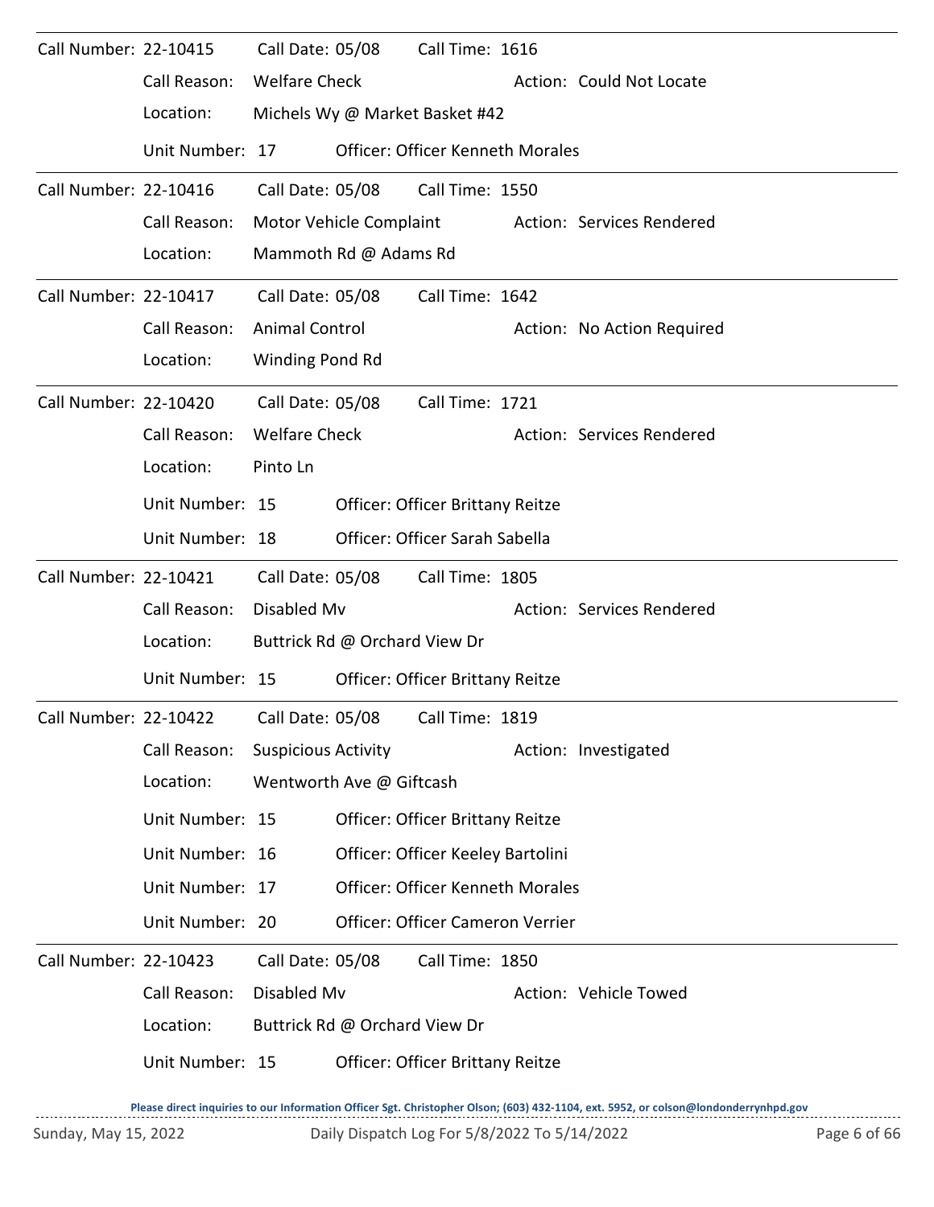Call Number: 22-10415 Call Date: 05/08 Call Time: 1616

Call Reason: Welfare Check Action: Could Not Locate

Location: Michels Wy @ Market Basket #42

Unit Number: 17 Officer: Officer Kenneth Morales

---

Call Number: 22-10416 Call Date: 05/08 Call Time: 1550

Call Reason: Motor Vehicle Complaint Action: Services Rendered

Location: Mammoth Rd @ Adams Rd

---

Call Number: 22-10417 Call Date: 05/08 Call Time: 1642

Call Reason: Animal Control Action: No Action Required

Location: Winding Pond Rd

---

Call Number: 22-10420 Call Date: 05/08 Call Time: 1721

Call Reason: Welfare Check Action: Services Rendered

Location: Pinto Ln

Unit Number: 15 Officer: Officer Brittany Reitze

Unit Number: 18 Officer: Officer Sarah Sabella

---

Call Number: 22-10421 Call Date: 05/08 Call Time: 1805

Call Reason: Disabled Mv Action: Services Rendered

Location: Buttrick Rd @ Orchard View Dr

Unit Number: 15 Officer: Officer Brittany Reitze

---

Call Number: 22-10422 Call Date: 05/08 Call Time: 1819

Call Reason: Suspicious Activity Action: Investigated

Location: Wentworth Ave @ Giftcash

Unit Number: 15 Officer: Officer Brittany Reitze

Unit Number: 16 Officer: Officer Keeley Bartolini

Unit Number: 17 Officer: Officer Kenneth Morales

Unit Number: 20 Officer: Officer Cameron Verrier

---

Call Number: 22-10423 Call Date: 05/08 Call Time: 1850

Call Reason: Disabled Mv Action: Vehicle Towed

Location: Buttrick Rd @ Orchard View Dr

Unit Number: 15 Officer: Officer Brittany Reitze

**Please direct inquiries to our Information Officer Sgt. Christopher Olson; (603) 432-1104, ext. 5952, or colson@londonderrynhpd.gov**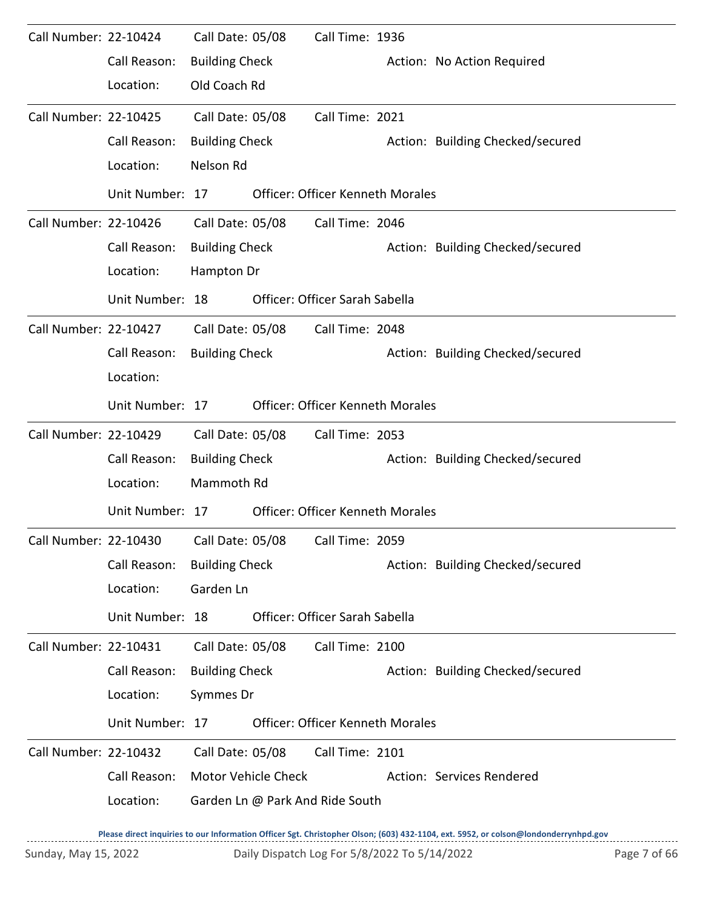Call Number: 22-10424 Call Date: 05/08 Call Time: 1936
Call Reason: Building Check Action: No Action Required
Location: Old Coach Rd

---

Call Number: 22-10425 Call Date: 05/08 Call Time: 2021
Call Reason: Building Check Action: Building Checked/secured
Location: Nelson Rd
Unit Number: 17 Officer: Officer Kenneth Morales

---

Call Number: 22-10426 Call Date: 05/08 Call Time: 2046
Call Reason: Building Check Action: Building Checked/secured
Location: Hampton Dr
Unit Number: 18 Officer: Officer Sarah Sabella

---

Call Number: 22-10427 Call Date: 05/08 Call Time: 2048
Call Reason: Building Check Action: Building Checked/secured
Location:
Unit Number: 17 Officer: Officer Kenneth Morales

---

Call Number: 22-10429 Call Date: 05/08 Call Time: 2053
Call Reason: Building Check Action: Building Checked/secured
Location: Mammoth Rd
Unit Number: 17 Officer: Officer Kenneth Morales

---

Call Number: 22-10430 Call Date: 05/08 Call Time: 2059
Call Reason: Building Check Action: Building Checked/secured
Location: Garden Ln
Unit Number: 18 Officer: Officer Sarah Sabella

---

Call Number: 22-10431 Call Date: 05/08 Call Time: 2100
Call Reason: Building Check Action: Building Checked/secured
Location: Symmes Dr
Unit Number: 17 Officer: Officer Kenneth Morales

---

Call Number: 22-10432 Call Date: 05/08 Call Time: 2101
Call Reason: Motor Vehicle Check Action: Services Rendered
Location: Garden Ln @ Park And Ride South

**Please direct inquiries to our Information Officer Sgt. Christopher Olson; (603) 432-1104, ext. 5952, or colson@londonderrynhpd.gov**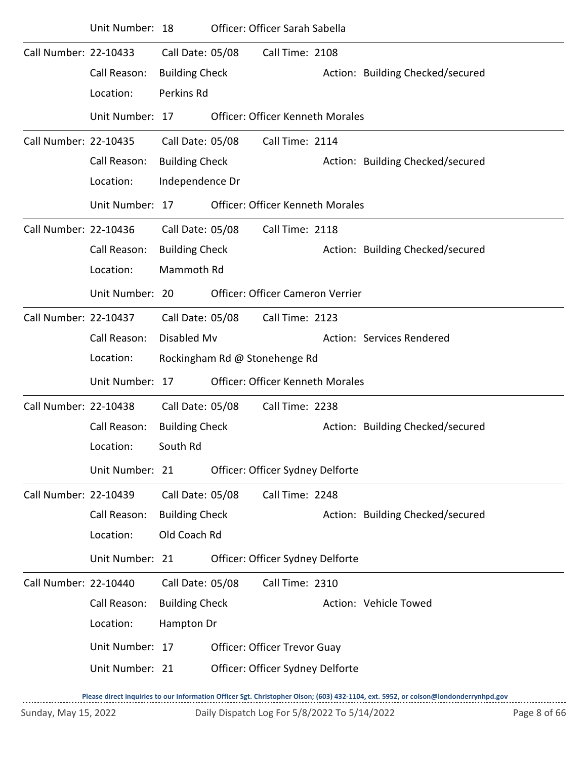Unit Number: 18 Officer: Officer Sarah Sabella

---

Call Number: 22-10433 Call Date: 05/08 Call Time: 2108

Call Reason: Building Check Action: Building Checked/secured

Location: Perkins Rd

Unit Number: 17 Officer: Officer Kenneth Morales

---

Call Number: 22-10435 Call Date: 05/08 Call Time: 2114

Call Reason: Building Check Action: Building Checked/secured

Location: Independence Dr

Unit Number: 17 Officer: Officer Kenneth Morales

---

Call Number: 22-10436 Call Date: 05/08 Call Time: 2118

Call Reason: Building Check Action: Building Checked/secured

Location: Mammoth Rd

Unit Number: 20 Officer: Officer Cameron Verrier

---

Call Number: 22-10437 Call Date: 05/08 Call Time: 2123

Call Reason: Disabled Mv Action: Services Rendered

Location: Rockingham Rd @ Stonehenge Rd

Unit Number: 17 Officer: Officer Kenneth Morales

---

Call Number: 22-10438 Call Date: 05/08 Call Time: 2238

Call Reason: Building Check Action: Building Checked/secured

Location: South Rd

Unit Number: 21 Officer: Officer Sydney Delforte

---

Call Number: 22-10439 Call Date: 05/08 Call Time: 2248

Call Reason: Building Check Action: Building Checked/secured

Location: Old Coach Rd

Unit Number: 21 Officer: Officer Sydney Delforte

---

Call Number: 22-10440 Call Date: 05/08 Call Time: 2310

Call Reason: Building Check Action: Vehicle Towed

Location: Hampton Dr

Unit Number: 17 Officer: Officer Trevor Guay

Unit Number: 21 Officer: Officer Sydney Delforte

Please direct inquiries to our Information Officer Sgt. Christopher Olson; (603) 432-1104, ext. 5952, or colson@londonderrynhpd.gov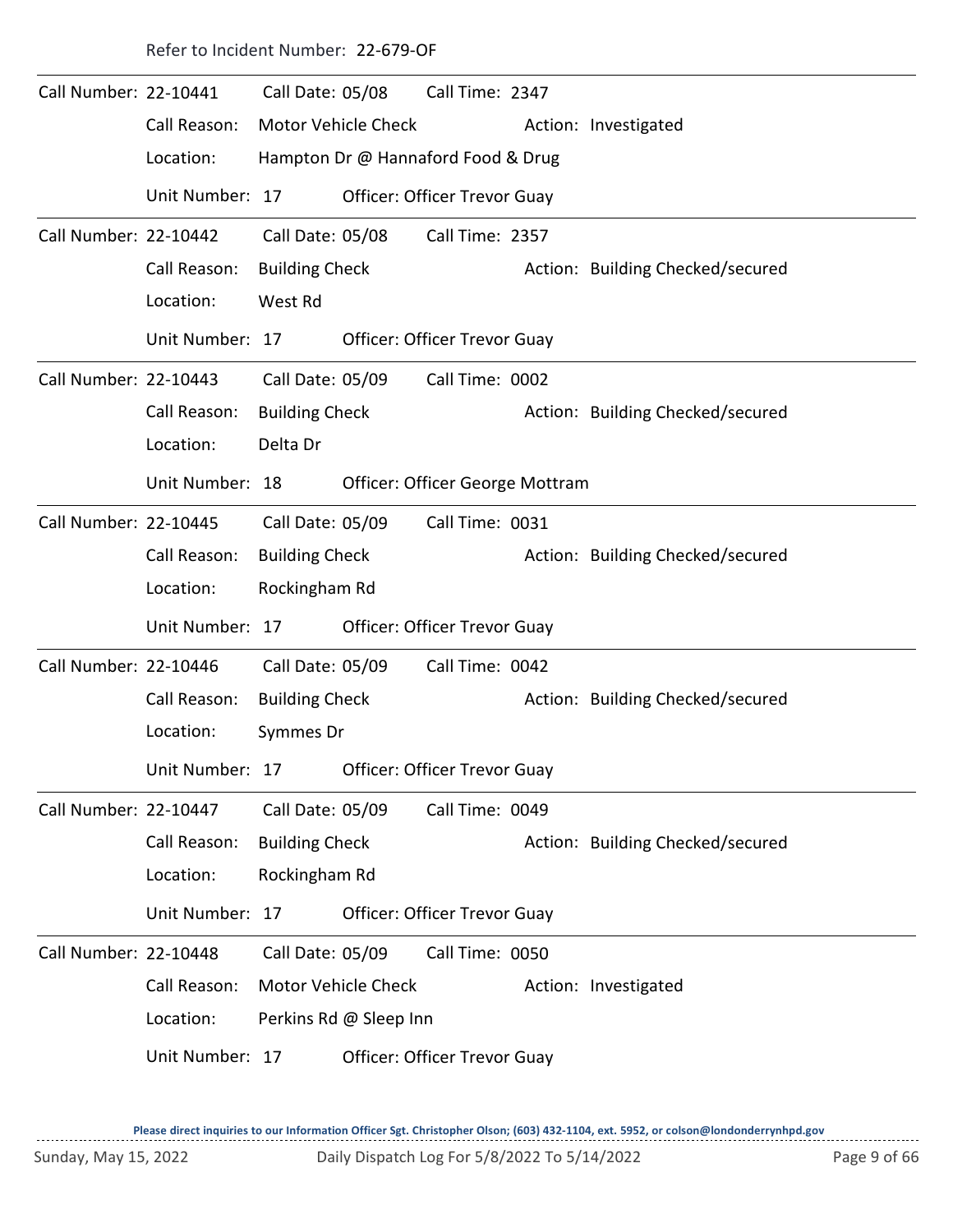Refer to Incident Number: 22-679-OF

---

Call Number: 22-10441 Call Date: 05/08 Call Time: 2347
Call Reason: Motor Vehicle Check Action: Investigated
Location: Hampton Dr @ Hannaford Food & Drug
Unit Number: 17 Officer: Officer Trevor Guay

---

Call Number: 22-10442 Call Date: 05/08 Call Time: 2357
Call Reason: Building Check Action: Building Checked/secured
Location: West Rd
Unit Number: 17 Officer: Officer Trevor Guay

---

Call Number: 22-10443 Call Date: 05/09 Call Time: 0002
Call Reason: Building Check Action: Building Checked/secured
Location: Delta Dr
Unit Number: 18 Officer: Officer George Mottram

---

Call Number: 22-10445 Call Date: 05/09 Call Time: 0031
Call Reason: Building Check Action: Building Checked/secured
Location: Rockingham Rd
Unit Number: 17 Officer: Officer Trevor Guay

---

Call Number: 22-10446 Call Date: 05/09 Call Time: 0042
Call Reason: Building Check Action: Building Checked/secured
Location: Symmes Dr
Unit Number: 17 Officer: Officer Trevor Guay

---

Call Number: 22-10447 Call Date: 05/09 Call Time: 0049
Call Reason: Building Check Action: Building Checked/secured
Location: Rockingham Rd
Unit Number: 17 Officer: Officer Trevor Guay

---

Call Number: 22-10448 Call Date: 05/09 Call Time: 0050
Call Reason: Motor Vehicle Check Action: Investigated
Location: Perkins Rd @ Sleep Inn
Unit Number: 17 Officer: Officer Trevor Guay

---

**Please direct inquiries to our Information Officer Sgt. Christopher Olson; (603) 432-1104, ext. 5952, or colson@londonderrynhpd.gov**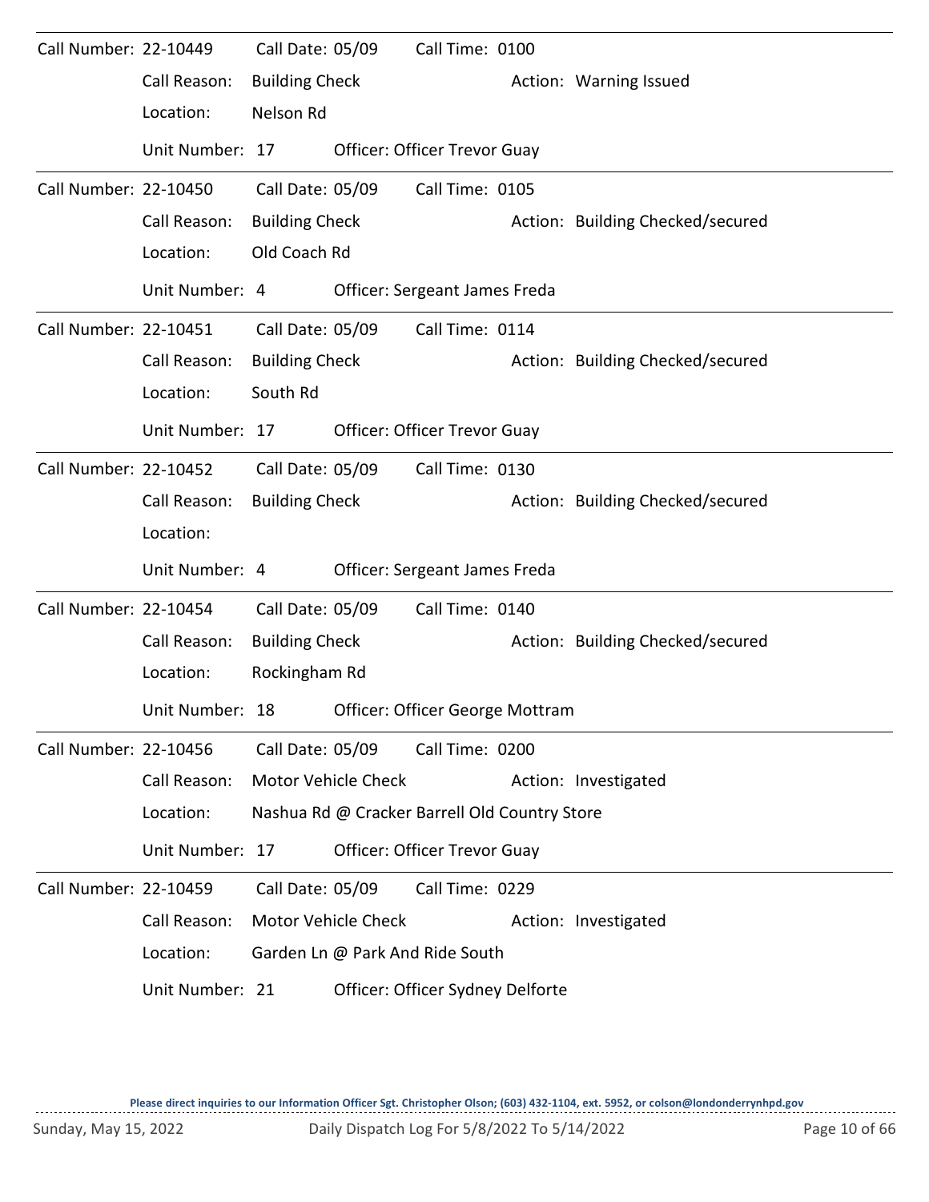Call Number: 22-10449 Call Date: 05/09 Call Time: 0100

Call Reason: Building Check Action: Warning Issued

Location: Nelson Rd

Unit Number: 17 Officer: Officer Trevor Guay

---

Call Number: 22-10450 Call Date: 05/09 Call Time: 0105

Call Reason: Building Check Action: Building Checked/secured

Location: Old Coach Rd

Unit Number: 4 Officer: Sergeant James Freda

---

Call Number: 22-10451 Call Date: 05/09 Call Time: 0114

Call Reason: Building Check Action: Building Checked/secured

Location: South Rd

Unit Number: 17 Officer: Officer Trevor Guay

---

Call Number: 22-10452 Call Date: 05/09 Call Time: 0130

Call Reason: Building Check Action: Building Checked/secured

Location:

Unit Number: 4 Officer: Sergeant James Freda

---

Call Number: 22-10454 Call Date: 05/09 Call Time: 0140

Call Reason: Building Check Action: Building Checked/secured

Location: Rockingham Rd

Unit Number: 18 Officer: Officer George Mottram

---

Call Number: 22-10456 Call Date: 05/09 Call Time: 0200

Call Reason: Motor Vehicle Check Action: Investigated

Location: Nashua Rd @ Cracker Barrell Old Country Store

Unit Number: 17 Officer: Officer Trevor Guay

---

Call Number: 22-10459 Call Date: 05/09 Call Time: 0229

Call Reason: Motor Vehicle Check Action: Investigated

Location: Garden Ln @ Park And Ride South

Unit Number: 21 Officer: Officer Sydney Delforte

---

**Please direct inquiries to our Information Officer Sgt. Christopher Olson; (603) 432-1104, ext. 5952, or colson@londonderrynhpd.gov**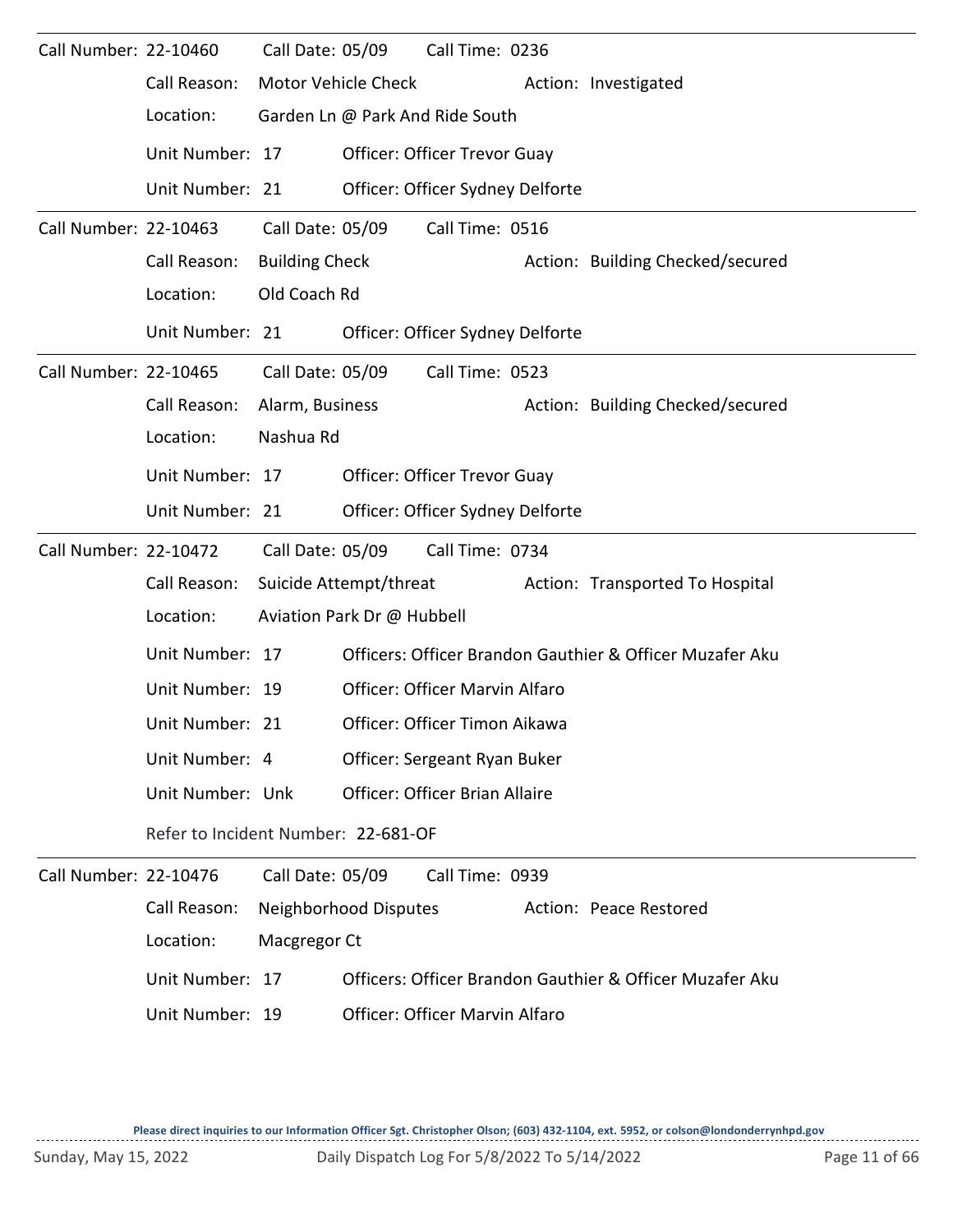**Call Number:** 22-10460 **Call Date:** 05/09 **Call Time:** 0236

Call Reason: Motor Vehicle Check — Action: Investigated

Location: Garden Ln @ Park And Ride South

Unit Number: 17 — Officer: Officer Trevor Guay

Unit Number: 21 — Officer: Officer Sydney Delforte

---

**Call Number:** 22-10463 **Call Date:** 05/09 **Call Time:** 0516

Call Reason: Building Check — Action: Building Checked/secured

Location: Old Coach Rd

Unit Number: 21 — Officer: Officer Sydney Delforte

---

**Call Number:** 22-10465 **Call Date:** 05/09 **Call Time:** 0523

Call Reason: Alarm, Business — Action: Building Checked/secured

Location: Nashua Rd

Unit Number: 17 — Officer: Officer Trevor Guay

Unit Number: 21 — Officer: Officer Sydney Delforte

---

**Call Number:** 22-10472 **Call Date:** 05/09 **Call Time:** 0734

Call Reason: Suicide Attempt/threat — Action: Transported To Hospital

Location: Aviation Park Dr @ Hubbell

Unit Number: 17 — Officers: Officer Brandon Gauthier & Officer Muzafer Aku

Unit Number: 19 — Officer: Officer Marvin Alfaro

Unit Number: 21 — Officer: Officer Timon Aikawa

Unit Number: 4 — Officer: Sergeant Ryan Buker

Unit Number: Unk — Officer: Officer Brian Allaire

Refer to Incident Number: 22-681-OF

---

**Call Number:** 22-10476 **Call Date:** 05/09 **Call Time:** 0939

Call Reason: Neighborhood Disputes — Action: Peace Restored

Location: Macgregor Ct

Unit Number: 17 — Officers: Officer Brandon Gauthier & Officer Muzafer Aku

Unit Number: 19 — Officer: Officer Marvin Alfaro

---

Please direct inquiries to our Information Officer Sgt. Christopher Olson; (603) 432-1104, ext. 5952, or colson@londonderrynhpd.gov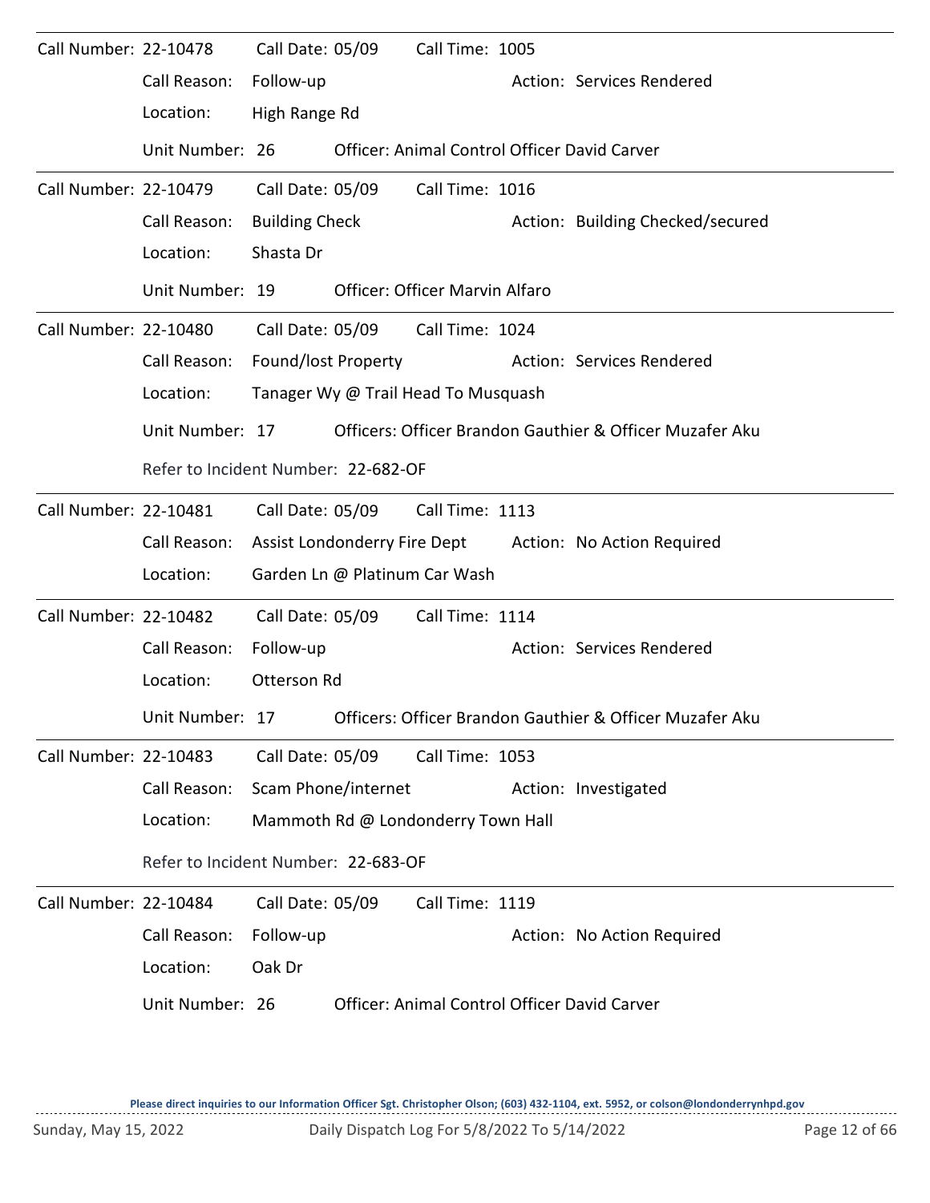Call Number: 22-10478    Call Date: 05/09    Call Time: 1005

Call Reason: Follow-up    Action: Services Rendered

Location: High Range Rd

Unit Number: 26    Officer: Animal Control Officer David Carver

---

Call Number: 22-10479    Call Date: 05/09    Call Time: 1016

Call Reason: Building Check    Action: Building Checked/secured

Location: Shasta Dr

Unit Number: 19    Officer: Officer Marvin Alfaro

---

Call Number: 22-10480    Call Date: 05/09    Call Time: 1024

Call Reason: Found/lost Property    Action: Services Rendered

Location: Tanager Wy @ Trail Head To Musquash

Unit Number: 17    Officers: Officer Brandon Gauthier & Officer Muzafer Aku

Refer to Incident Number: 22-682-OF

---

Call Number: 22-10481    Call Date: 05/09    Call Time: 1113

Call Reason: Assist Londonderry Fire Dept    Action: No Action Required

Location: Garden Ln @ Platinum Car Wash

---

Call Number: 22-10482    Call Date: 05/09    Call Time: 1114

Call Reason: Follow-up    Action: Services Rendered

Location: Otterson Rd

Unit Number: 17    Officers: Officer Brandon Gauthier & Officer Muzafer Aku

---

Call Number: 22-10483    Call Date: 05/09    Call Time: 1053

Call Reason: Scam Phone/internet    Action: Investigated

Location: Mammoth Rd @ Londonderry Town Hall

Refer to Incident Number: 22-683-OF

---

Call Number: 22-10484    Call Date: 05/09    Call Time: 1119

Call Reason: Follow-up    Action: No Action Required

Location: Oak Dr

Unit Number: 26    Officer: Animal Control Officer David Carver

---

**Please direct inquiries to our Information Officer Sgt. Christopher Olson; (603) 432-1104, ext. 5952, or colson@londonderrynhpd.gov**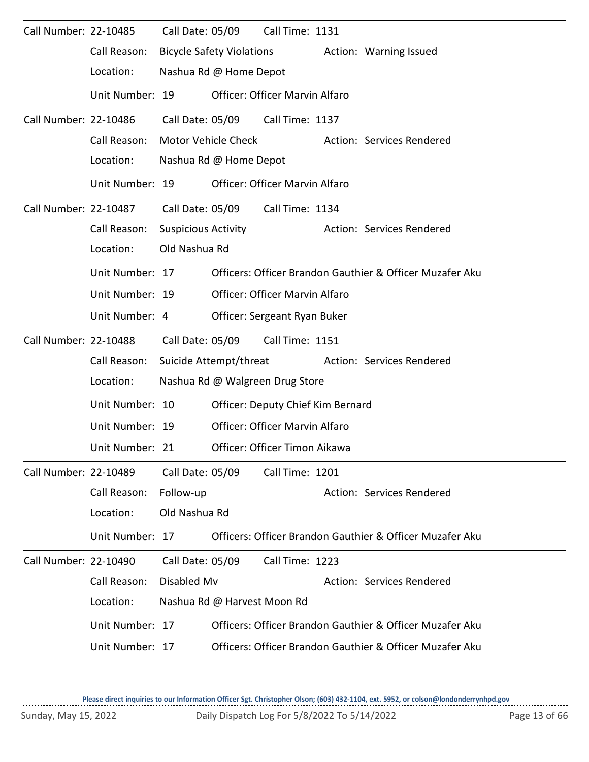Call Number: 22-10485 Call Date: 05/09 Call Time: 1131

Call Reason: Bicycle Safety Violations Action: Warning Issued

Location: Nashua Rd @ Home Depot

Unit Number: 19 Officer: Officer Marvin Alfaro

---

Call Number: 22-10486 Call Date: 05/09 Call Time: 1137

Call Reason: Motor Vehicle Check Action: Services Rendered

Location: Nashua Rd @ Home Depot

Unit Number: 19 Officer: Officer Marvin Alfaro

---

Call Number: 22-10487 Call Date: 05/09 Call Time: 1134

Call Reason: Suspicious Activity Action: Services Rendered

Location: Old Nashua Rd

Unit Number: 17 Officers: Officer Brandon Gauthier & Officer Muzafer Aku

Unit Number: 19 Officer: Officer Marvin Alfaro

Unit Number: 4 Officer: Sergeant Ryan Buker

---

Call Number: 22-10488 Call Date: 05/09 Call Time: 1151

Call Reason: Suicide Attempt/threat Action: Services Rendered

Location: Nashua Rd @ Walgreen Drug Store

Unit Number: 10 Officer: Deputy Chief Kim Bernard

Unit Number: 19 Officer: Officer Marvin Alfaro

Unit Number: 21 Officer: Officer Timon Aikawa

---

Call Number: 22-10489 Call Date: 05/09 Call Time: 1201

Call Reason: Follow-up Action: Services Rendered

Location: Old Nashua Rd

Unit Number: 17 Officers: Officer Brandon Gauthier & Officer Muzafer Aku

---

Call Number: 22-10490 Call Date: 05/09 Call Time: 1223

Call Reason: Disabled Mv Action: Services Rendered

Location: Nashua Rd @ Harvest Moon Rd

Unit Number: 17 Officers: Officer Brandon Gauthier & Officer Muzafer Aku

Unit Number: 17 Officers: Officer Brandon Gauthier & Officer Muzafer Aku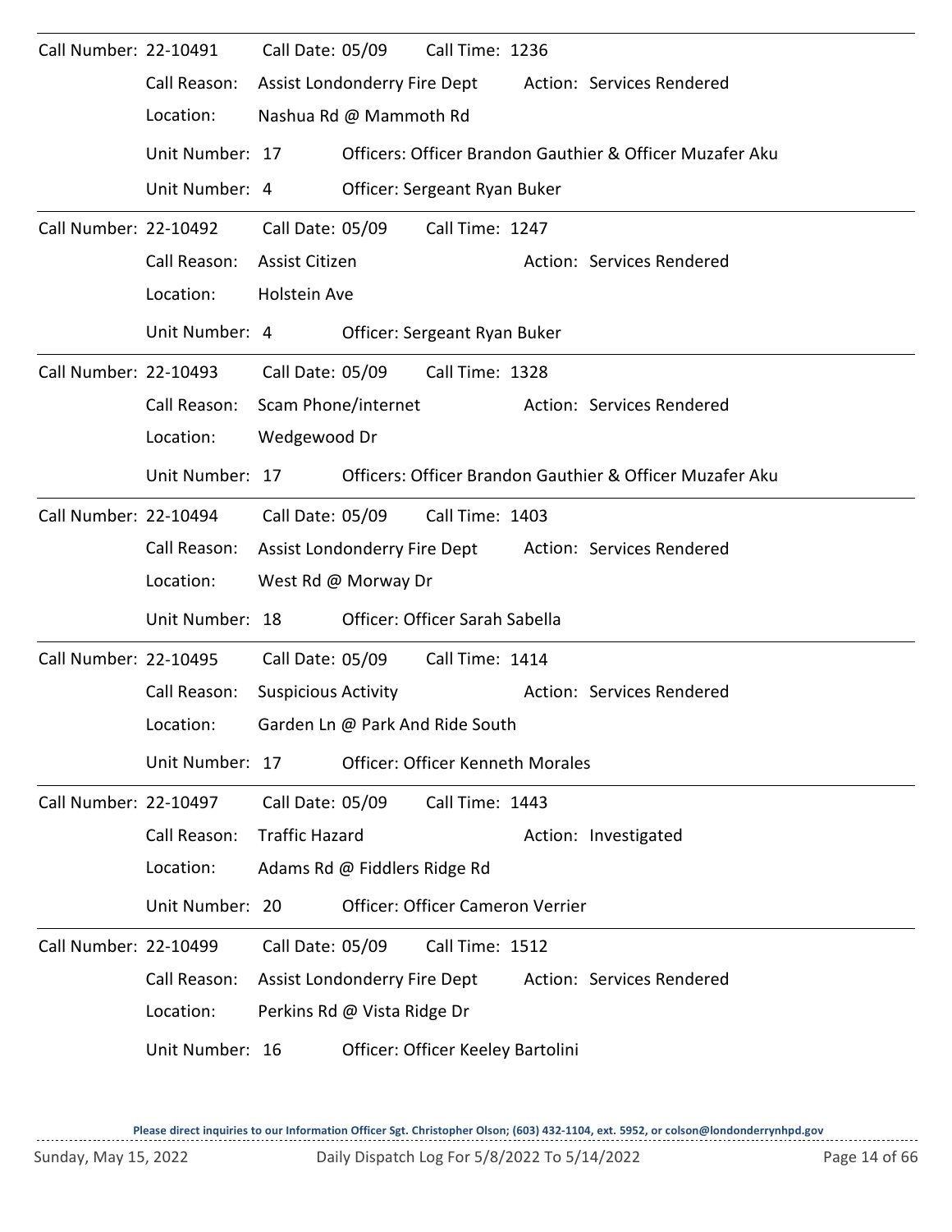**Call Number:** 22-10491 **Call Date:** 05/09 **Call Time:** 1236

**Call Reason:** Assist Londonderry Fire Dept **Action:** Services Rendered

**Location:** Nashua Rd @ Mammoth Rd

**Unit Number:** 17 Officers: Officer Brandon Gauthier & Officer Muzafer Aku

**Unit Number:** 4 Officer: Sergeant Ryan Buker

---

**Call Number:** 22-10492 **Call Date:** 05/09 **Call Time:** 1247

**Call Reason:** Assist Citizen **Action:** Services Rendered

**Location:** Holstein Ave

**Unit Number:** 4 Officer: Sergeant Ryan Buker

---

**Call Number:** 22-10493 **Call Date:** 05/09 **Call Time:** 1328

**Call Reason:** Scam Phone/internet **Action:** Services Rendered

**Location:** Wedgewood Dr

**Unit Number:** 17 Officers: Officer Brandon Gauthier & Officer Muzafer Aku

---

**Call Number:** 22-10494 **Call Date:** 05/09 **Call Time:** 1403

**Call Reason:** Assist Londonderry Fire Dept **Action:** Services Rendered

**Location:** West Rd @ Morway Dr

**Unit Number:** 18 Officer: Officer Sarah Sabella

---

**Call Number:** 22-10495 **Call Date:** 05/09 **Call Time:** 1414

**Call Reason:** Suspicious Activity **Action:** Services Rendered

**Location:** Garden Ln @ Park And Ride South

**Unit Number:** 17 Officer: Officer Kenneth Morales

---

**Call Number:** 22-10497 **Call Date:** 05/09 **Call Time:** 1443

**Call Reason:** Traffic Hazard **Action:** Investigated

**Location:** Adams Rd @ Fiddlers Ridge Rd

**Unit Number:** 20 Officer: Officer Cameron Verrier

---

**Call Number:** 22-10499 **Call Date:** 05/09 **Call Time:** 1512

**Call Reason:** Assist Londonderry Fire Dept **Action:** Services Rendered

**Location:** Perkins Rd @ Vista Ridge Dr

**Unit Number:** 16 Officer: Officer Keeley Bartolini

---

**Please direct inquiries to our Information Officer Sgt. Christopher Olson; (603) 432-1104, ext. 5952, or colson@londonderrynhpd.gov**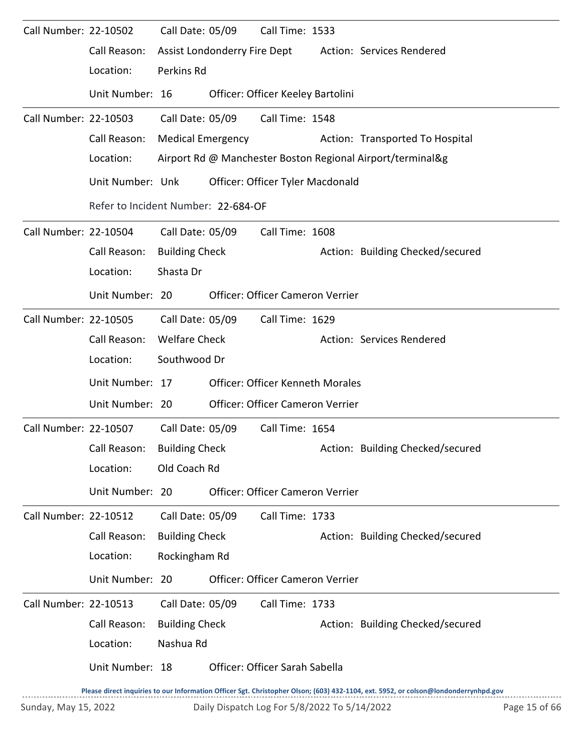Call Number: 22-10502 Call Date: 05/09 Call Time: 1533

Call Reason: Assist Londonderry Fire Dept Action: Services Rendered

Location: Perkins Rd

Unit Number: 16 Officer: Officer Keeley Bartolini

---

Call Number: 22-10503 Call Date: 05/09 Call Time: 1548

Call Reason: Medical Emergency Action: Transported To Hospital

Location: Airport Rd @ Manchester Boston Regional Airport/terminal&g

Unit Number: Unk Officer: Officer Tyler Macdonald

Refer to Incident Number: 22-684-OF

---

Call Number: 22-10504 Call Date: 05/09 Call Time: 1608

Call Reason: Building Check Action: Building Checked/secured

Location: Shasta Dr

Unit Number: 20 Officer: Officer Cameron Verrier

---

Call Number: 22-10505 Call Date: 05/09 Call Time: 1629

Call Reason: Welfare Check Action: Services Rendered

Location: Southwood Dr

Unit Number: 17 Officer: Officer Kenneth Morales

Unit Number: 20 Officer: Officer Cameron Verrier

---

Call Number: 22-10507 Call Date: 05/09 Call Time: 1654

Call Reason: Building Check Action: Building Checked/secured

Location: Old Coach Rd

Unit Number: 20 Officer: Officer Cameron Verrier

---

Call Number: 22-10512 Call Date: 05/09 Call Time: 1733

Call Reason: Building Check Action: Building Checked/secured

Location: Rockingham Rd

Unit Number: 20 Officer: Officer Cameron Verrier

---

Call Number: 22-10513 Call Date: 05/09 Call Time: 1733

Call Reason: Building Check Action: Building Checked/secured

Location: Nashua Rd

Unit Number: 18 Officer: Officer Sarah Sabella

**Please direct inquiries to our Information Officer Sgt. Christopher Olson; (603) 432-1104, ext. 5952, or colson@londonderrynhpd.gov**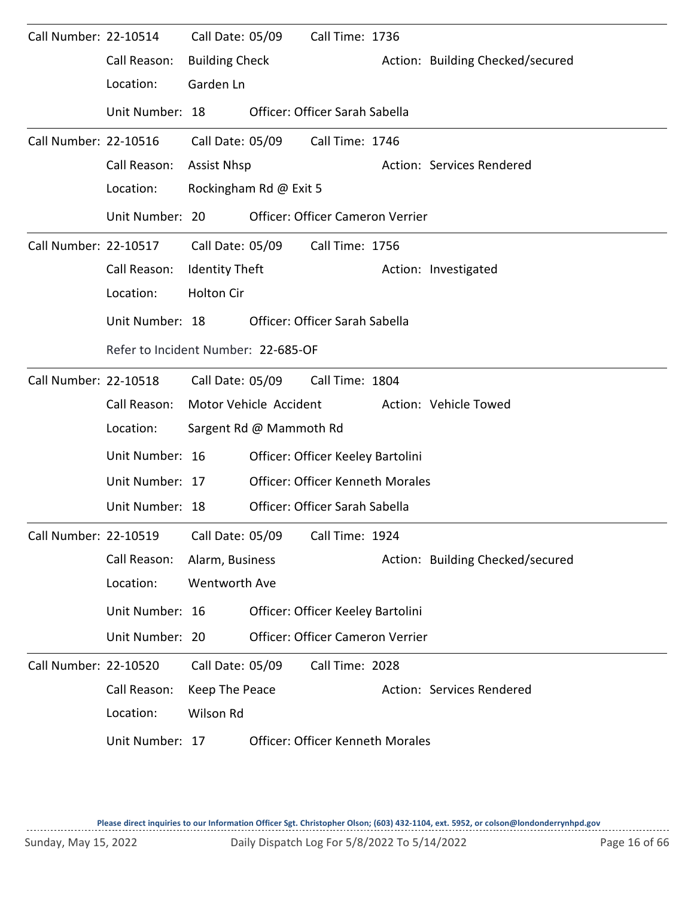Call Number: 22-10514  Call Date: 05/09  Call Time: 1736

Call Reason: Building Check  Action: Building Checked/secured

Location: Garden Ln

Unit Number: 18  Officer: Officer Sarah Sabella

---

Call Number: 22-10516  Call Date: 05/09  Call Time: 1746

Call Reason: Assist Nhsp  Action: Services Rendered

Location: Rockingham Rd @ Exit 5

Unit Number: 20  Officer: Officer Cameron Verrier

---

Call Number: 22-10517  Call Date: 05/09  Call Time: 1756

Call Reason: Identity Theft  Action: Investigated

Location: Holton Cir

Unit Number: 18  Officer: Officer Sarah Sabella

Refer to Incident Number: 22-685-OF

---

Call Number: 22-10518  Call Date: 05/09  Call Time: 1804

Call Reason: Motor Vehicle Accident  Action: Vehicle Towed

Location: Sargent Rd @ Mammoth Rd

Unit Number: 16  Officer: Officer Keeley Bartolini

Unit Number: 17  Officer: Officer Kenneth Morales

Unit Number: 18  Officer: Officer Sarah Sabella

---

Call Number: 22-10519  Call Date: 05/09  Call Time: 1924

Call Reason: Alarm, Business  Action: Building Checked/secured

Location: Wentworth Ave

Unit Number: 16  Officer: Officer Keeley Bartolini

Unit Number: 20  Officer: Officer Cameron Verrier

---

Call Number: 22-10520  Call Date: 05/09  Call Time: 2028

Call Reason: Keep The Peace  Action: Services Rendered

Location: Wilson Rd

Unit Number: 17  Officer: Officer Kenneth Morales

**Please direct inquiries to our Information Officer Sgt. Christopher Olson; (603) 432-1104, ext. 5952, or colson@londonderrynhpd.gov**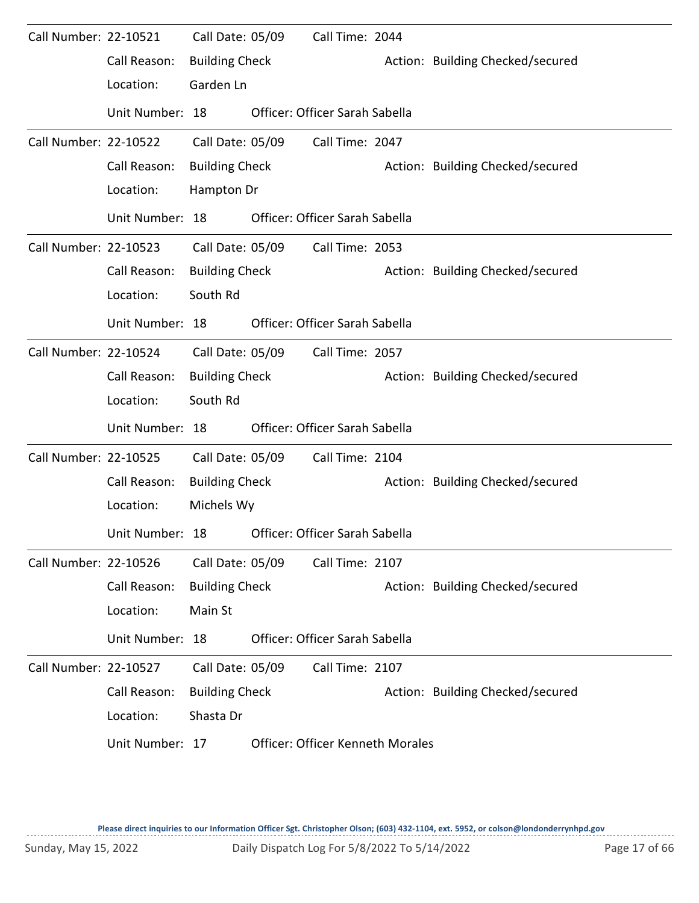Call Number: 22-10521 Call Date: 05/09 Call Time: 2044

Call Reason: Building Check Action: Building Checked/secured

Location: Garden Ln

Unit Number: 18 Officer: Officer Sarah Sabella

---

Call Number: 22-10522 Call Date: 05/09 Call Time: 2047

Call Reason: Building Check Action: Building Checked/secured

Location: Hampton Dr

Unit Number: 18 Officer: Officer Sarah Sabella

---

Call Number: 22-10523 Call Date: 05/09 Call Time: 2053

Call Reason: Building Check Action: Building Checked/secured

Location: South Rd

Unit Number: 18 Officer: Officer Sarah Sabella

---

Call Number: 22-10524 Call Date: 05/09 Call Time: 2057

Call Reason: Building Check Action: Building Checked/secured

Location: South Rd

Unit Number: 18 Officer: Officer Sarah Sabella

---

Call Number: 22-10525 Call Date: 05/09 Call Time: 2104

Call Reason: Building Check Action: Building Checked/secured

Location: Michels Wy

Unit Number: 18 Officer: Officer Sarah Sabella

---

Call Number: 22-10526 Call Date: 05/09 Call Time: 2107

Call Reason: Building Check Action: Building Checked/secured

Location: Main St

Unit Number: 18 Officer: Officer Sarah Sabella

---

Call Number: 22-10527 Call Date: 05/09 Call Time: 2107

Call Reason: Building Check Action: Building Checked/secured

Location: Shasta Dr

Unit Number: 17 Officer: Officer Kenneth Morales

**Please direct inquiries to our Information Officer Sgt. Christopher Olson; (603) 432-1104, ext. 5952, or colson@londonderrynhpd.gov**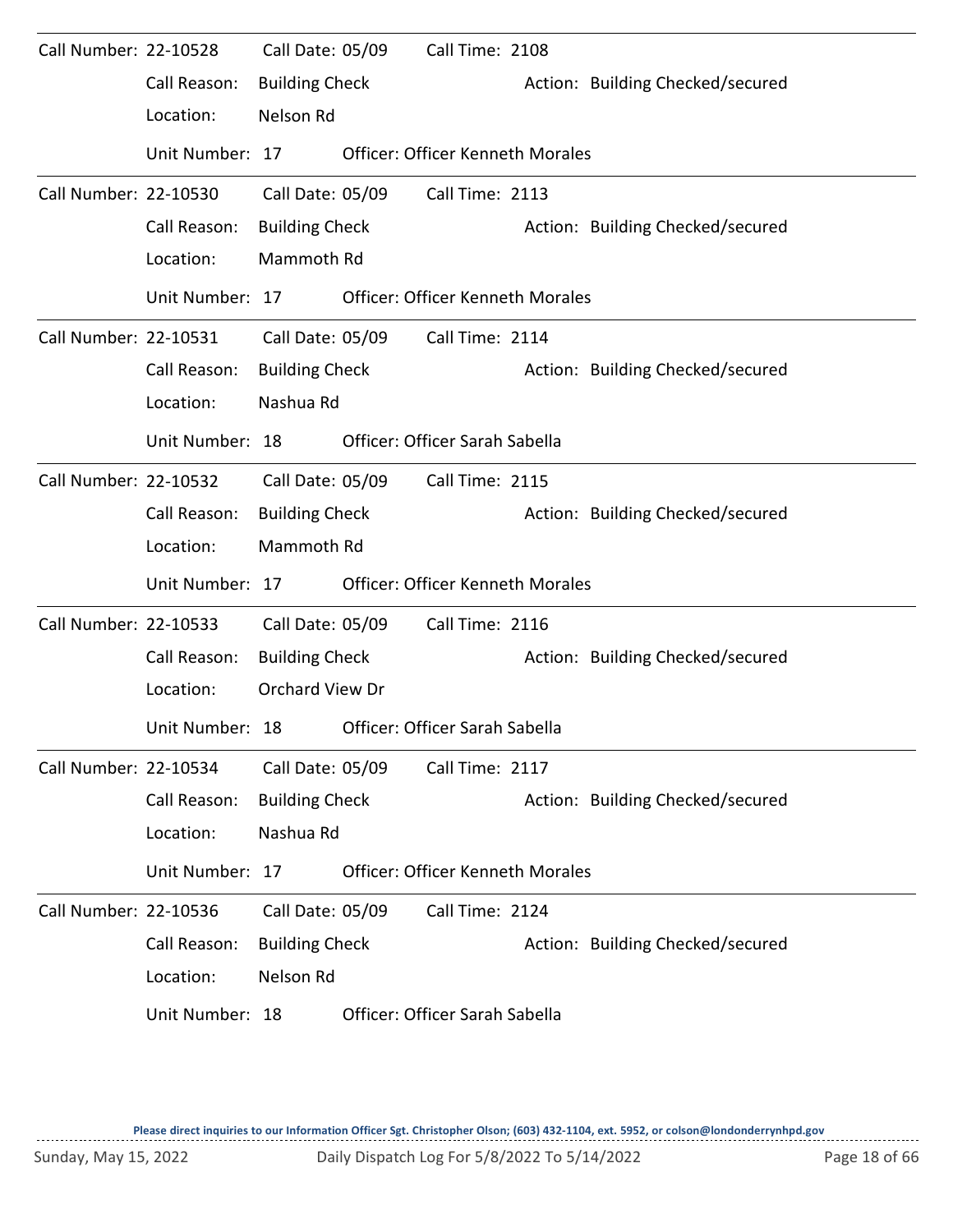Call Number: 22-10528 Call Date: 05/09 Call Time: 2108

Call Reason: Building Check Action: Building Checked/secured

Location: Nelson Rd

Unit Number: 17 Officer: Officer Kenneth Morales

---

Call Number: 22-10530 Call Date: 05/09 Call Time: 2113

Call Reason: Building Check Action: Building Checked/secured

Location: Mammoth Rd

Unit Number: 17 Officer: Officer Kenneth Morales

---

Call Number: 22-10531 Call Date: 05/09 Call Time: 2114

Call Reason: Building Check Action: Building Checked/secured

Location: Nashua Rd

Unit Number: 18 Officer: Officer Sarah Sabella

---

Call Number: 22-10532 Call Date: 05/09 Call Time: 2115

Call Reason: Building Check Action: Building Checked/secured

Location: Mammoth Rd

Unit Number: 17 Officer: Officer Kenneth Morales

---

Call Number: 22-10533 Call Date: 05/09 Call Time: 2116

Call Reason: Building Check Action: Building Checked/secured

Location: Orchard View Dr

Unit Number: 18 Officer: Officer Sarah Sabella

---

Call Number: 22-10534 Call Date: 05/09 Call Time: 2117

Call Reason: Building Check Action: Building Checked/secured

Location: Nashua Rd

Unit Number: 17 Officer: Officer Kenneth Morales

---

Call Number: 22-10536 Call Date: 05/09 Call Time: 2124

Call Reason: Building Check Action: Building Checked/secured

Location: Nelson Rd

Unit Number: 18 Officer: Officer Sarah Sabella

**Please direct inquiries to our Information Officer Sgt. Christopher Olson; (603) 432-1104, ext. 5952, or colson@londonderrynhpd.gov**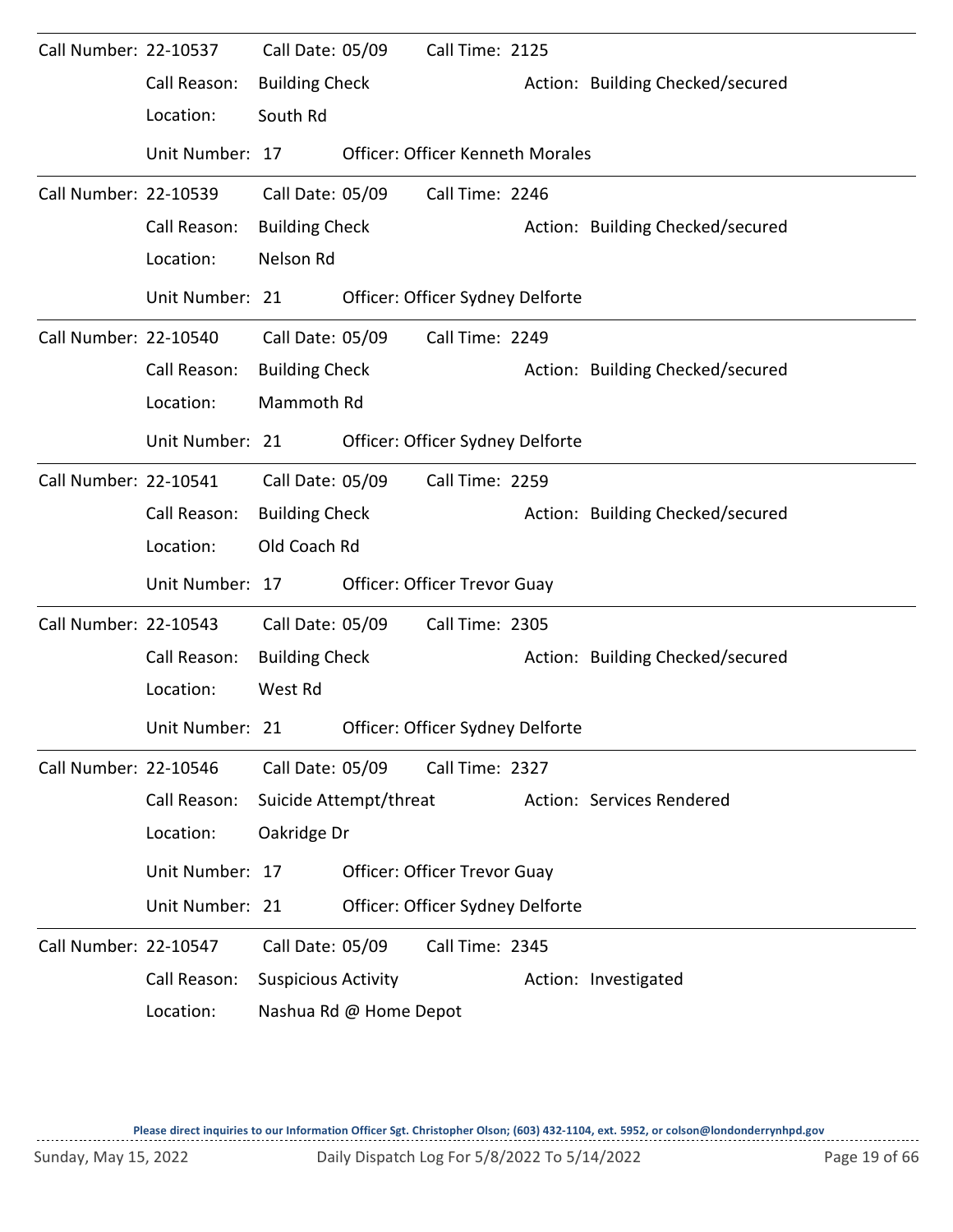Call Number: 22-10537 Call Date: 05/09 Call Time: 2125

Call Reason: Building Check Action: Building Checked/secured

Location: South Rd

Unit Number: 17 Officer: Officer Kenneth Morales

---

Call Number: 22-10539 Call Date: 05/09 Call Time: 2246

Call Reason: Building Check Action: Building Checked/secured

Location: Nelson Rd

Unit Number: 21 Officer: Officer Sydney Delforte

---

Call Number: 22-10540 Call Date: 05/09 Call Time: 2249

Call Reason: Building Check Action: Building Checked/secured

Location: Mammoth Rd

Unit Number: 21 Officer: Officer Sydney Delforte

---

Call Number: 22-10541 Call Date: 05/09 Call Time: 2259

Call Reason: Building Check Action: Building Checked/secured

Location: Old Coach Rd

Unit Number: 17 Officer: Officer Trevor Guay

---

Call Number: 22-10543 Call Date: 05/09 Call Time: 2305

Call Reason: Building Check Action: Building Checked/secured

Location: West Rd

Unit Number: 21 Officer: Officer Sydney Delforte

---

Call Number: 22-10546 Call Date: 05/09 Call Time: 2327

Call Reason: Suicide Attempt/threat Action: Services Rendered

Location: Oakridge Dr

Unit Number: 17 Officer: Officer Trevor Guay

Unit Number: 21 Officer: Officer Sydney Delforte

---

Call Number: 22-10547 Call Date: 05/09 Call Time: 2345

Call Reason: Suspicious Activity Action: Investigated

Location: Nashua Rd @ Home Depot

Please direct inquiries to our Information Officer Sgt. Christopher Olson; (603) 432-1104, ext. 5952, or colson@londonderrynhpd.gov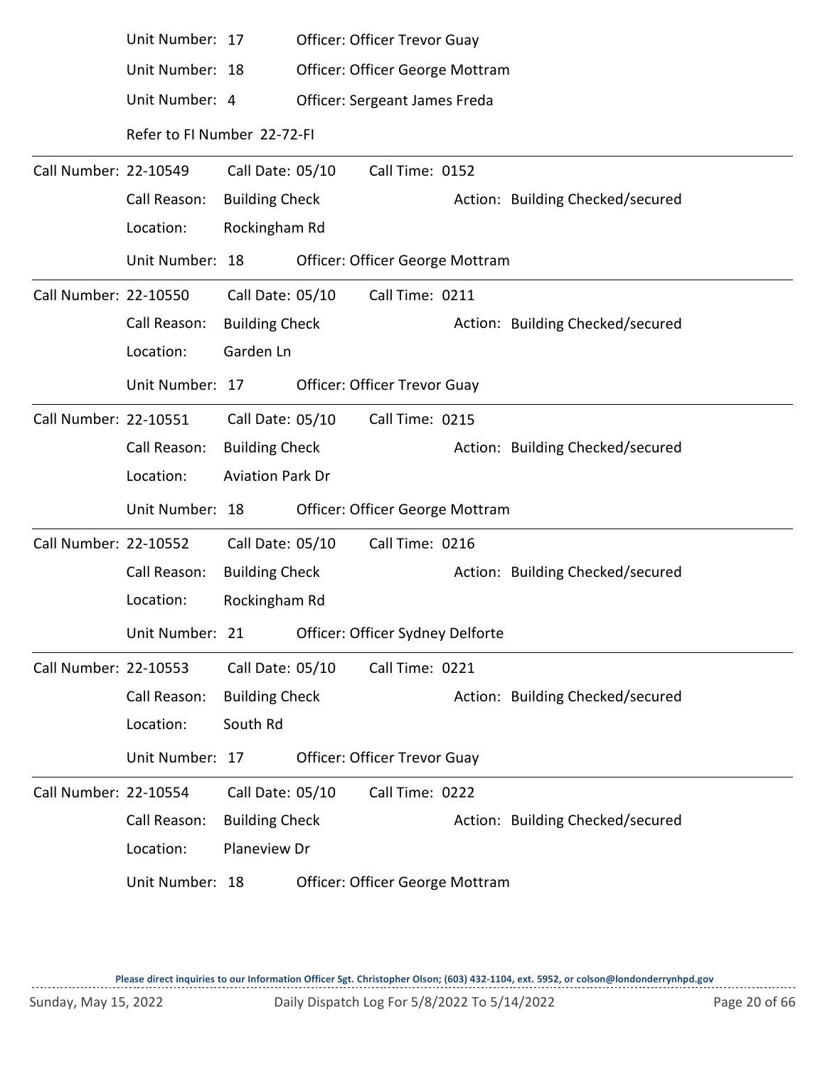Unit Number: 17 Officer: Officer Trevor Guay

Unit Number: 18 Officer: Officer George Mottram

Unit Number: 4 Officer: Sergeant James Freda

Refer to FI Number 22-72-FI

---

Call Number: 22-10549 Call Date: 05/10 Call Time: 0152

Call Reason: Building Check Action: Building Checked/secured

Location: Rockingham Rd

Unit Number: 18 Officer: Officer George Mottram

---

Call Number: 22-10550 Call Date: 05/10 Call Time: 0211

Call Reason: Building Check Action: Building Checked/secured

Location: Garden Ln

Unit Number: 17 Officer: Officer Trevor Guay

---

Call Number: 22-10551 Call Date: 05/10 Call Time: 0215

Call Reason: Building Check Action: Building Checked/secured

Location: Aviation Park Dr

Unit Number: 18 Officer: Officer George Mottram

---

Call Number: 22-10552 Call Date: 05/10 Call Time: 0216

Call Reason: Building Check Action: Building Checked/secured

Location: Rockingham Rd

Unit Number: 21 Officer: Officer Sydney Delforte

---

Call Number: 22-10553 Call Date: 05/10 Call Time: 0221

Call Reason: Building Check Action: Building Checked/secured

Location: South Rd

Unit Number: 17 Officer: Officer Trevor Guay

---

Call Number: 22-10554 Call Date: 05/10 Call Time: 0222

Call Reason: Building Check Action: Building Checked/secured

Location: Planeview Dr

Unit Number: 18 Officer: Officer George Mottram

Please direct inquiries to our Information Officer Sgt. Christopher Olson; (603) 432-1104, ext. 5952, or colson@londonderrynhpd.gov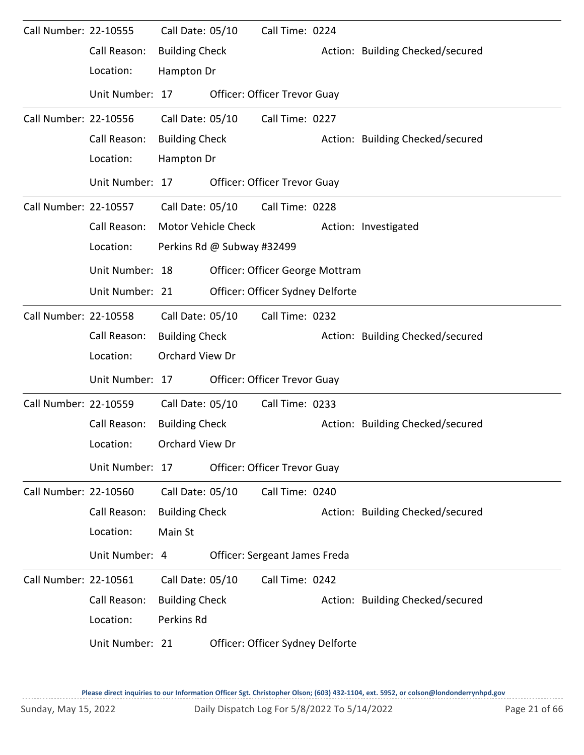**Call Number:** 22-10555 **Call Date:** 05/10 **Call Time:** 0224
**Call Reason:** Building Check **Action:** Building Checked/secured
**Location:** Hampton Dr
**Unit Number:** 17 **Officer:** Officer Trevor Guay

---

**Call Number:** 22-10556 **Call Date:** 05/10 **Call Time:** 0227
**Call Reason:** Building Check **Action:** Building Checked/secured
**Location:** Hampton Dr
**Unit Number:** 17 **Officer:** Officer Trevor Guay

---

**Call Number:** 22-10557 **Call Date:** 05/10 **Call Time:** 0228
**Call Reason:** Motor Vehicle Check **Action:** Investigated
**Location:** Perkins Rd @ Subway #32499
**Unit Number:** 18 **Officer:** Officer George Mottram
**Unit Number:** 21 **Officer:** Officer Sydney Delforte

---

**Call Number:** 22-10558 **Call Date:** 05/10 **Call Time:** 0232
**Call Reason:** Building Check **Action:** Building Checked/secured
**Location:** Orchard View Dr
**Unit Number:** 17 **Officer:** Officer Trevor Guay

---

**Call Number:** 22-10559 **Call Date:** 05/10 **Call Time:** 0233
**Call Reason:** Building Check **Action:** Building Checked/secured
**Location:** Orchard View Dr
**Unit Number:** 17 **Officer:** Officer Trevor Guay

---

**Call Number:** 22-10560 **Call Date:** 05/10 **Call Time:** 0240
**Call Reason:** Building Check **Action:** Building Checked/secured
**Location:** Main St
**Unit Number:** 4 **Officer:** Sergeant James Freda

---

**Call Number:** 22-10561 **Call Date:** 05/10 **Call Time:** 0242
**Call Reason:** Building Check **Action:** Building Checked/secured
**Location:** Perkins Rd
**Unit Number:** 21 **Officer:** Officer Sydney Delforte

**Please direct inquiries to our Information Officer Sgt. Christopher Olson; (603) 432-1104, ext. 5952, or colson@londonderrynhpd.gov**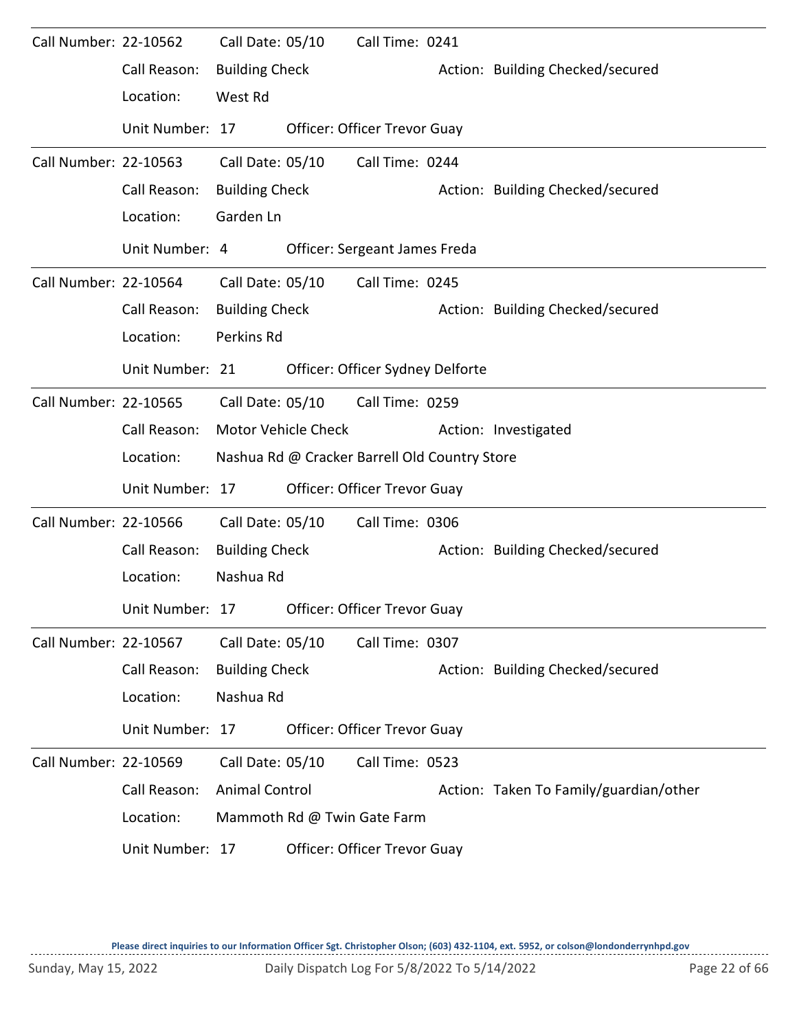Call Number: 22-10562 Call Date: 05/10 Call Time: 0241
Call Reason: Building Check Action: Building Checked/secured
Location: West Rd
Unit Number: 17 Officer: Officer Trevor Guay

---

Call Number: 22-10563 Call Date: 05/10 Call Time: 0244
Call Reason: Building Check Action: Building Checked/secured
Location: Garden Ln
Unit Number: 4 Officer: Sergeant James Freda

---

Call Number: 22-10564 Call Date: 05/10 Call Time: 0245
Call Reason: Building Check Action: Building Checked/secured
Location: Perkins Rd
Unit Number: 21 Officer: Officer Sydney Delforte

---

Call Number: 22-10565 Call Date: 05/10 Call Time: 0259
Call Reason: Motor Vehicle Check Action: Investigated
Location: Nashua Rd @ Cracker Barrell Old Country Store
Unit Number: 17 Officer: Officer Trevor Guay

---

Call Number: 22-10566 Call Date: 05/10 Call Time: 0306
Call Reason: Building Check Action: Building Checked/secured
Location: Nashua Rd
Unit Number: 17 Officer: Officer Trevor Guay

---

Call Number: 22-10567 Call Date: 05/10 Call Time: 0307
Call Reason: Building Check Action: Building Checked/secured
Location: Nashua Rd
Unit Number: 17 Officer: Officer Trevor Guay

---

Call Number: 22-10569 Call Date: 05/10 Call Time: 0523
Call Reason: Animal Control Action: Taken To Family/guardian/other
Location: Mammoth Rd @ Twin Gate Farm
Unit Number: 17 Officer: Officer Trevor Guay

Please direct inquiries to our Information Officer Sgt. Christopher Olson; (603) 432-1104, ext. 5952, or colson@londonderrynhpd.gov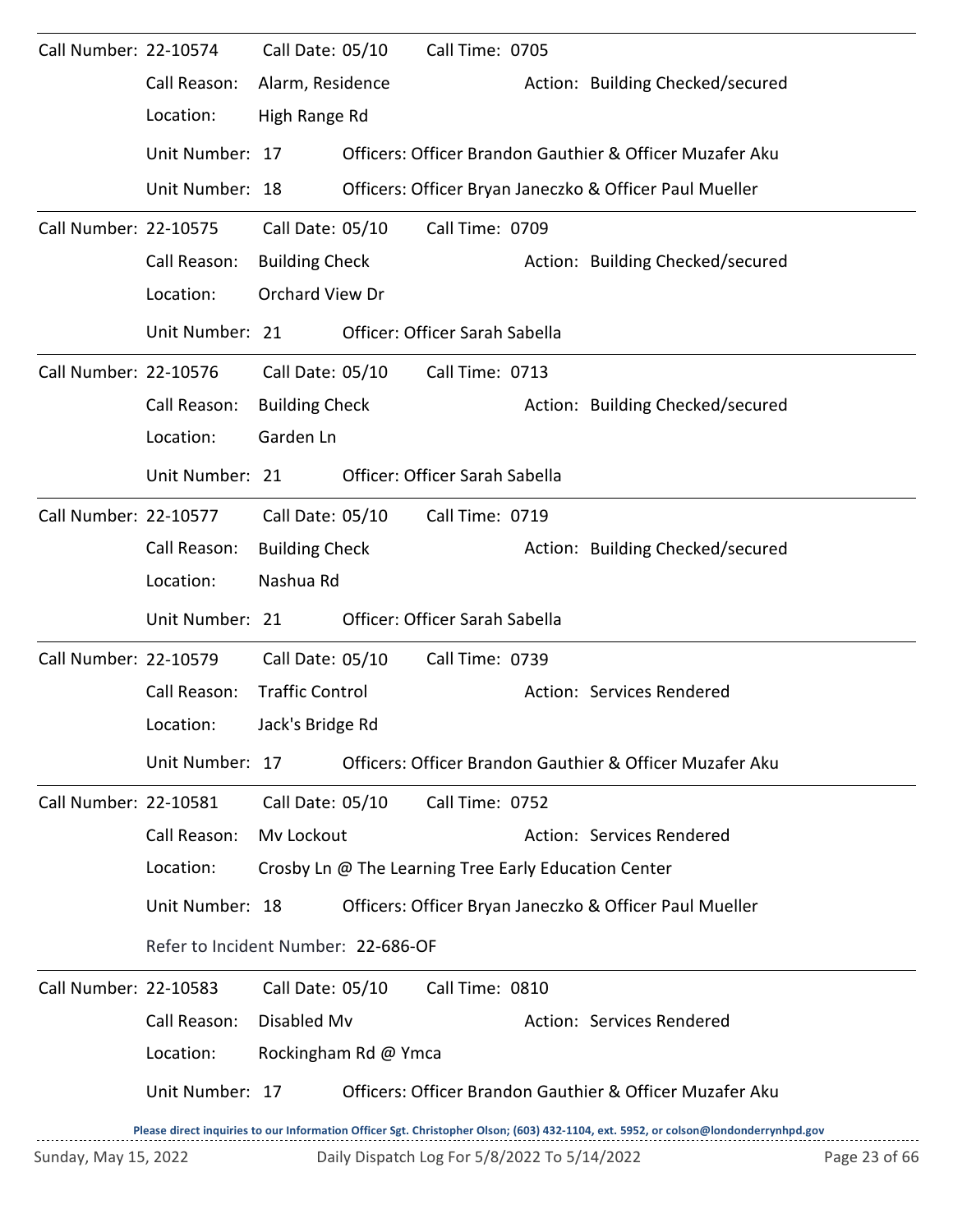Call Number: 22-10574 Call Date: 05/10 Call Time: 0705

Call Reason: Alarm, Residence Action: Building Checked/secured

Location: High Range Rd

Unit Number: 17 Officers: Officer Brandon Gauthier & Officer Muzafer Aku

Unit Number: 18 Officers: Officer Bryan Janeczko & Officer Paul Mueller

---

Call Number: 22-10575 Call Date: 05/10 Call Time: 0709

Call Reason: Building Check Action: Building Checked/secured

Location: Orchard View Dr

Unit Number: 21 Officer: Officer Sarah Sabella

---

Call Number: 22-10576 Call Date: 05/10 Call Time: 0713

Call Reason: Building Check Action: Building Checked/secured

Location: Garden Ln

Unit Number: 21 Officer: Officer Sarah Sabella

---

Call Number: 22-10577 Call Date: 05/10 Call Time: 0719

Call Reason: Building Check Action: Building Checked/secured

Location: Nashua Rd

Unit Number: 21 Officer: Officer Sarah Sabella

---

Call Number: 22-10579 Call Date: 05/10 Call Time: 0739

Call Reason: Traffic Control Action: Services Rendered

Location: Jack's Bridge Rd

Unit Number: 17 Officers: Officer Brandon Gauthier & Officer Muzafer Aku

---

Call Number: 22-10581 Call Date: 05/10 Call Time: 0752

Call Reason: Mv Lockout Action: Services Rendered

Location: Crosby Ln @ The Learning Tree Early Education Center

Unit Number: 18 Officers: Officer Bryan Janeczko & Officer Paul Mueller

Refer to Incident Number: 22-686-OF

---

Call Number: 22-10583 Call Date: 05/10 Call Time: 0810

Call Reason: Disabled Mv Action: Services Rendered

Location: Rockingham Rd @ Ymca

Unit Number: 17 Officers: Officer Brandon Gauthier & Officer Muzafer Aku

Please direct inquiries to our Information Officer Sgt. Christopher Olson; (603) 432-1104, ext. 5952, or colson@londonderrynhpd.gov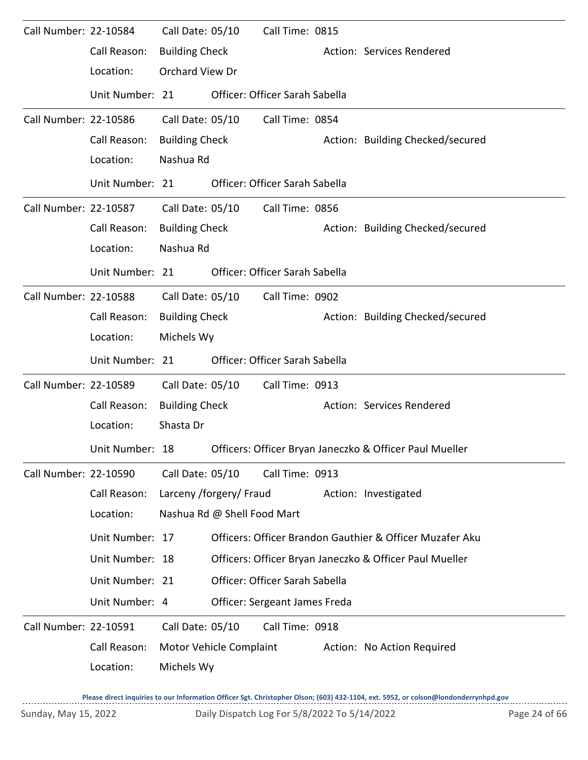Call Number: 22-10584 Call Date: 05/10 Call Time: 0815

Call Reason: Building Check Action: Services Rendered

Location: Orchard View Dr

Unit Number: 21 Officer: Officer Sarah Sabella

---

Call Number: 22-10586 Call Date: 05/10 Call Time: 0854

Call Reason: Building Check Action: Building Checked/secured

Location: Nashua Rd

Unit Number: 21 Officer: Officer Sarah Sabella

---

Call Number: 22-10587 Call Date: 05/10 Call Time: 0856

Call Reason: Building Check Action: Building Checked/secured

Location: Nashua Rd

Unit Number: 21 Officer: Officer Sarah Sabella

---

Call Number: 22-10588 Call Date: 05/10 Call Time: 0902

Call Reason: Building Check Action: Building Checked/secured

Location: Michels Wy

Unit Number: 21 Officer: Officer Sarah Sabella

---

Call Number: 22-10589 Call Date: 05/10 Call Time: 0913

Call Reason: Building Check Action: Services Rendered

Location: Shasta Dr

Unit Number: 18 Officers: Officer Bryan Janeczko & Officer Paul Mueller

---

Call Number: 22-10590 Call Date: 05/10 Call Time: 0913

Call Reason: Larceny /forgery/ Fraud Action: Investigated

Location: Nashua Rd @ Shell Food Mart

Unit Number: 17 Officers: Officer Brandon Gauthier & Officer Muzafer Aku

Unit Number: 18 Officers: Officer Bryan Janeczko & Officer Paul Mueller

Unit Number: 21 Officer: Officer Sarah Sabella

Unit Number: 4 Officer: Sergeant James Freda

---

Call Number: 22-10591 Call Date: 05/10 Call Time: 0918

Call Reason: Motor Vehicle Complaint Action: No Action Required

Location: Michels Wy

**Please direct inquiries to our Information Officer Sgt. Christopher Olson; (603) 432-1104, ext. 5952, or colson@londonderrynhpd.gov**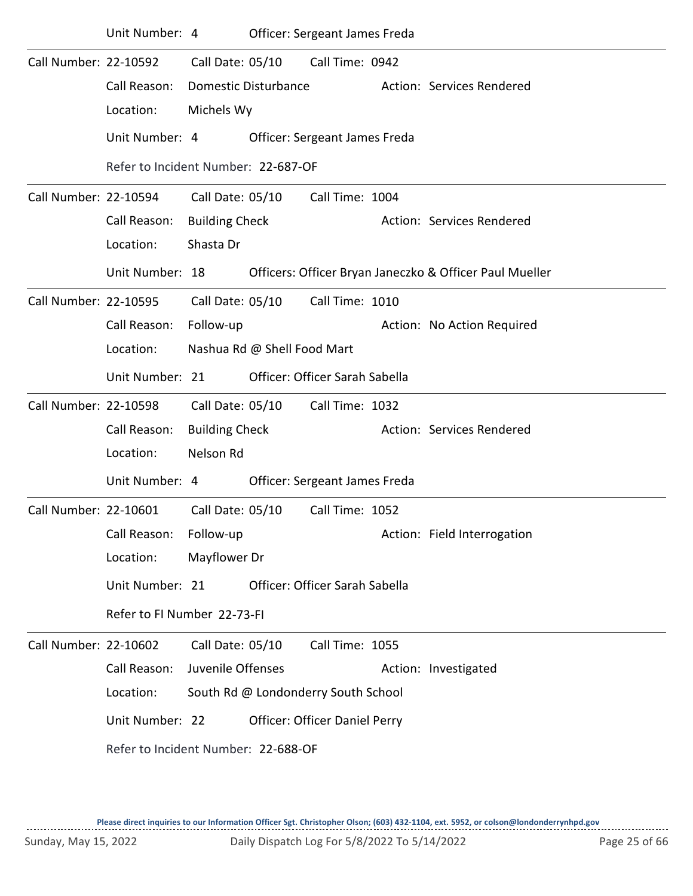Unit Number: 4 Officer: Sergeant James Freda

---

Call Number: 22-10592 Call Date: 05/10 Call Time: 0942

Call Reason: Domestic Disturbance Action: Services Rendered

Location: Michels Wy

Unit Number: 4 Officer: Sergeant James Freda

Refer to Incident Number: 22-687-OF

---

Call Number: 22-10594 Call Date: 05/10 Call Time: 1004

Call Reason: Building Check Action: Services Rendered

Location: Shasta Dr

Unit Number: 18 Officers: Officer Bryan Janeczko & Officer Paul Mueller

---

Call Number: 22-10595 Call Date: 05/10 Call Time: 1010

Call Reason: Follow-up Action: No Action Required

Location: Nashua Rd @ Shell Food Mart

Unit Number: 21 Officer: Officer Sarah Sabella

---

Call Number: 22-10598 Call Date: 05/10 Call Time: 1032

Call Reason: Building Check Action: Services Rendered

Location: Nelson Rd

Unit Number: 4 Officer: Sergeant James Freda

---

Call Number: 22-10601 Call Date: 05/10 Call Time: 1052

Call Reason: Follow-up Action: Field Interrogation

Location: Mayflower Dr

Unit Number: 21 Officer: Officer Sarah Sabella

Refer to FI Number 22-73-FI

---

Call Number: 22-10602 Call Date: 05/10 Call Time: 1055

Call Reason: Juvenile Offenses Action: Investigated

Location: South Rd @ Londonderry South School

Unit Number: 22 Officer: Officer Daniel Perry

Refer to Incident Number: 22-688-OF

Please direct inquiries to our Information Officer Sgt. Christopher Olson; (603) 432-1104, ext. 5952, or colson@londonderrynhpd.gov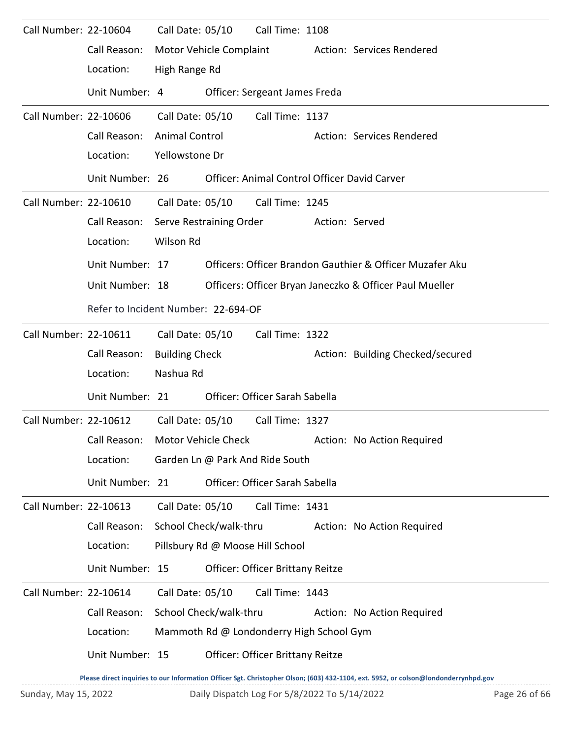Call Number: 22-10604 Call Date: 05/10 Call Time: 1108

Call Reason: Motor Vehicle Complaint Action: Services Rendered

Location: High Range Rd

Unit Number: 4 Officer: Sergeant James Freda

---

Call Number: 22-10606 Call Date: 05/10 Call Time: 1137

Call Reason: Animal Control Action: Services Rendered

Location: Yellowstone Dr

Unit Number: 26 Officer: Animal Control Officer David Carver

---

Call Number: 22-10610 Call Date: 05/10 Call Time: 1245

Call Reason: Serve Restraining Order Action: Served

Location: Wilson Rd

Unit Number: 17 Officers: Officer Brandon Gauthier & Officer Muzafer Aku

Unit Number: 18 Officers: Officer Bryan Janeczko & Officer Paul Mueller

Refer to Incident Number: 22-694-OF

---

Call Number: 22-10611 Call Date: 05/10 Call Time: 1322

Call Reason: Building Check Action: Building Checked/secured

Location: Nashua Rd

Unit Number: 21 Officer: Officer Sarah Sabella

---

Call Number: 22-10612 Call Date: 05/10 Call Time: 1327

Call Reason: Motor Vehicle Check Action: No Action Required

Location: Garden Ln @ Park And Ride South

Unit Number: 21 Officer: Officer Sarah Sabella

---

Call Number: 22-10613 Call Date: 05/10 Call Time: 1431

Call Reason: School Check/walk-thru Action: No Action Required

Location: Pillsbury Rd @ Moose Hill School

Unit Number: 15 Officer: Officer Brittany Reitze

---

Call Number: 22-10614 Call Date: 05/10 Call Time: 1443

Call Reason: School Check/walk-thru Action: No Action Required

Location: Mammoth Rd @ Londonderry High School Gym

Unit Number: 15 Officer: Officer Brittany Reitze

Please direct inquiries to our Information Officer Sgt. Christopher Olson; (603) 432-1104, ext. 5952, or colson@londonderrynhpd.gov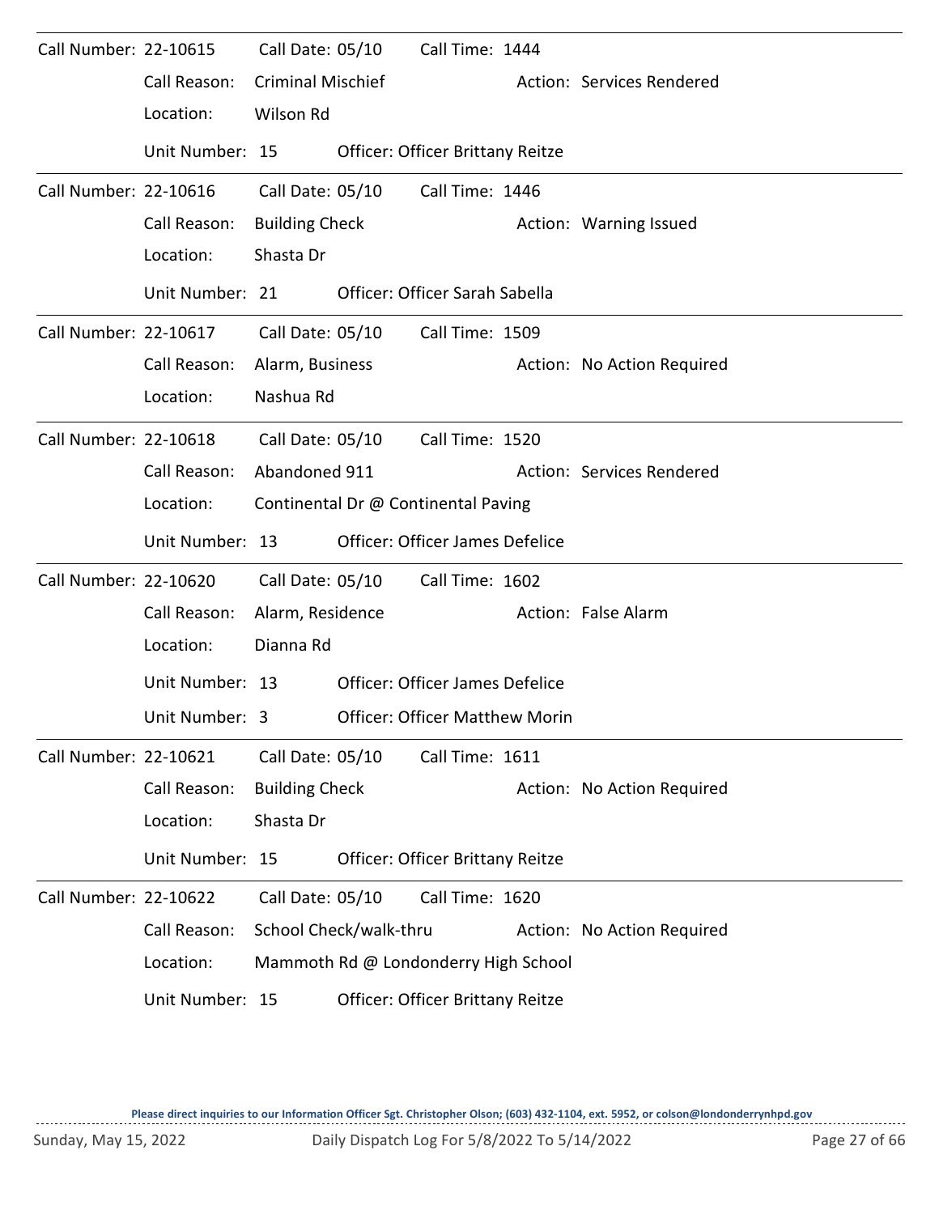| Call Number | Call Date | Call Time | Call Reason | Action | Location | Unit Number | Officer |
|---|---|---|---|---|---|---|---|
| 22-10615 | 05/10 | 1444 | Criminal Mischief | Services Rendered | Wilson Rd | 15 | Officer Brittany Reitze |
| 22-10616 | 05/10 | 1446 | Building Check | Warning Issued | Shasta Dr | 21 | Officer Sarah Sabella |
| 22-10617 | 05/10 | 1509 | Alarm, Business | No Action Required | Nashua Rd | | |
| 22-10618 | 05/10 | 1520 | Abandoned 911 | Services Rendered | Continental Dr @ Continental Paving | 13 | Officer James Defelice |
| 22-10620 | 05/10 | 1602 | Alarm, Residence | False Alarm | Dianna Rd | 13 | Officer James Defelice |
| | | | | | | 3 | Officer Matthew Morin |
| 22-10621 | 05/10 | 1611 | Building Check | No Action Required | Shasta Dr | 15 | Officer Brittany Reitze |
| 22-10622 | 05/10 | 1620 | School Check/walk-thru | No Action Required | Mammoth Rd @ Londonderry High School | 15 | Officer Brittany Reitze |

**Please direct inquiries to our Information Officer Sgt. Christopher Olson; (603) 432-1104, ext. 5952, or colson@londonderrynhpd.gov**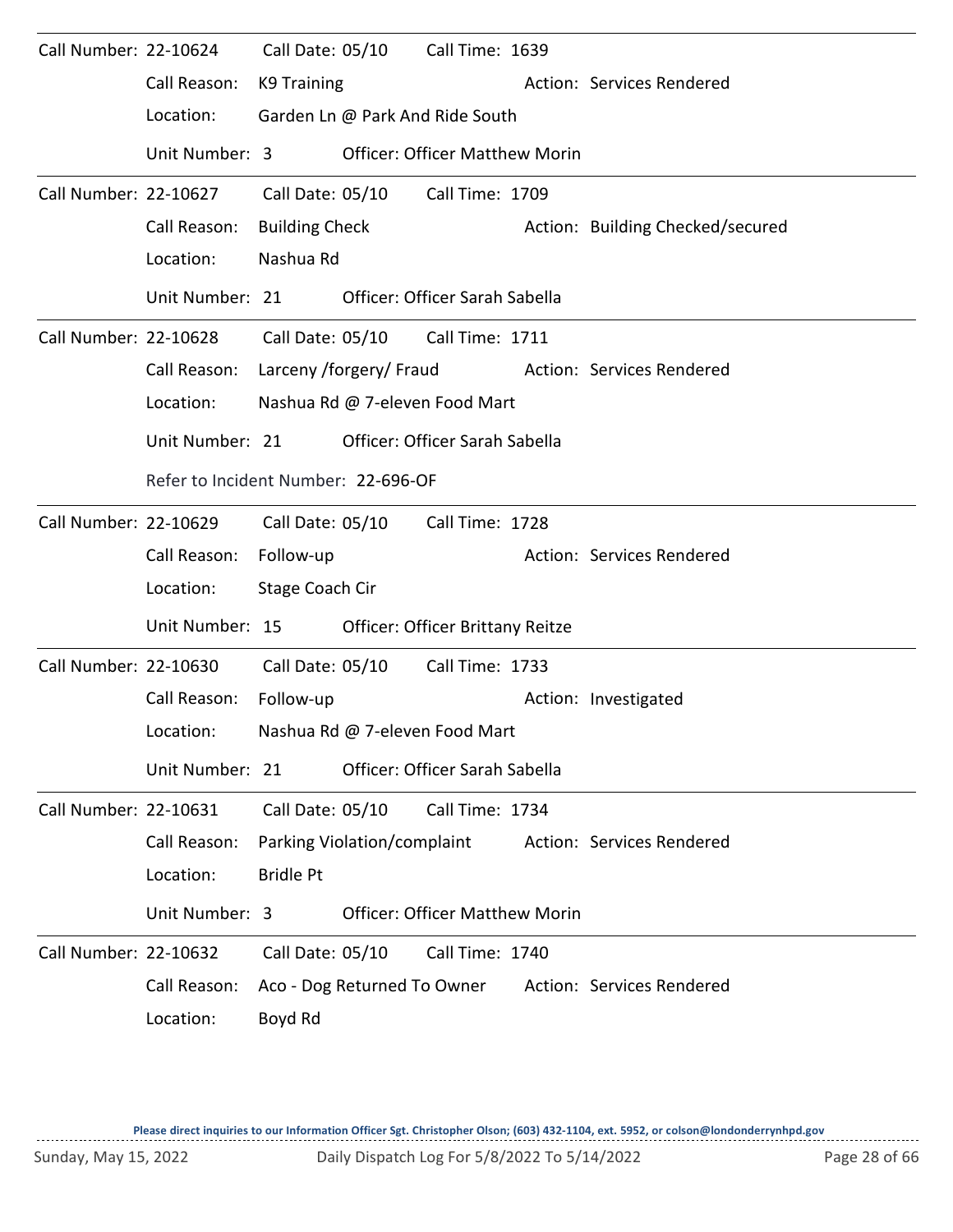Call Number: 22-10624 Call Date: 05/10 Call Time: 1639

Call Reason: K9 Training Action: Services Rendered

Location: Garden Ln @ Park And Ride South

Unit Number: 3 Officer: Officer Matthew Morin

---

Call Number: 22-10627 Call Date: 05/10 Call Time: 1709

Call Reason: Building Check Action: Building Checked/secured

Location: Nashua Rd

Unit Number: 21 Officer: Officer Sarah Sabella

---

Call Number: 22-10628 Call Date: 05/10 Call Time: 1711

Call Reason: Larceny /forgery/ Fraud Action: Services Rendered

Location: Nashua Rd @ 7-eleven Food Mart

Unit Number: 21 Officer: Officer Sarah Sabella

Refer to Incident Number: 22-696-OF

---

Call Number: 22-10629 Call Date: 05/10 Call Time: 1728

Call Reason: Follow-up Action: Services Rendered

Location: Stage Coach Cir

Unit Number: 15 Officer: Officer Brittany Reitze

---

Call Number: 22-10630 Call Date: 05/10 Call Time: 1733

Call Reason: Follow-up Action: Investigated

Location: Nashua Rd @ 7-eleven Food Mart

Unit Number: 21 Officer: Officer Sarah Sabella

---

Call Number: 22-10631 Call Date: 05/10 Call Time: 1734

Call Reason: Parking Violation/complaint Action: Services Rendered

Location: Bridle Pt

Unit Number: 3 Officer: Officer Matthew Morin

---

Call Number: 22-10632 Call Date: 05/10 Call Time: 1740

Call Reason: Aco - Dog Returned To Owner Action: Services Rendered

Location: Boyd Rd

**Please direct inquiries to our Information Officer Sgt. Christopher Olson; (603) 432-1104, ext. 5952, or colson@londonderrynhpd.gov**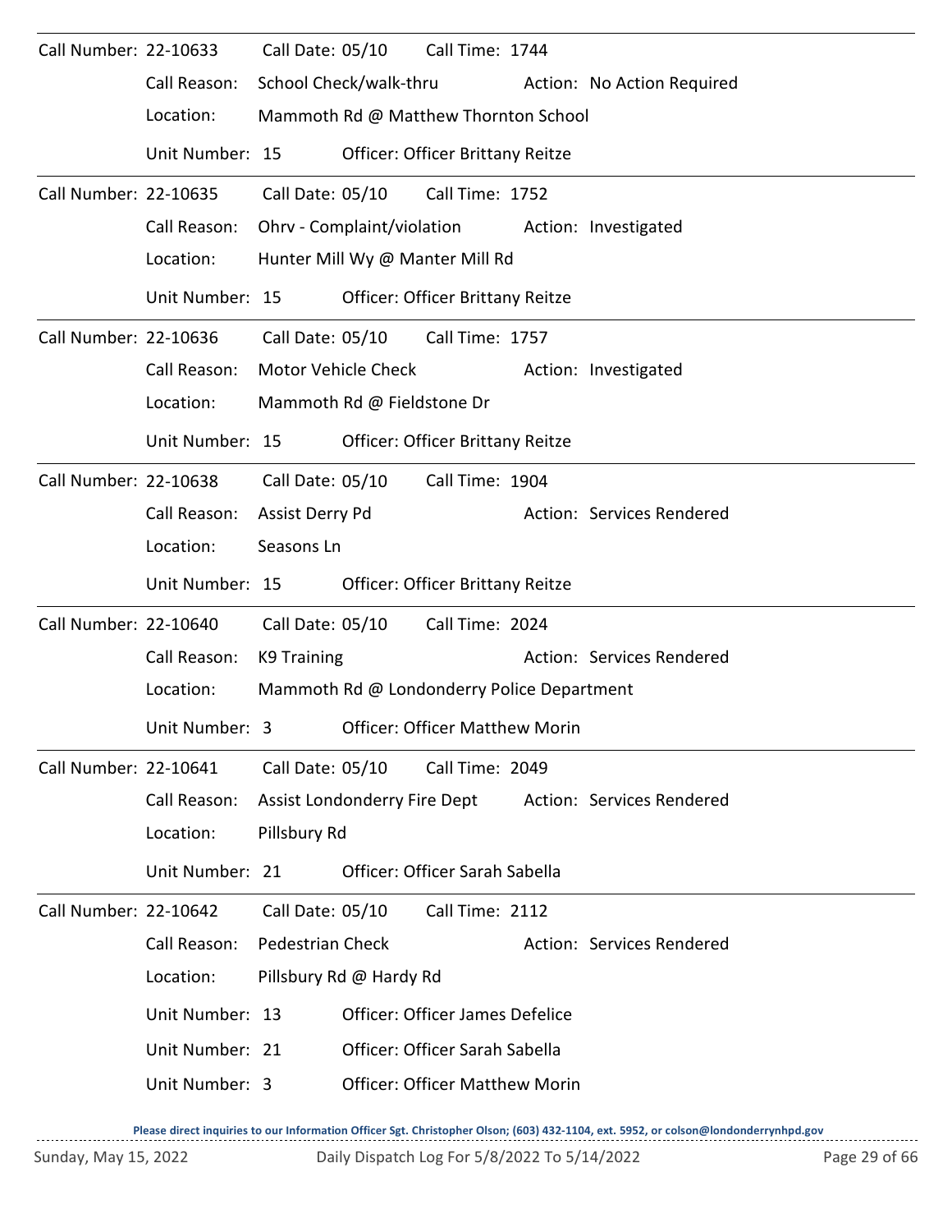Call Number: 22-10633 Call Date: 05/10 Call Time: 1744

Call Reason: School Check/walk-thru Action: No Action Required

Location: Mammoth Rd @ Matthew Thornton School

Unit Number: 15 Officer: Officer Brittany Reitze

---

Call Number: 22-10635 Call Date: 05/10 Call Time: 1752

Call Reason: Ohrv - Complaint/violation Action: Investigated

Location: Hunter Mill Wy @ Manter Mill Rd

Unit Number: 15 Officer: Officer Brittany Reitze

---

Call Number: 22-10636 Call Date: 05/10 Call Time: 1757

Call Reason: Motor Vehicle Check Action: Investigated

Location: Mammoth Rd @ Fieldstone Dr

Unit Number: 15 Officer: Officer Brittany Reitze

---

Call Number: 22-10638 Call Date: 05/10 Call Time: 1904

Call Reason: Assist Derry Pd Action: Services Rendered

Location: Seasons Ln

Unit Number: 15 Officer: Officer Brittany Reitze

---

Call Number: 22-10640 Call Date: 05/10 Call Time: 2024

Call Reason: K9 Training Action: Services Rendered

Location: Mammoth Rd @ Londonderry Police Department

Unit Number: 3 Officer: Officer Matthew Morin

---

Call Number: 22-10641 Call Date: 05/10 Call Time: 2049

Call Reason: Assist Londonderry Fire Dept Action: Services Rendered

Location: Pillsbury Rd

Unit Number: 21 Officer: Officer Sarah Sabella

---

Call Number: 22-10642 Call Date: 05/10 Call Time: 2112

Call Reason: Pedestrian Check Action: Services Rendered

Location: Pillsbury Rd @ Hardy Rd

Unit Number: 13 Officer: Officer James Defelice

Unit Number: 21 Officer: Officer Sarah Sabella

Unit Number: 3 Officer: Officer Matthew Morin

**Please direct inquiries to our Information Officer Sgt. Christopher Olson; (603) 432-1104, ext. 5952, or colson@londonderrynhpd.gov**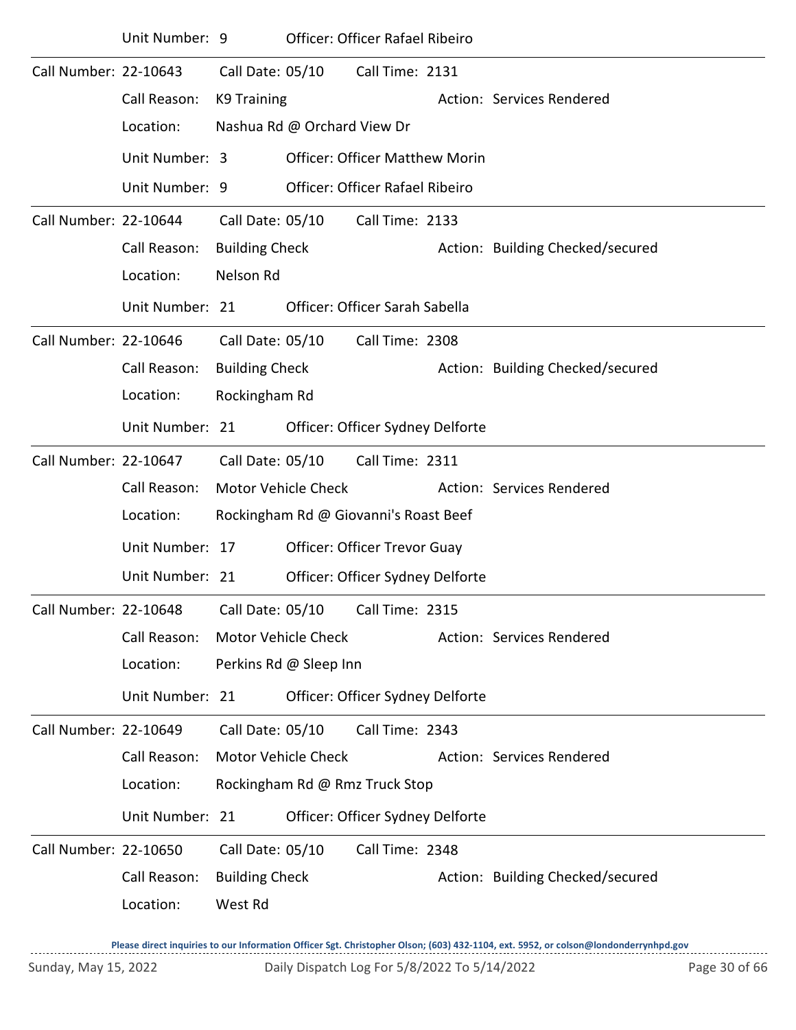Unit Number: 9 Officer: Officer Rafael Ribeiro

---

Call Number: 22-10643 Call Date: 05/10 Call Time: 2131

Call Reason: K9 Training Action: Services Rendered

Location: Nashua Rd @ Orchard View Dr

Unit Number: 3 Officer: Officer Matthew Morin

Unit Number: 9 Officer: Officer Rafael Ribeiro

---

Call Number: 22-10644 Call Date: 05/10 Call Time: 2133

Call Reason: Building Check Action: Building Checked/secured

Location: Nelson Rd

Unit Number: 21 Officer: Officer Sarah Sabella

---

Call Number: 22-10646 Call Date: 05/10 Call Time: 2308

Call Reason: Building Check Action: Building Checked/secured

Location: Rockingham Rd

Unit Number: 21 Officer: Officer Sydney Delforte

---

Call Number: 22-10647 Call Date: 05/10 Call Time: 2311

Call Reason: Motor Vehicle Check Action: Services Rendered

Location: Rockingham Rd @ Giovanni's Roast Beef

Unit Number: 17 Officer: Officer Trevor Guay

Unit Number: 21 Officer: Officer Sydney Delforte

---

Call Number: 22-10648 Call Date: 05/10 Call Time: 2315

Call Reason: Motor Vehicle Check Action: Services Rendered

Location: Perkins Rd @ Sleep Inn

Unit Number: 21 Officer: Officer Sydney Delforte

---

Call Number: 22-10649 Call Date: 05/10 Call Time: 2343

Call Reason: Motor Vehicle Check Action: Services Rendered

Location: Rockingham Rd @ Rmz Truck Stop

Unit Number: 21 Officer: Officer Sydney Delforte

---

Call Number: 22-10650 Call Date: 05/10 Call Time: 2348

Call Reason: Building Check Action: Building Checked/secured

Location: West Rd

**Please direct inquiries to our Information Officer Sgt. Christopher Olson; (603) 432-1104, ext. 5952, or colson@londonderrynhpd.gov**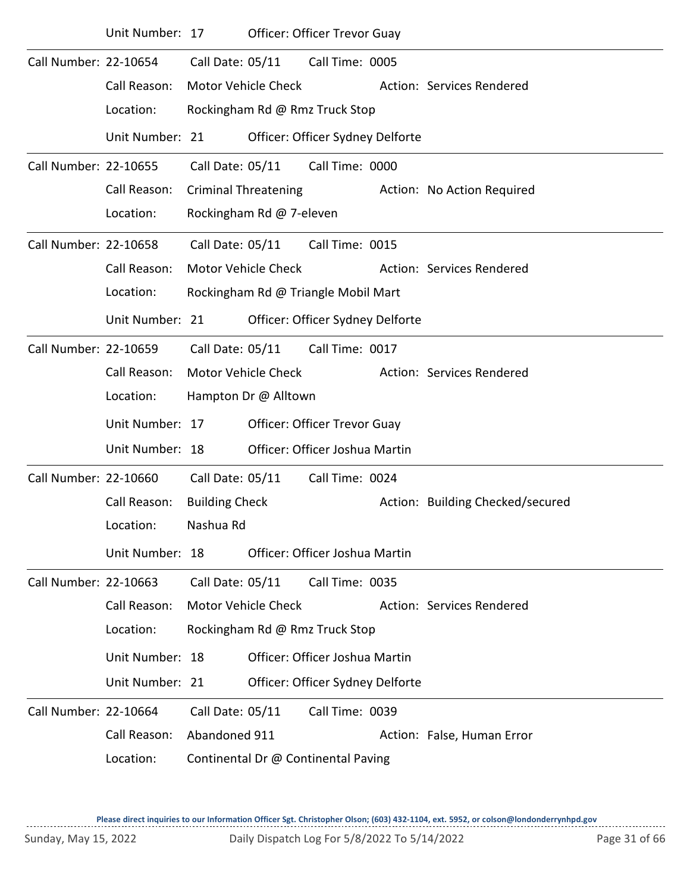Unit Number: 17 Officer: Officer Trevor Guay

---

Call Number: 22-10654 Call Date: 05/11 Call Time: 0005

Call Reason: Motor Vehicle Check Action: Services Rendered

Location: Rockingham Rd @ Rmz Truck Stop

Unit Number: 21 Officer: Officer Sydney Delforte

---

Call Number: 22-10655 Call Date: 05/11 Call Time: 0000

Call Reason: Criminal Threatening Action: No Action Required

Location: Rockingham Rd @ 7-eleven

---

Call Number: 22-10658 Call Date: 05/11 Call Time: 0015

Call Reason: Motor Vehicle Check Action: Services Rendered

Location: Rockingham Rd @ Triangle Mobil Mart

Unit Number: 21 Officer: Officer Sydney Delforte

---

Call Number: 22-10659 Call Date: 05/11 Call Time: 0017

Call Reason: Motor Vehicle Check Action: Services Rendered

Location: Hampton Dr @ Alltown

Unit Number: 17 Officer: Officer Trevor Guay

Unit Number: 18 Officer: Officer Joshua Martin

---

Call Number: 22-10660 Call Date: 05/11 Call Time: 0024

Call Reason: Building Check Action: Building Checked/secured

Location: Nashua Rd

Unit Number: 18 Officer: Officer Joshua Martin

---

Call Number: 22-10663 Call Date: 05/11 Call Time: 0035

Call Reason: Motor Vehicle Check Action: Services Rendered

Location: Rockingham Rd @ Rmz Truck Stop

Unit Number: 18 Officer: Officer Joshua Martin

Unit Number: 21 Officer: Officer Sydney Delforte

---

Call Number: 22-10664 Call Date: 05/11 Call Time: 0039

Call Reason: Abandoned 911 Action: False, Human Error

Location: Continental Dr @ Continental Paving

**Please direct inquiries to our Information Officer Sgt. Christopher Olson; (603) 432-1104, ext. 5952, or colson@londonderrynhpd.gov**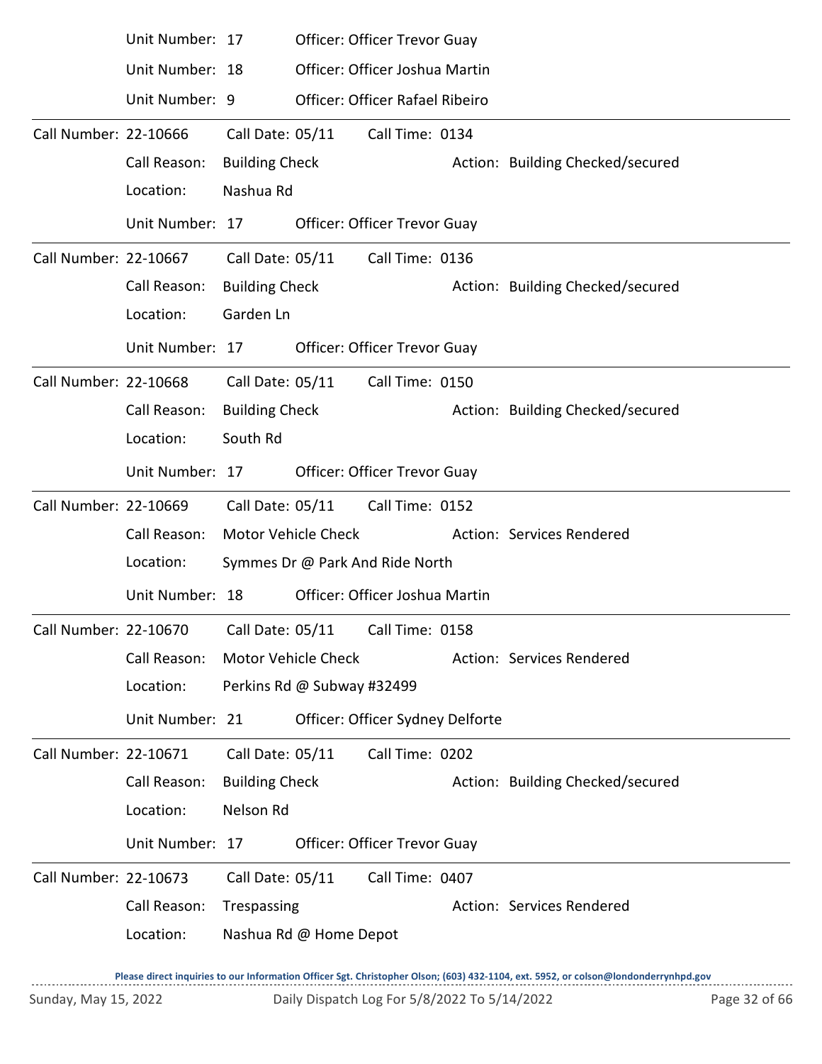Unit Number: 17 Officer: Officer Trevor Guay

Unit Number: 18 Officer: Officer Joshua Martin

Unit Number: 9 Officer: Officer Rafael Ribeiro

---

Call Number: 22-10666 Call Date: 05/11 Call Time: 0134

Call Reason: Building Check Action: Building Checked/secured

Location: Nashua Rd

Unit Number: 17 Officer: Officer Trevor Guay

---

Call Number: 22-10667 Call Date: 05/11 Call Time: 0136

Call Reason: Building Check Action: Building Checked/secured

Location: Garden Ln

Unit Number: 17 Officer: Officer Trevor Guay

---

Call Number: 22-10668 Call Date: 05/11 Call Time: 0150

Call Reason: Building Check Action: Building Checked/secured

Location: South Rd

Unit Number: 17 Officer: Officer Trevor Guay

---

Call Number: 22-10669 Call Date: 05/11 Call Time: 0152

Call Reason: Motor Vehicle Check Action: Services Rendered

Location: Symmes Dr @ Park And Ride North

Unit Number: 18 Officer: Officer Joshua Martin

---

Call Number: 22-10670 Call Date: 05/11 Call Time: 0158

Call Reason: Motor Vehicle Check Action: Services Rendered

Location: Perkins Rd @ Subway #32499

Unit Number: 21 Officer: Officer Sydney Delforte

---

Call Number: 22-10671 Call Date: 05/11 Call Time: 0202

Call Reason: Building Check Action: Building Checked/secured

Location: Nelson Rd

Unit Number: 17 Officer: Officer Trevor Guay

---

Call Number: 22-10673 Call Date: 05/11 Call Time: 0407

Call Reason: Trespassing Action: Services Rendered

Location: Nashua Rd @ Home Depot

**Please direct inquiries to our Information Officer Sgt. Christopher Olson; (603) 432-1104, ext. 5952, or colson@londonderrynhpd.gov**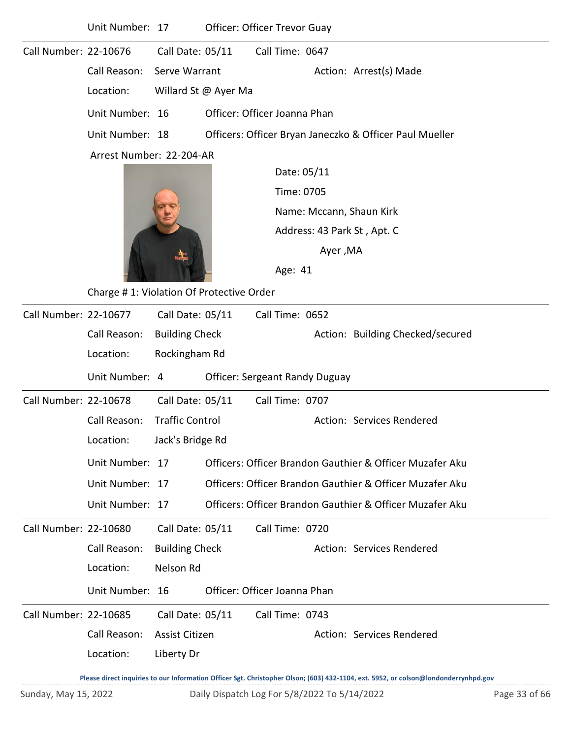Unit Number: 17 Officer: Officer Trevor Guay

---

Call Number: 22-10676 Call Date: 05/11 Call Time: 0647

Call Reason: Serve Warrant Action: Arrest(s) Made

Location: Willard St @ Ayer Ma

Unit Number: 16 Officer: Officer Joanna Phan

Unit Number: 18 Officers: Officer Bryan Janeczko & Officer Paul Mueller

Arrest Number: 22-204-AR

Date: 05/11

Time: 0705

Name: Mccann, Shaun Kirk

Address: 43 Park St , Apt. C

Ayer ,MA

Age: 41

Charge # 1: Violation Of Protective Order

---

Call Number: 22-10677 Call Date: 05/11 Call Time: 0652

Call Reason: Building Check Action: Building Checked/secured

Location: Rockingham Rd

Unit Number: 4 Officer: Sergeant Randy Duguay

---

Call Number: 22-10678 Call Date: 05/11 Call Time: 0707

Call Reason: Traffic Control Action: Services Rendered

Location: Jack's Bridge Rd

Unit Number: 17 Officers: Officer Brandon Gauthier & Officer Muzafer Aku

Unit Number: 17 Officers: Officer Brandon Gauthier & Officer Muzafer Aku

Unit Number: 17 Officers: Officer Brandon Gauthier & Officer Muzafer Aku

---

Call Number: 22-10680 Call Date: 05/11 Call Time: 0720

Call Reason: Building Check Action: Services Rendered

Location: Nelson Rd

Unit Number: 16 Officer: Officer Joanna Phan

---

Call Number: 22-10685 Call Date: 05/11 Call Time: 0743

Call Reason: Assist Citizen Action: Services Rendered

Location: Liberty Dr

Please direct inquiries to our Information Officer Sgt. Christopher Olson; (603) 432-1104, ext. 5952, or colson@londonderrynhpd.gov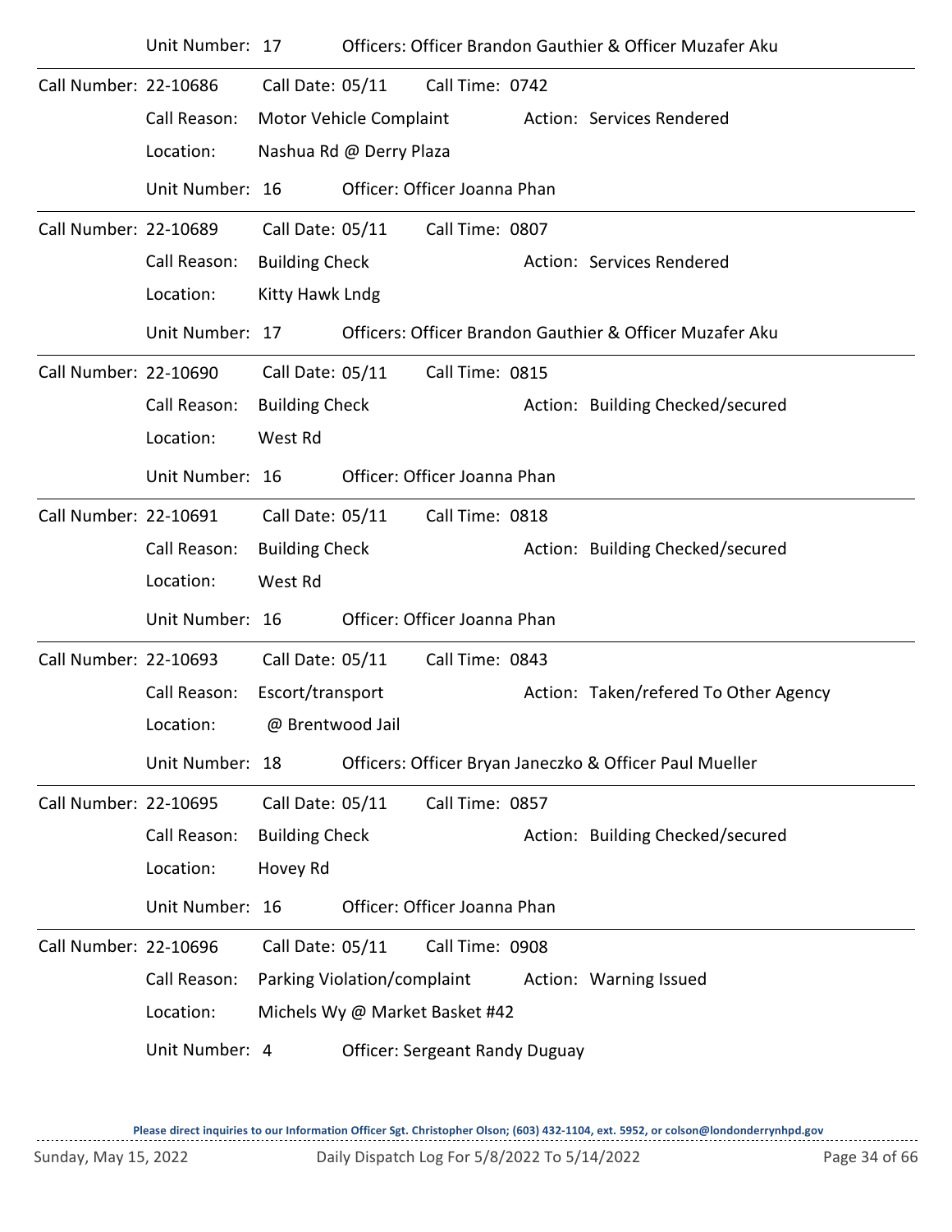Unit Number: 17 Officers: Officer Brandon Gauthier & Officer Muzafer Aku

---

Call Number: 22-10686 Call Date: 05/11 Call Time: 0742

Call Reason: Motor Vehicle Complaint Action: Services Rendered

Location: Nashua Rd @ Derry Plaza

Unit Number: 16 Officer: Officer Joanna Phan

---

Call Number: 22-10689 Call Date: 05/11 Call Time: 0807

Call Reason: Building Check Action: Services Rendered

Location: Kitty Hawk Lndg

Unit Number: 17 Officers: Officer Brandon Gauthier & Officer Muzafer Aku

---

Call Number: 22-10690 Call Date: 05/11 Call Time: 0815

Call Reason: Building Check Action: Building Checked/secured

Location: West Rd

Unit Number: 16 Officer: Officer Joanna Phan

---

Call Number: 22-10691 Call Date: 05/11 Call Time: 0818

Call Reason: Building Check Action: Building Checked/secured

Location: West Rd

Unit Number: 16 Officer: Officer Joanna Phan

---

Call Number: 22-10693 Call Date: 05/11 Call Time: 0843

Call Reason: Escort/transport Action: Taken/refered To Other Agency

Location: @ Brentwood Jail

Unit Number: 18 Officers: Officer Bryan Janeczko & Officer Paul Mueller

---

Call Number: 22-10695 Call Date: 05/11 Call Time: 0857

Call Reason: Building Check Action: Building Checked/secured

Location: Hovey Rd

Unit Number: 16 Officer: Officer Joanna Phan

---

Call Number: 22-10696 Call Date: 05/11 Call Time: 0908

Call Reason: Parking Violation/complaint Action: Warning Issued

Location: Michels Wy @ Market Basket #42

Unit Number: 4 Officer: Sergeant Randy Duguay

**Please direct inquiries to our Information Officer Sgt. Christopher Olson; (603) 432-1104, ext. 5952, or colson@londonderrynhpd.gov**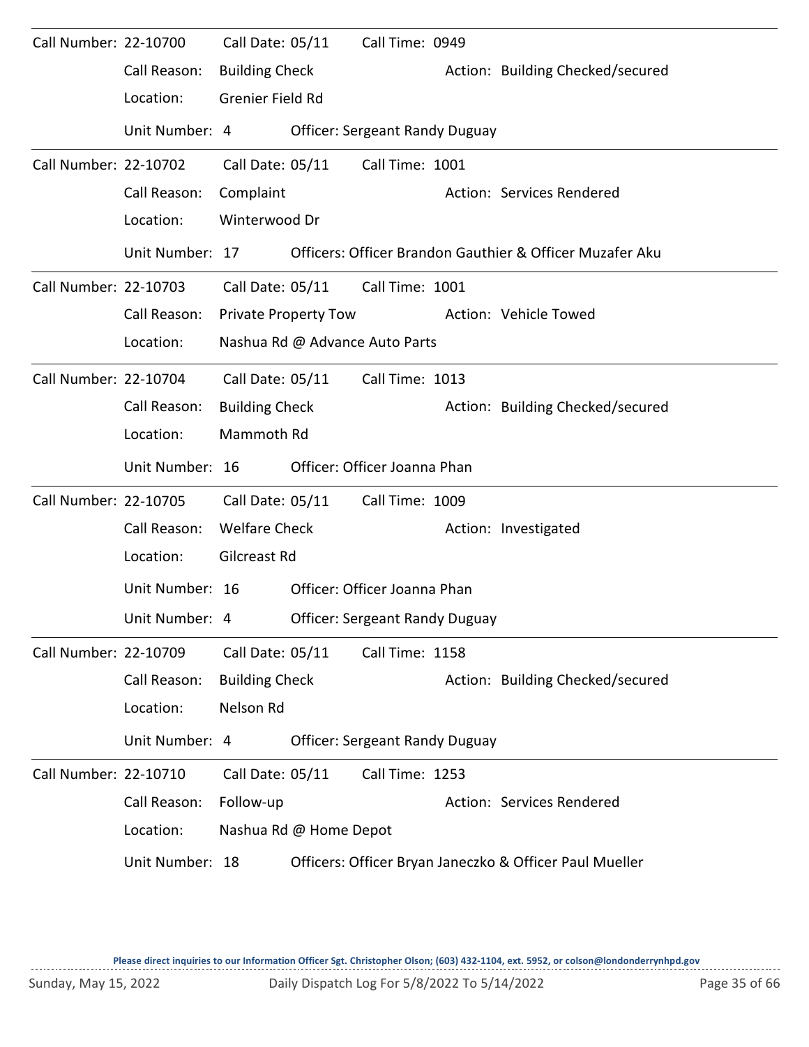Call Number: 22-10700 Call Date: 05/11 Call Time: 0949
Call Reason: Building Check Action: Building Checked/secured
Location: Grenier Field Rd
Unit Number: 4 Officer: Sergeant Randy Duguay

---

Call Number: 22-10702 Call Date: 05/11 Call Time: 1001
Call Reason: Complaint Action: Services Rendered
Location: Winterwood Dr
Unit Number: 17 Officers: Officer Brandon Gauthier & Officer Muzafer Aku

---

Call Number: 22-10703 Call Date: 05/11 Call Time: 1001
Call Reason: Private Property Tow Action: Vehicle Towed
Location: Nashua Rd @ Advance Auto Parts

---

Call Number: 22-10704 Call Date: 05/11 Call Time: 1013
Call Reason: Building Check Action: Building Checked/secured
Location: Mammoth Rd
Unit Number: 16 Officer: Officer Joanna Phan

---

Call Number: 22-10705 Call Date: 05/11 Call Time: 1009
Call Reason: Welfare Check Action: Investigated
Location: Gilcreast Rd
Unit Number: 16 Officer: Officer Joanna Phan
Unit Number: 4 Officer: Sergeant Randy Duguay

---

Call Number: 22-10709 Call Date: 05/11 Call Time: 1158
Call Reason: Building Check Action: Building Checked/secured
Location: Nelson Rd
Unit Number: 4 Officer: Sergeant Randy Duguay

---

Call Number: 22-10710 Call Date: 05/11 Call Time: 1253
Call Reason: Follow-up Action: Services Rendered
Location: Nashua Rd @ Home Depot
Unit Number: 18 Officers: Officer Bryan Janeczko & Officer Paul Mueller

**Please direct inquiries to our Information Officer Sgt. Christopher Olson; (603) 432-1104, ext. 5952, or colson@londonderrynhpd.gov**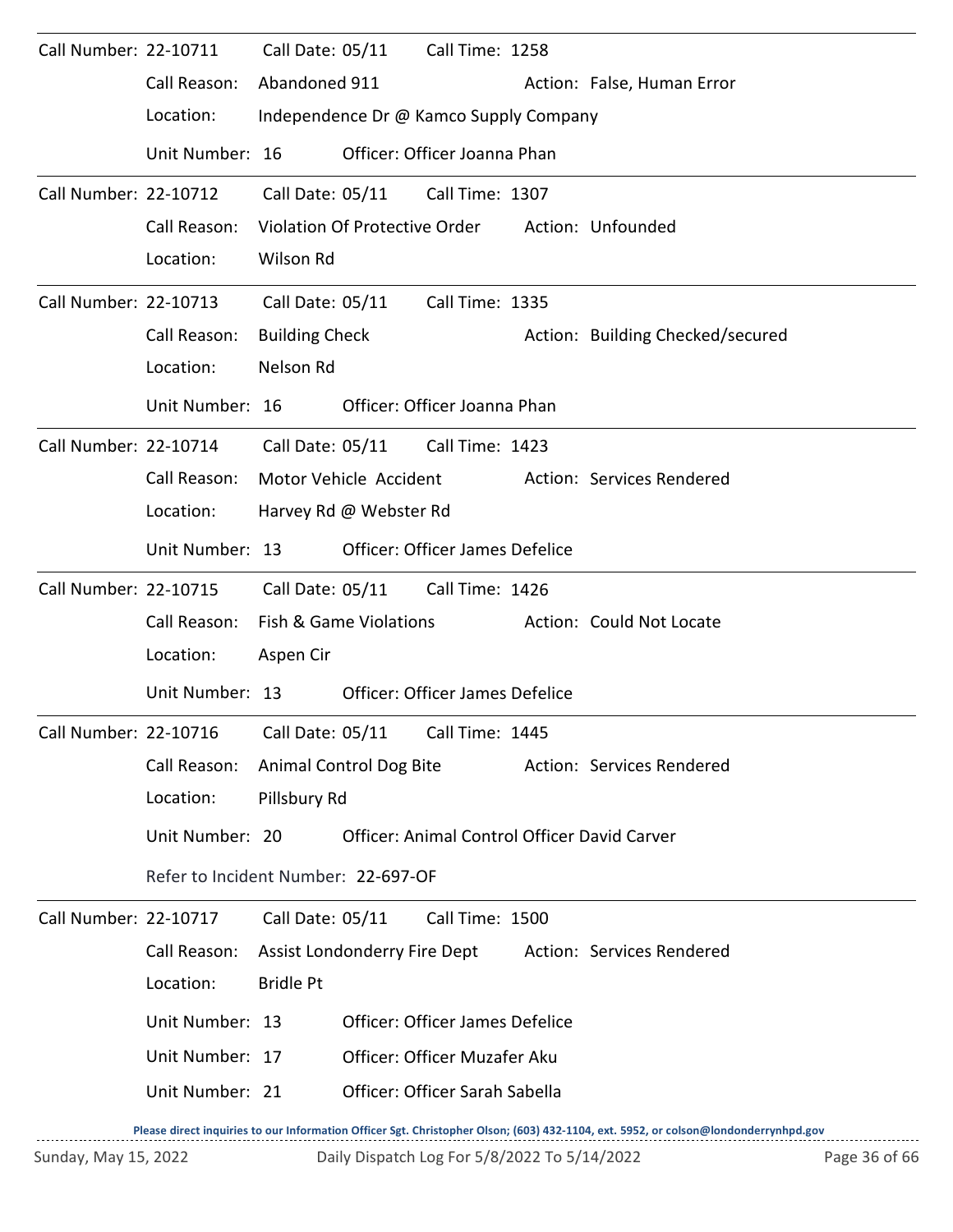Call Number: 22-10711 Call Date: 05/11 Call Time: 1258

Call Reason: Abandoned 911 Action: False, Human Error

Location: Independence Dr @ Kamco Supply Company

Unit Number: 16 Officer: Officer Joanna Phan

---

Call Number: 22-10712 Call Date: 05/11 Call Time: 1307

Call Reason: Violation Of Protective Order Action: Unfounded

Location: Wilson Rd

---

Call Number: 22-10713 Call Date: 05/11 Call Time: 1335

Call Reason: Building Check Action: Building Checked/secured

Location: Nelson Rd

Unit Number: 16 Officer: Officer Joanna Phan

---

Call Number: 22-10714 Call Date: 05/11 Call Time: 1423

Call Reason: Motor Vehicle Accident Action: Services Rendered

Location: Harvey Rd @ Webster Rd

Unit Number: 13 Officer: Officer James Defelice

---

Call Number: 22-10715 Call Date: 05/11 Call Time: 1426

Call Reason: Fish & Game Violations Action: Could Not Locate

Location: Aspen Cir

Unit Number: 13 Officer: Officer James Defelice

---

Call Number: 22-10716 Call Date: 05/11 Call Time: 1445

Call Reason: Animal Control Dog Bite Action: Services Rendered

Location: Pillsbury Rd

Unit Number: 20 Officer: Animal Control Officer David Carver

Refer to Incident Number: 22-697-OF

---

Call Number: 22-10717 Call Date: 05/11 Call Time: 1500

Call Reason: Assist Londonderry Fire Dept Action: Services Rendered

Location: Bridle Pt

Unit Number: 13 Officer: Officer James Defelice

Unit Number: 17 Officer: Officer Muzafer Aku

Unit Number: 21 Officer: Officer Sarah Sabella

**Please direct inquiries to our Information Officer Sgt. Christopher Olson; (603) 432-1104, ext. 5952, or colson@londonderrynhpd.gov**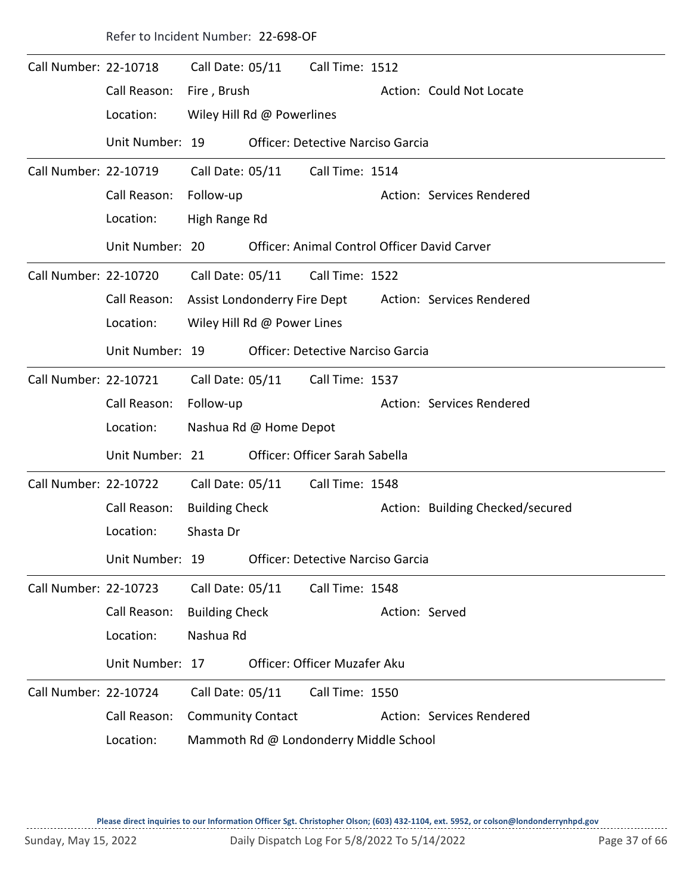Refer to Incident Number: 22-698-OF

---

Call Number: 22-10718 Call Date: 05/11 Call Time: 1512
Call Reason: Fire , Brush Action: Could Not Locate
Location: Wiley Hill Rd @ Powerlines
Unit Number: 19 Officer: Detective Narciso Garcia

---

Call Number: 22-10719 Call Date: 05/11 Call Time: 1514
Call Reason: Follow-up Action: Services Rendered
Location: High Range Rd
Unit Number: 20 Officer: Animal Control Officer David Carver

---

Call Number: 22-10720 Call Date: 05/11 Call Time: 1522
Call Reason: Assist Londonderry Fire Dept Action: Services Rendered
Location: Wiley Hill Rd @ Power Lines
Unit Number: 19 Officer: Detective Narciso Garcia

---

Call Number: 22-10721 Call Date: 05/11 Call Time: 1537
Call Reason: Follow-up Action: Services Rendered
Location: Nashua Rd @ Home Depot
Unit Number: 21 Officer: Officer Sarah Sabella

---

Call Number: 22-10722 Call Date: 05/11 Call Time: 1548
Call Reason: Building Check Action: Building Checked/secured
Location: Shasta Dr
Unit Number: 19 Officer: Detective Narciso Garcia

---

Call Number: 22-10723 Call Date: 05/11 Call Time: 1548
Call Reason: Building Check Action: Served
Location: Nashua Rd
Unit Number: 17 Officer: Officer Muzafer Aku

---

Call Number: 22-10724 Call Date: 05/11 Call Time: 1550
Call Reason: Community Contact Action: Services Rendered
Location: Mammoth Rd @ Londonderry Middle School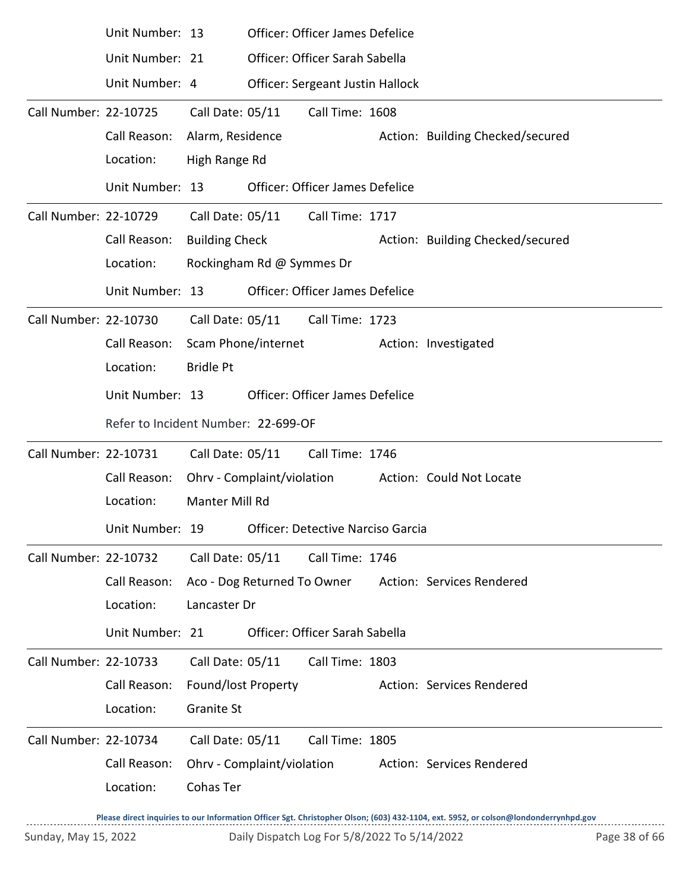Unit Number: 13 Officer: Officer James Defelice

Unit Number: 21 Officer: Officer Sarah Sabella

Unit Number: 4 Officer: Sergeant Justin Hallock

---

Call Number: 22-10725 Call Date: 05/11 Call Time: 1608

Call Reason: Alarm, Residence Action: Building Checked/secured

Location: High Range Rd

Unit Number: 13 Officer: Officer James Defelice

---

Call Number: 22-10729 Call Date: 05/11 Call Time: 1717

Call Reason: Building Check Action: Building Checked/secured

Location: Rockingham Rd @ Symmes Dr

Unit Number: 13 Officer: Officer James Defelice

---

Call Number: 22-10730 Call Date: 05/11 Call Time: 1723

Call Reason: Scam Phone/internet Action: Investigated

Location: Bridle Pt

Unit Number: 13 Officer: Officer James Defelice

Refer to Incident Number: 22-699-OF

---

Call Number: 22-10731 Call Date: 05/11 Call Time: 1746

Call Reason: Ohrv - Complaint/violation Action: Could Not Locate

Location: Manter Mill Rd

Unit Number: 19 Officer: Detective Narciso Garcia

---

Call Number: 22-10732 Call Date: 05/11 Call Time: 1746

Call Reason: Aco - Dog Returned To Owner Action: Services Rendered

Location: Lancaster Dr

Unit Number: 21 Officer: Officer Sarah Sabella

---

Call Number: 22-10733 Call Date: 05/11 Call Time: 1803

Call Reason: Found/lost Property Action: Services Rendered

Location: Granite St

---

Call Number: 22-10734 Call Date: 05/11 Call Time: 1805

Call Reason: Ohrv - Complaint/violation Action: Services Rendered

Location: Cohas Ter

Please direct inquiries to our Information Officer Sgt. Christopher Olson; (603) 432-1104, ext. 5952, or colson@londonderrynhpd.gov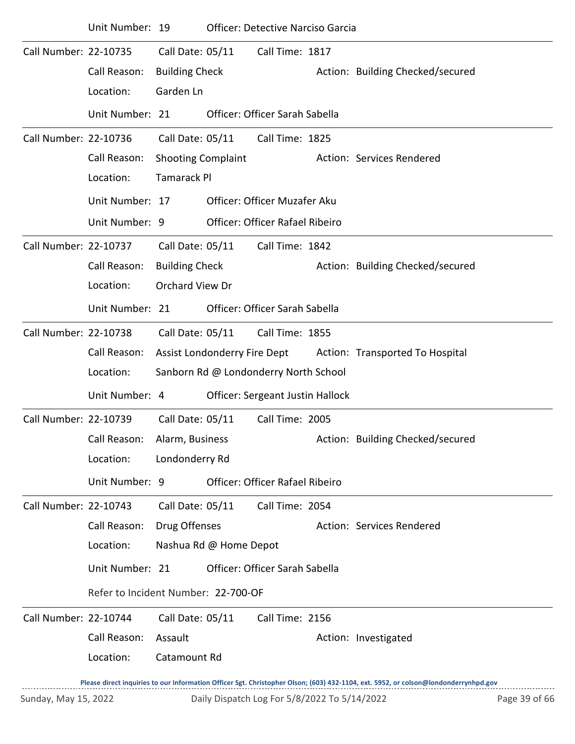Unit Number: 19 Officer: Detective Narciso Garcia

---

Call Number: 22-10735 Call Date: 05/11 Call Time: 1817

Call Reason: Building Check Action: Building Checked/secured

Location: Garden Ln

Unit Number: 21 Officer: Officer Sarah Sabella

---

Call Number: 22-10736 Call Date: 05/11 Call Time: 1825

Call Reason: Shooting Complaint Action: Services Rendered

Location: Tamarack Pl

Unit Number: 17 Officer: Officer Muzafer Aku

Unit Number: 9 Officer: Officer Rafael Ribeiro

---

Call Number: 22-10737 Call Date: 05/11 Call Time: 1842

Call Reason: Building Check Action: Building Checked/secured

Location: Orchard View Dr

Unit Number: 21 Officer: Officer Sarah Sabella

---

Call Number: 22-10738 Call Date: 05/11 Call Time: 1855

Call Reason: Assist Londonderry Fire Dept Action: Transported To Hospital

Location: Sanborn Rd @ Londonderry North School

Unit Number: 4 Officer: Sergeant Justin Hallock

---

Call Number: 22-10739 Call Date: 05/11 Call Time: 2005

Call Reason: Alarm, Business Action: Building Checked/secured

Location: Londonderry Rd

Unit Number: 9 Officer: Officer Rafael Ribeiro

---

Call Number: 22-10743 Call Date: 05/11 Call Time: 2054

Call Reason: Drug Offenses Action: Services Rendered

Location: Nashua Rd @ Home Depot

Unit Number: 21 Officer: Officer Sarah Sabella

Refer to Incident Number: 22-700-OF

---

Call Number: 22-10744 Call Date: 05/11 Call Time: 2156

Call Reason: Assault Action: Investigated

Location: Catamount Rd

Please direct inquiries to our Information Officer Sgt. Christopher Olson; (603) 432-1104, ext. 5952, or colson@londonderrynhpd.gov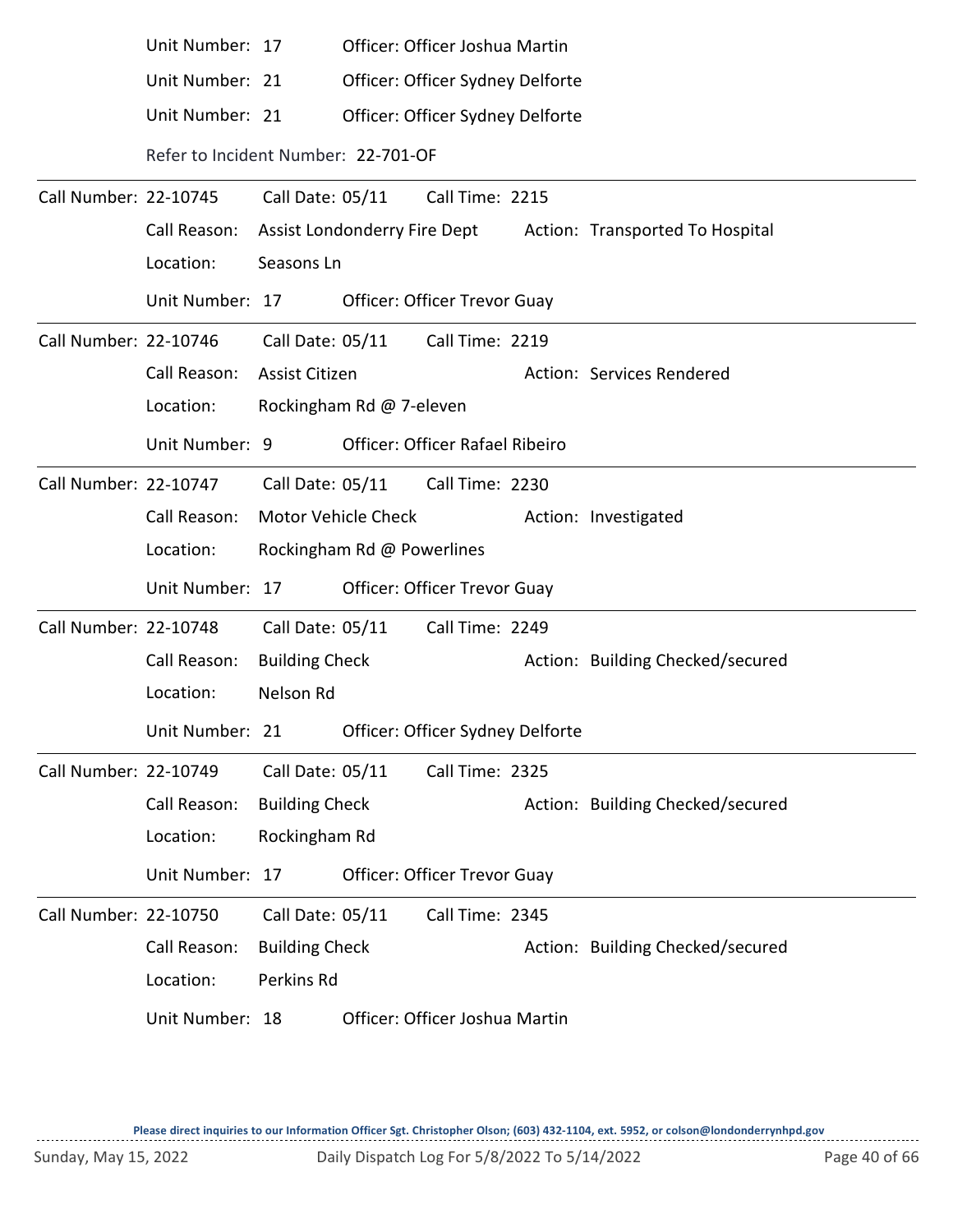Unit Number: 17 Officer: Officer Joshua Martin

Unit Number: 21 Officer: Officer Sydney Delforte

Unit Number: 21 Officer: Officer Sydney Delforte

Refer to Incident Number: 22-701-OF

---

Call Number: 22-10745 Call Date: 05/11 Call Time: 2215

Call Reason: Assist Londonderry Fire Dept Action: Transported To Hospital

Location: Seasons Ln

Unit Number: 17 Officer: Officer Trevor Guay

---

Call Number: 22-10746 Call Date: 05/11 Call Time: 2219

Call Reason: Assist Citizen Action: Services Rendered

Location: Rockingham Rd @ 7-eleven

Unit Number: 9 Officer: Officer Rafael Ribeiro

---

Call Number: 22-10747 Call Date: 05/11 Call Time: 2230

Call Reason: Motor Vehicle Check Action: Investigated

Location: Rockingham Rd @ Powerlines

Unit Number: 17 Officer: Officer Trevor Guay

---

Call Number: 22-10748 Call Date: 05/11 Call Time: 2249

Call Reason: Building Check Action: Building Checked/secured

Location: Nelson Rd

Unit Number: 21 Officer: Officer Sydney Delforte

---

Call Number: 22-10749 Call Date: 05/11 Call Time: 2325

Call Reason: Building Check Action: Building Checked/secured

Location: Rockingham Rd

Unit Number: 17 Officer: Officer Trevor Guay

---

Call Number: 22-10750 Call Date: 05/11 Call Time: 2345

Call Reason: Building Check Action: Building Checked/secured

Location: Perkins Rd

Unit Number: 18 Officer: Officer Joshua Martin

**Please direct inquiries to our Information Officer Sgt. Christopher Olson; (603) 432-1104, ext. 5952, or colson@londonderrynhpd.gov**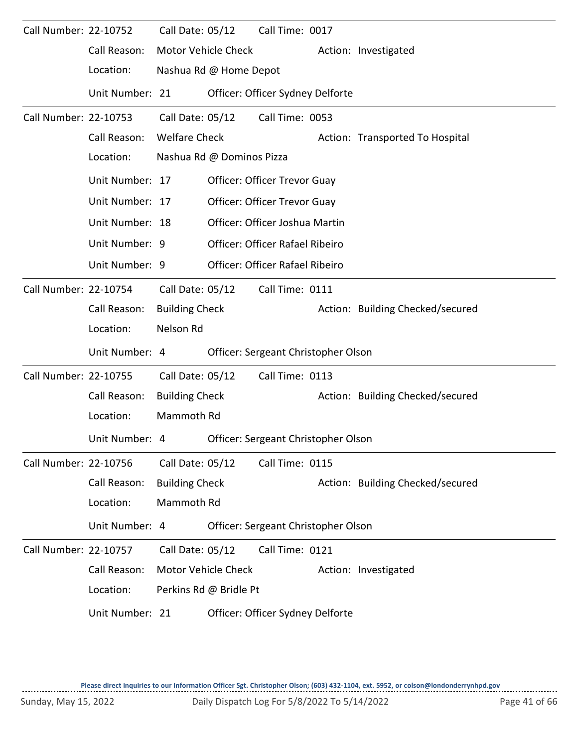Call Number: 22-10752 Call Date: 05/12 Call Time: 0017

Call Reason: Motor Vehicle Check Action: Investigated

Location: Nashua Rd @ Home Depot

Unit Number: 21 Officer: Officer Sydney Delforte

---

Call Number: 22-10753 Call Date: 05/12 Call Time: 0053

Call Reason: Welfare Check Action: Transported To Hospital

Location: Nashua Rd @ Dominos Pizza

Unit Number: 17 Officer: Officer Trevor Guay

Unit Number: 17 Officer: Officer Trevor Guay

Unit Number: 18 Officer: Officer Joshua Martin

Unit Number: 9 Officer: Officer Rafael Ribeiro

Unit Number: 9 Officer: Officer Rafael Ribeiro

---

Call Number: 22-10754 Call Date: 05/12 Call Time: 0111

Call Reason: Building Check Action: Building Checked/secured

Location: Nelson Rd

Unit Number: 4 Officer: Sergeant Christopher Olson

---

Call Number: 22-10755 Call Date: 05/12 Call Time: 0113

Call Reason: Building Check Action: Building Checked/secured

Location: Mammoth Rd

Unit Number: 4 Officer: Sergeant Christopher Olson

---

Call Number: 22-10756 Call Date: 05/12 Call Time: 0115

Call Reason: Building Check Action: Building Checked/secured

Location: Mammoth Rd

Unit Number: 4 Officer: Sergeant Christopher Olson

---

Call Number: 22-10757 Call Date: 05/12 Call Time: 0121

Call Reason: Motor Vehicle Check Action: Investigated

Location: Perkins Rd @ Bridle Pt

Unit Number: 21 Officer: Officer Sydney Delforte

**Please direct inquiries to our Information Officer Sgt. Christopher Olson; (603) 432-1104, ext. 5952, or colson@londonderrynhpd.gov**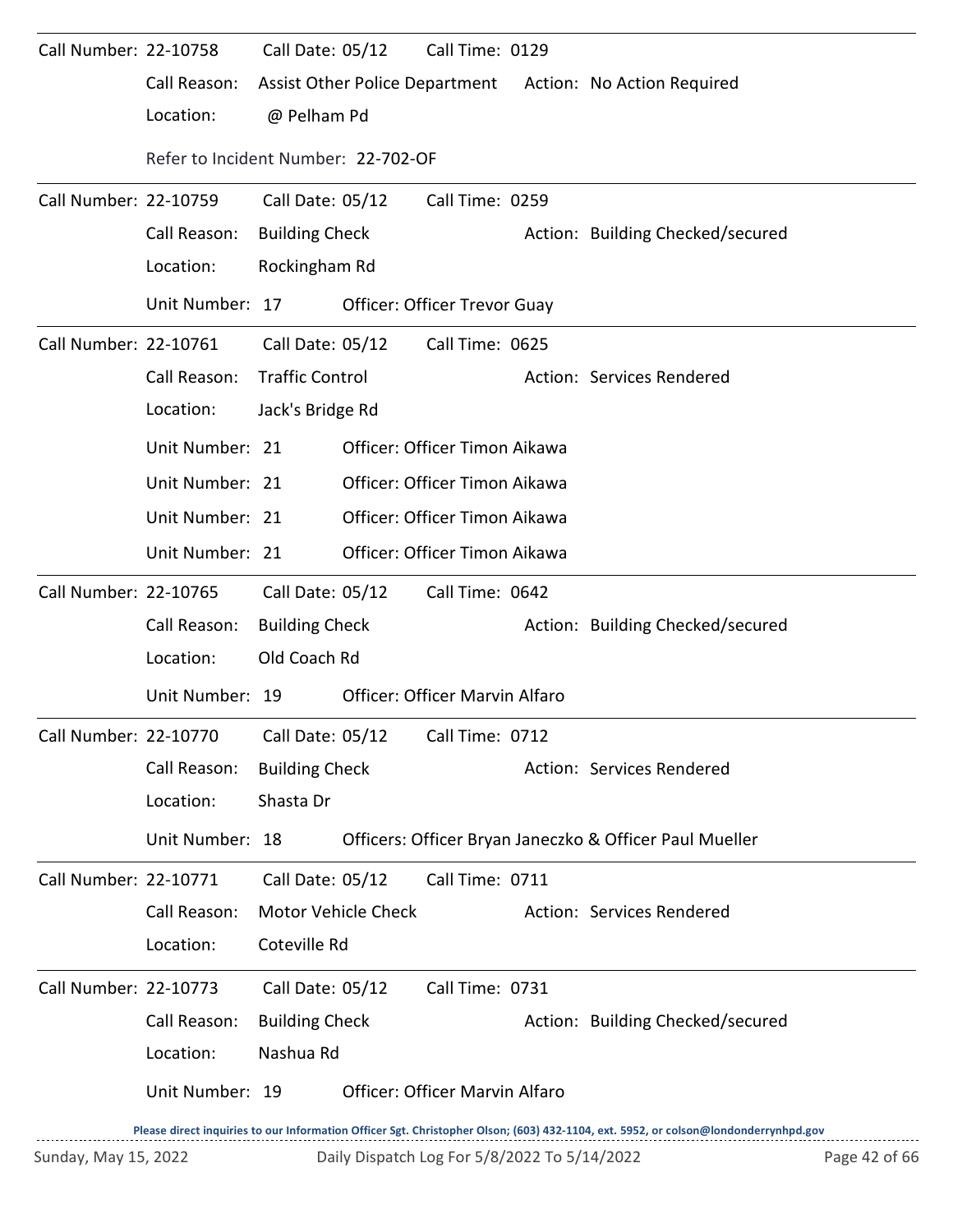Call Number: 22-10758 Call Date: 05/12 Call Time: 0129

Call Reason: Assist Other Police Department Action: No Action Required

Location: @ Pelham Pd

Refer to Incident Number: 22-702-OF

---

Call Number: 22-10759 Call Date: 05/12 Call Time: 0259

Call Reason: Building Check Action: Building Checked/secured

Location: Rockingham Rd

Unit Number: 17 Officer: Officer Trevor Guay

---

Call Number: 22-10761 Call Date: 05/12 Call Time: 0625

Call Reason: Traffic Control Action: Services Rendered

Location: Jack's Bridge Rd

Unit Number: 21 Officer: Officer Timon Aikawa

Unit Number: 21 Officer: Officer Timon Aikawa

Unit Number: 21 Officer: Officer Timon Aikawa

Unit Number: 21 Officer: Officer Timon Aikawa

---

Call Number: 22-10765 Call Date: 05/12 Call Time: 0642

Call Reason: Building Check Action: Building Checked/secured

Location: Old Coach Rd

Unit Number: 19 Officer: Officer Marvin Alfaro

---

Call Number: 22-10770 Call Date: 05/12 Call Time: 0712

Call Reason: Building Check Action: Services Rendered

Location: Shasta Dr

Unit Number: 18 Officers: Officer Bryan Janeczko & Officer Paul Mueller

---

Call Number: 22-10771 Call Date: 05/12 Call Time: 0711

Call Reason: Motor Vehicle Check Action: Services Rendered

Location: Coteville Rd

---

Call Number: 22-10773 Call Date: 05/12 Call Time: 0731

Call Reason: Building Check Action: Building Checked/secured

Location: Nashua Rd

Unit Number: 19 Officer: Officer Marvin Alfaro

**Please direct inquiries to our Information Officer Sgt. Christopher Olson; (603) 432-1104, ext. 5952, or colson@londonderrynhpd.gov**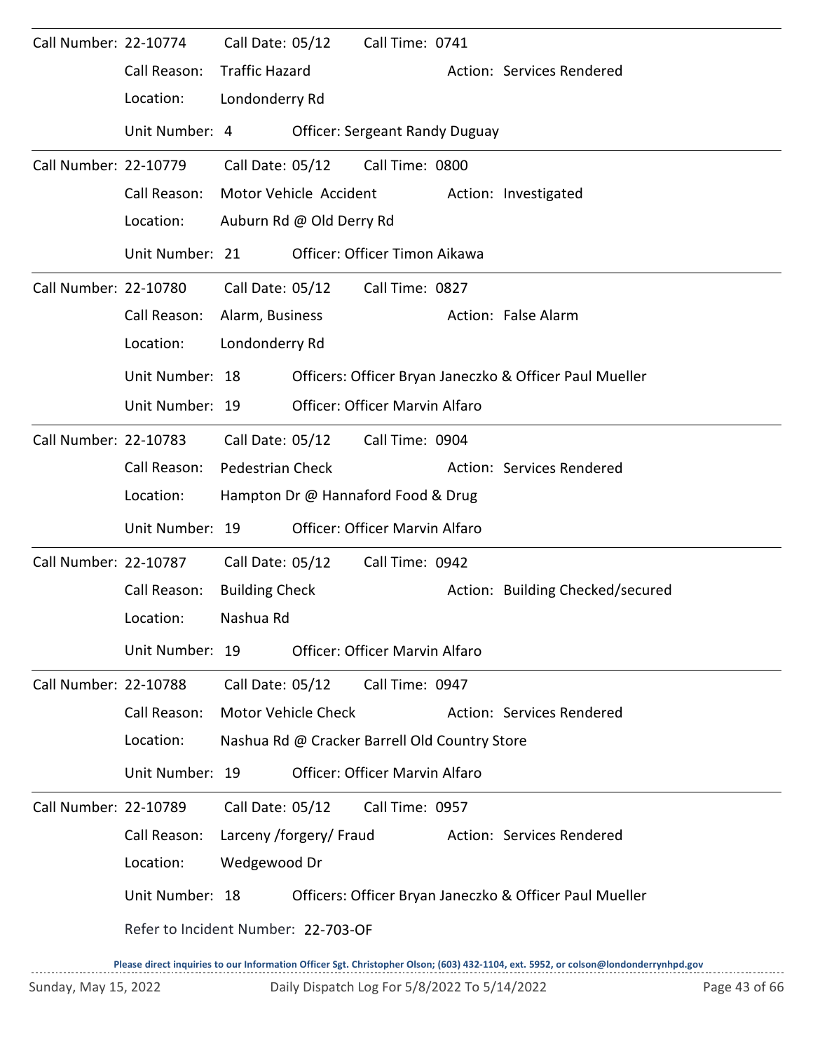Call Number: 22-10774 Call Date: 05/12 Call Time: 0741

Call Reason: Traffic Hazard Action: Services Rendered

Location: Londonderry Rd

Unit Number: 4 Officer: Sergeant Randy Duguay

---

Call Number: 22-10779 Call Date: 05/12 Call Time: 0800

Call Reason: Motor Vehicle Accident Action: Investigated

Location: Auburn Rd @ Old Derry Rd

Unit Number: 21 Officer: Officer Timon Aikawa

---

Call Number: 22-10780 Call Date: 05/12 Call Time: 0827

Call Reason: Alarm, Business Action: False Alarm

Location: Londonderry Rd

Unit Number: 18 Officers: Officer Bryan Janeczko & Officer Paul Mueller

Unit Number: 19 Officer: Officer Marvin Alfaro

---

Call Number: 22-10783 Call Date: 05/12 Call Time: 0904

Call Reason: Pedestrian Check Action: Services Rendered

Location: Hampton Dr @ Hannaford Food & Drug

Unit Number: 19 Officer: Officer Marvin Alfaro

---

Call Number: 22-10787 Call Date: 05/12 Call Time: 0942

Call Reason: Building Check Action: Building Checked/secured

Location: Nashua Rd

Unit Number: 19 Officer: Officer Marvin Alfaro

---

Call Number: 22-10788 Call Date: 05/12 Call Time: 0947

Call Reason: Motor Vehicle Check Action: Services Rendered

Location: Nashua Rd @ Cracker Barrell Old Country Store

Unit Number: 19 Officer: Officer Marvin Alfaro

---

Call Number: 22-10789 Call Date: 05/12 Call Time: 0957

Call Reason: Larceny /forgery/ Fraud Action: Services Rendered

Location: Wedgewood Dr

Unit Number: 18 Officers: Officer Bryan Janeczko & Officer Paul Mueller

Refer to Incident Number: 22-703-OF

**Please direct inquiries to our Information Officer Sgt. Christopher Olson; (603) 432-1104, ext. 5952, or colson@londonderrynhpd.gov**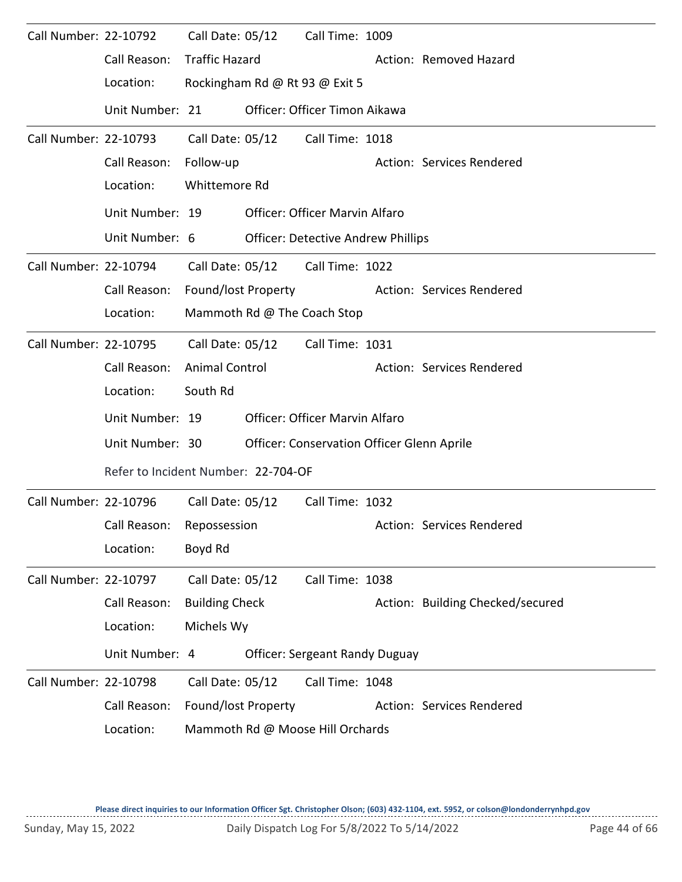Call Number: 22-10792 Call Date: 05/12 Call Time: 1009

Call Reason: Traffic Hazard Action: Removed Hazard

Location: Rockingham Rd @ Rt 93 @ Exit 5

Unit Number: 21 Officer: Officer Timon Aikawa

---

Call Number: 22-10793 Call Date: 05/12 Call Time: 1018

Call Reason: Follow-up Action: Services Rendered

Location: Whittemore Rd

Unit Number: 19 Officer: Officer Marvin Alfaro

Unit Number: 6 Officer: Detective Andrew Phillips

---

Call Number: 22-10794 Call Date: 05/12 Call Time: 1022

Call Reason: Found/lost Property Action: Services Rendered

Location: Mammoth Rd @ The Coach Stop

---

Call Number: 22-10795 Call Date: 05/12 Call Time: 1031

Call Reason: Animal Control Action: Services Rendered

Location: South Rd

Unit Number: 19 Officer: Officer Marvin Alfaro

Unit Number: 30 Officer: Conservation Officer Glenn Aprile

Refer to Incident Number: 22-704-OF

---

Call Number: 22-10796 Call Date: 05/12 Call Time: 1032

Call Reason: Repossession Action: Services Rendered

Location: Boyd Rd

---

Call Number: 22-10797 Call Date: 05/12 Call Time: 1038

Call Reason: Building Check Action: Building Checked/secured

Location: Michels Wy

Unit Number: 4 Officer: Sergeant Randy Duguay

---

Call Number: 22-10798 Call Date: 05/12 Call Time: 1048

Call Reason: Found/lost Property Action: Services Rendered

Location: Mammoth Rd @ Moose Hill Orchards

**Please direct inquiries to our Information Officer Sgt. Christopher Olson; (603) 432-1104, ext. 5952, or colson@londonderrynhpd.gov**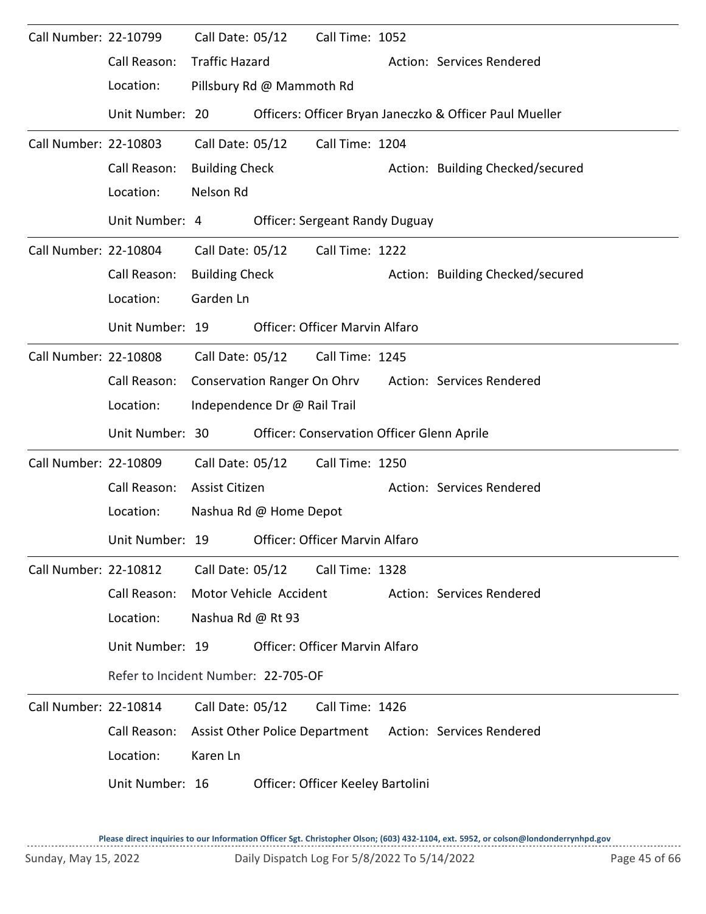Call Number: 22-10799 Call Date: 05/12 Call Time: 1052

Call Reason: Traffic Hazard Action: Services Rendered

Location: Pillsbury Rd @ Mammoth Rd

Unit Number: 20 Officers: Officer Bryan Janeczko & Officer Paul Mueller

---

Call Number: 22-10803 Call Date: 05/12 Call Time: 1204

Call Reason: Building Check Action: Building Checked/secured

Location: Nelson Rd

Unit Number: 4 Officer: Sergeant Randy Duguay

---

Call Number: 22-10804 Call Date: 05/12 Call Time: 1222

Call Reason: Building Check Action: Building Checked/secured

Location: Garden Ln

Unit Number: 19 Officer: Officer Marvin Alfaro

---

Call Number: 22-10808 Call Date: 05/12 Call Time: 1245

Call Reason: Conservation Ranger On Ohrv Action: Services Rendered

Location: Independence Dr @ Rail Trail

Unit Number: 30 Officer: Conservation Officer Glenn Aprile

---

Call Number: 22-10809 Call Date: 05/12 Call Time: 1250

Call Reason: Assist Citizen Action: Services Rendered

Location: Nashua Rd @ Home Depot

Unit Number: 19 Officer: Officer Marvin Alfaro

---

Call Number: 22-10812 Call Date: 05/12 Call Time: 1328

Call Reason: Motor Vehicle Accident Action: Services Rendered

Location: Nashua Rd @ Rt 93

Unit Number: 19 Officer: Officer Marvin Alfaro

Refer to Incident Number: 22-705-OF

---

Call Number: 22-10814 Call Date: 05/12 Call Time: 1426

Call Reason: Assist Other Police Department Action: Services Rendered

Location: Karen Ln

Unit Number: 16 Officer: Officer Keeley Bartolini

**Please direct inquiries to our Information Officer Sgt. Christopher Olson; (603) 432-1104, ext. 5952, or colson@londonderrynhpd.gov**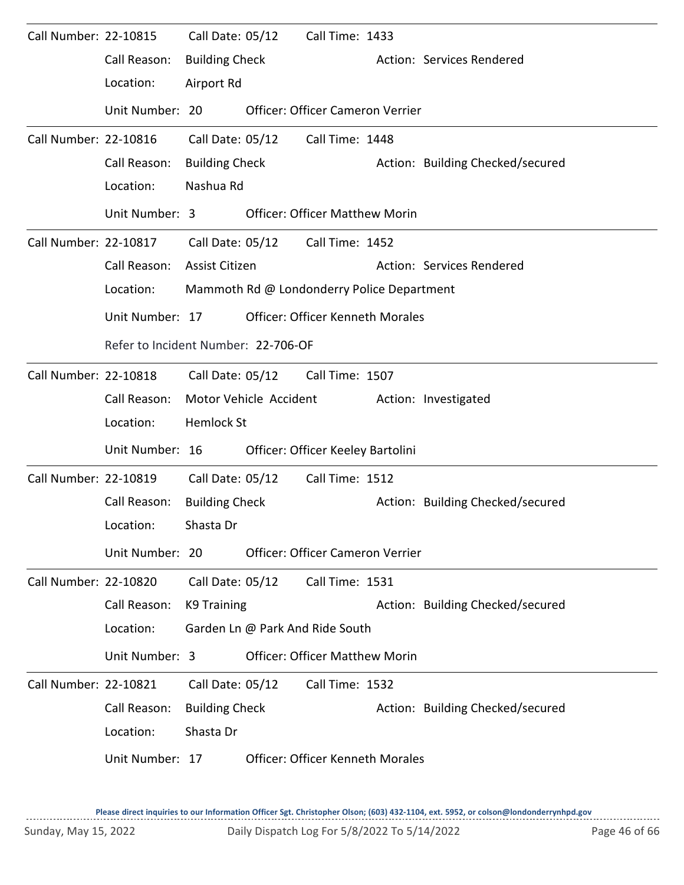Call Number: 22-10815 Call Date: 05/12 Call Time: 1433

Call Reason: Building Check Action: Services Rendered

Location: Airport Rd

Unit Number: 20 Officer: Officer Cameron Verrier

---

Call Number: 22-10816 Call Date: 05/12 Call Time: 1448

Call Reason: Building Check Action: Building Checked/secured

Location: Nashua Rd

Unit Number: 3 Officer: Officer Matthew Morin

---

Call Number: 22-10817 Call Date: 05/12 Call Time: 1452

Call Reason: Assist Citizen Action: Services Rendered

Location: Mammoth Rd @ Londonderry Police Department

Unit Number: 17 Officer: Officer Kenneth Morales

Refer to Incident Number: 22-706-OF

---

Call Number: 22-10818 Call Date: 05/12 Call Time: 1507

Call Reason: Motor Vehicle Accident Action: Investigated

Location: Hemlock St

Unit Number: 16 Officer: Officer Keeley Bartolini

---

Call Number: 22-10819 Call Date: 05/12 Call Time: 1512

Call Reason: Building Check Action: Building Checked/secured

Location: Shasta Dr

Unit Number: 20 Officer: Officer Cameron Verrier

---

Call Number: 22-10820 Call Date: 05/12 Call Time: 1531

Call Reason: K9 Training Action: Building Checked/secured

Location: Garden Ln @ Park And Ride South

Unit Number: 3 Officer: Officer Matthew Morin

---

Call Number: 22-10821 Call Date: 05/12 Call Time: 1532

Call Reason: Building Check Action: Building Checked/secured

Location: Shasta Dr

Unit Number: 17 Officer: Officer Kenneth Morales

**Please direct inquiries to our Information Officer Sgt. Christopher Olson; (603) 432-1104, ext. 5952, or colson@londonderrynhpd.gov**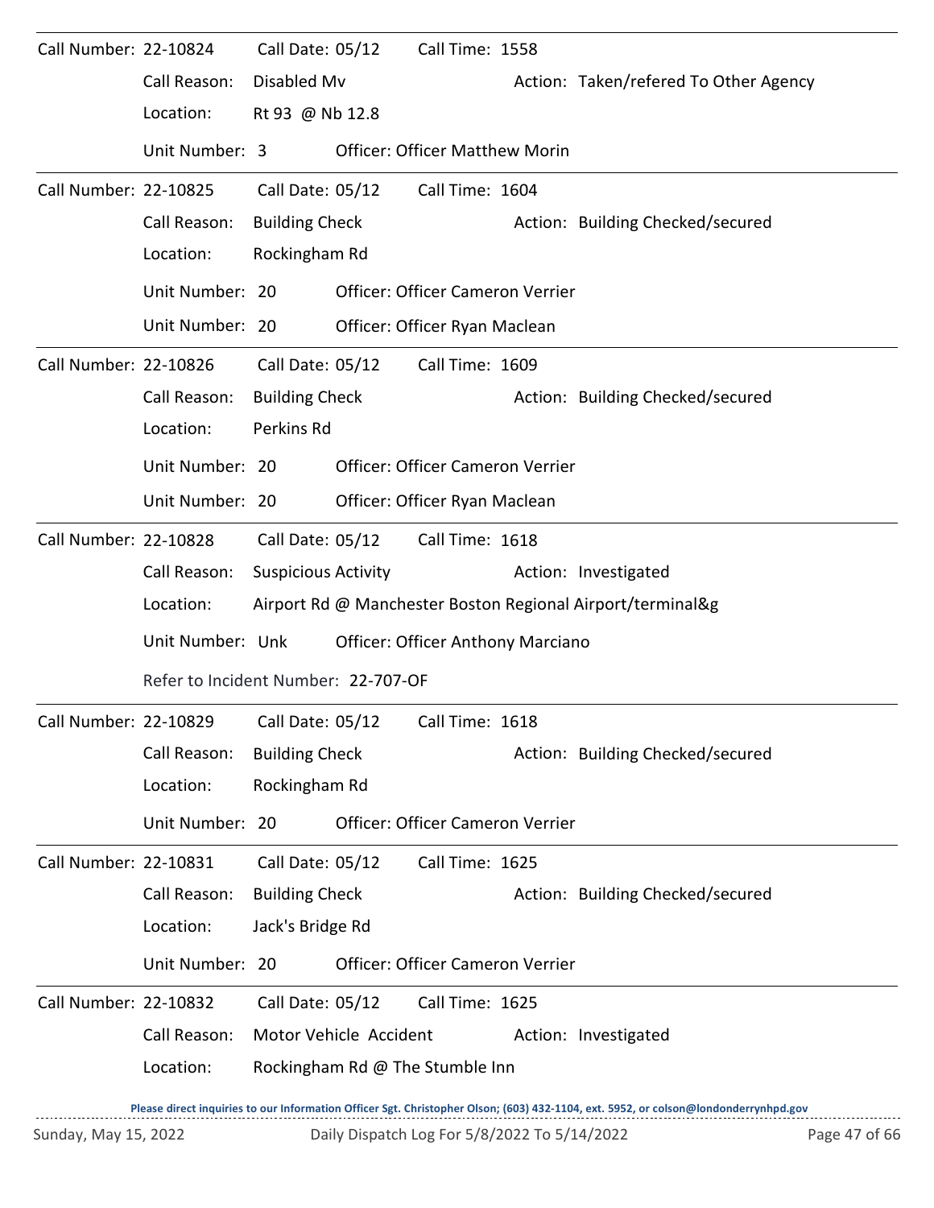Call Number: 22-10824 Call Date: 05/12 Call Time: 1558

Call Reason: Disabled Mv Action: Taken/refered To Other Agency

Location: Rt 93 @ Nb 12.8

Unit Number: 3 Officer: Officer Matthew Morin

---

Call Number: 22-10825 Call Date: 05/12 Call Time: 1604

Call Reason: Building Check Action: Building Checked/secured

Location: Rockingham Rd

Unit Number: 20 Officer: Officer Cameron Verrier

Unit Number: 20 Officer: Officer Ryan Maclean

---

Call Number: 22-10826 Call Date: 05/12 Call Time: 1609

Call Reason: Building Check Action: Building Checked/secured

Location: Perkins Rd

Unit Number: 20 Officer: Officer Cameron Verrier

Unit Number: 20 Officer: Officer Ryan Maclean

---

Call Number: 22-10828 Call Date: 05/12 Call Time: 1618

Call Reason: Suspicious Activity Action: Investigated

Location: Airport Rd @ Manchester Boston Regional Airport/terminal&g

Unit Number: Unk Officer: Officer Anthony Marciano

Refer to Incident Number: 22-707-OF

---

Call Number: 22-10829 Call Date: 05/12 Call Time: 1618

Call Reason: Building Check Action: Building Checked/secured

Location: Rockingham Rd

Unit Number: 20 Officer: Officer Cameron Verrier

---

Call Number: 22-10831 Call Date: 05/12 Call Time: 1625

Call Reason: Building Check Action: Building Checked/secured

Location: Jack's Bridge Rd

Unit Number: 20 Officer: Officer Cameron Verrier

---

Call Number: 22-10832 Call Date: 05/12 Call Time: 1625

Call Reason: Motor Vehicle Accident Action: Investigated

Location: Rockingham Rd @ The Stumble Inn

Please direct inquiries to our Information Officer Sgt. Christopher Olson; (603) 432-1104, ext. 5952, or colson@londonderrynhpd.gov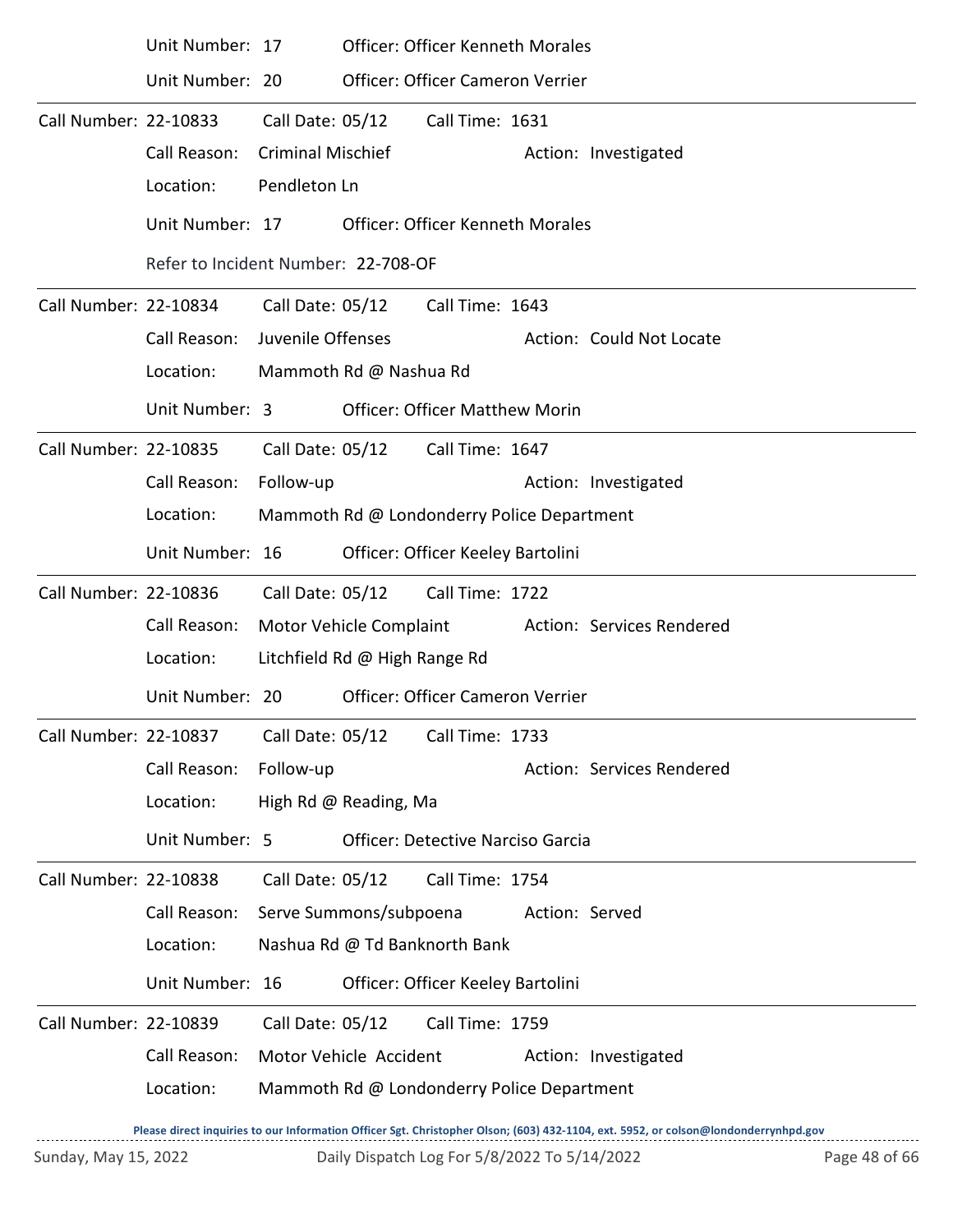Unit Number: 17 Officer: Officer Kenneth Morales

Unit Number: 20 Officer: Officer Cameron Verrier

---

Call Number: 22-10833 Call Date: 05/12 Call Time: 1631

Call Reason: Criminal Mischief Action: Investigated

Location: Pendleton Ln

Unit Number: 17 Officer: Officer Kenneth Morales

Refer to Incident Number: 22-708-OF

---

Call Number: 22-10834 Call Date: 05/12 Call Time: 1643

Call Reason: Juvenile Offenses Action: Could Not Locate

Location: Mammoth Rd @ Nashua Rd

Unit Number: 3 Officer: Officer Matthew Morin

---

Call Number: 22-10835 Call Date: 05/12 Call Time: 1647

Call Reason: Follow-up Action: Investigated

Location: Mammoth Rd @ Londonderry Police Department

Unit Number: 16 Officer: Officer Keeley Bartolini

---

Call Number: 22-10836 Call Date: 05/12 Call Time: 1722

Call Reason: Motor Vehicle Complaint Action: Services Rendered

Location: Litchfield Rd @ High Range Rd

Unit Number: 20 Officer: Officer Cameron Verrier

---

Call Number: 22-10837 Call Date: 05/12 Call Time: 1733

Call Reason: Follow-up Action: Services Rendered

Location: High Rd @ Reading, Ma

Unit Number: 5 Officer: Detective Narciso Garcia

---

Call Number: 22-10838 Call Date: 05/12 Call Time: 1754

Call Reason: Serve Summons/subpoena Action: Served

Location: Nashua Rd @ Td Banknorth Bank

Unit Number: 16 Officer: Officer Keeley Bartolini

---

Call Number: 22-10839 Call Date: 05/12 Call Time: 1759

Call Reason: Motor Vehicle Accident Action: Investigated

Location: Mammoth Rd @ Londonderry Police Department

**Please direct inquiries to our Information Officer Sgt. Christopher Olson; (603) 432-1104, ext. 5952, or colson@londonderrynhpd.gov**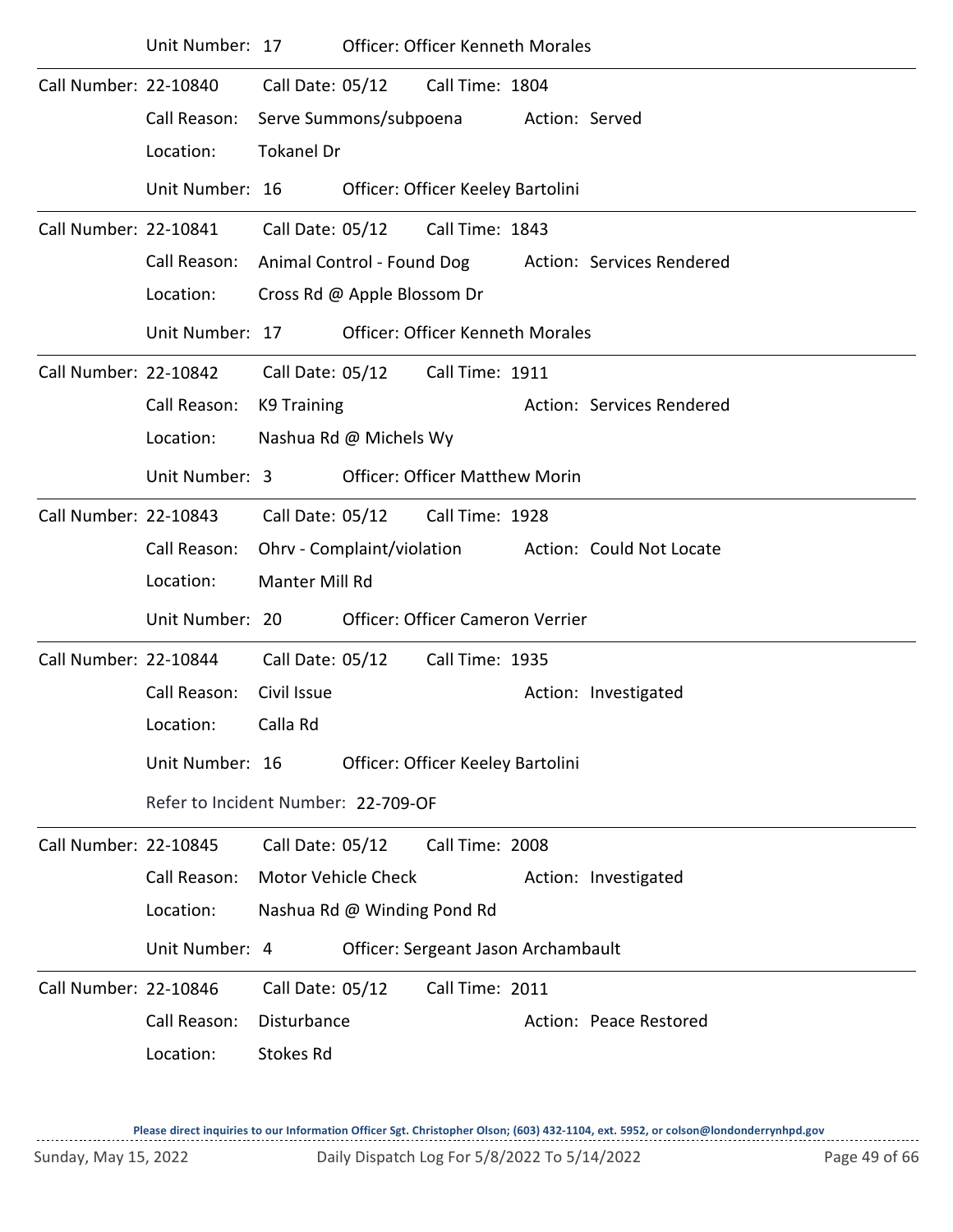Unit Number: 17 Officer: Officer Kenneth Morales

---

Call Number: 22-10840 Call Date: 05/12 Call Time: 1804

Call Reason: Serve Summons/subpoena Action: Served

Location: Tokanel Dr

Unit Number: 16 Officer: Officer Keeley Bartolini

---

Call Number: 22-10841 Call Date: 05/12 Call Time: 1843

Call Reason: Animal Control - Found Dog Action: Services Rendered

Location: Cross Rd @ Apple Blossom Dr

Unit Number: 17 Officer: Officer Kenneth Morales

---

Call Number: 22-10842 Call Date: 05/12 Call Time: 1911

Call Reason: K9 Training Action: Services Rendered

Location: Nashua Rd @ Michels Wy

Unit Number: 3 Officer: Officer Matthew Morin

---

Call Number: 22-10843 Call Date: 05/12 Call Time: 1928

Call Reason: Ohrv - Complaint/violation Action: Could Not Locate

Location: Manter Mill Rd

Unit Number: 20 Officer: Officer Cameron Verrier

---

Call Number: 22-10844 Call Date: 05/12 Call Time: 1935

Call Reason: Civil Issue Action: Investigated

Location: Calla Rd

Unit Number: 16 Officer: Officer Keeley Bartolini

Refer to Incident Number: 22-709-OF

---

Call Number: 22-10845 Call Date: 05/12 Call Time: 2008

Call Reason: Motor Vehicle Check Action: Investigated

Location: Nashua Rd @ Winding Pond Rd

Unit Number: 4 Officer: Sergeant Jason Archambault

---

Call Number: 22-10846 Call Date: 05/12 Call Time: 2011

Call Reason: Disturbance Action: Peace Restored

Location: Stokes Rd

**Please direct inquiries to our Information Officer Sgt. Christopher Olson; (603) 432-1104, ext. 5952, or colson@londonderrynhpd.gov**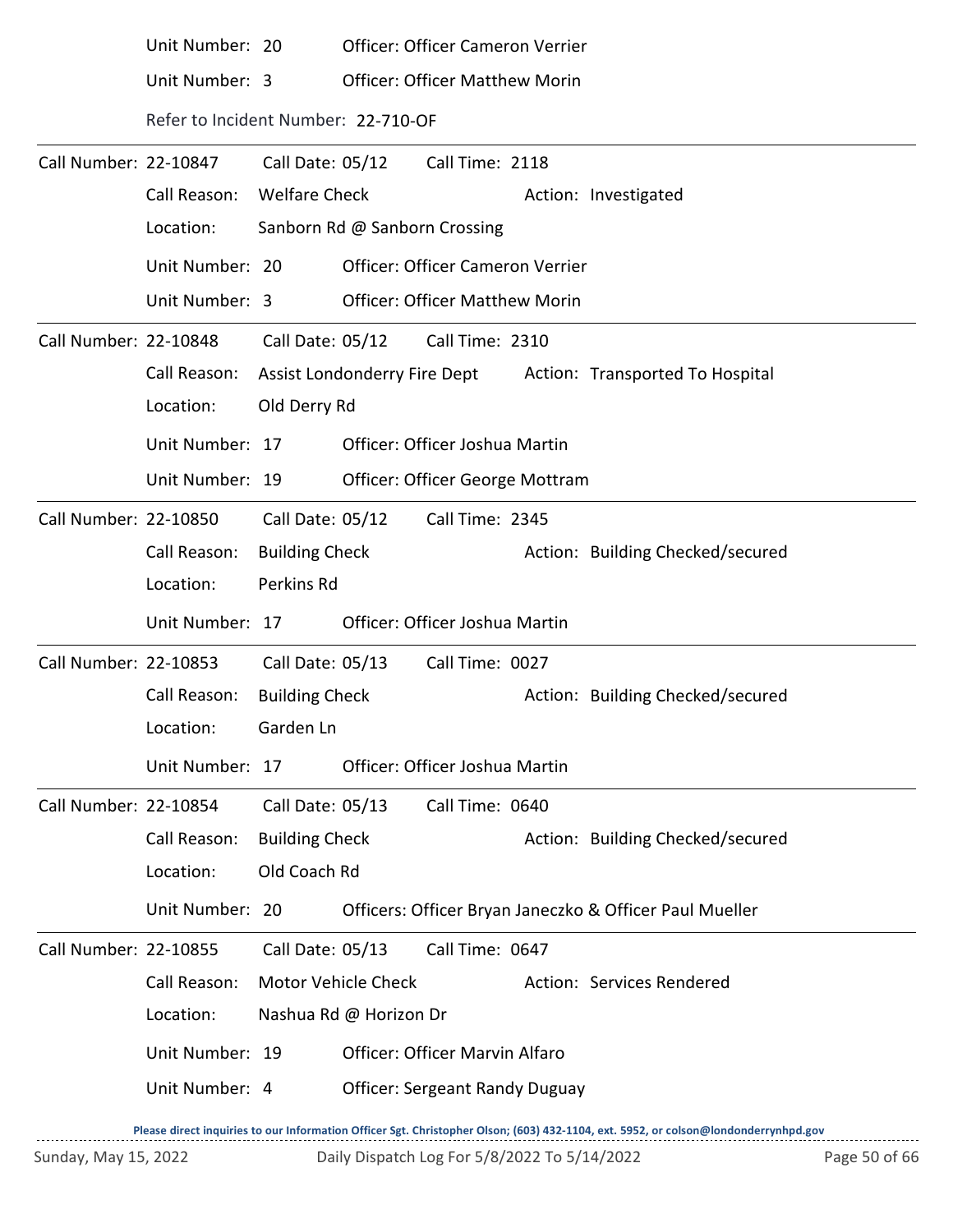Unit Number: 20 Officer: Officer Cameron Verrier

Unit Number: 3 Officer: Officer Matthew Morin

Refer to Incident Number: 22-710-OF

---

**Call Number: 22-10847** Call Date: 05/12 Call Time: 2118

Call Reason: Welfare Check Action: Investigated

Location: Sanborn Rd @ Sanborn Crossing

Unit Number: 20 Officer: Officer Cameron Verrier

Unit Number: 3 Officer: Officer Matthew Morin

---

**Call Number: 22-10848** Call Date: 05/12 Call Time: 2310

Call Reason: Assist Londonderry Fire Dept Action: Transported To Hospital

Location: Old Derry Rd

Unit Number: 17 Officer: Officer Joshua Martin

Unit Number: 19 Officer: Officer George Mottram

---

**Call Number: 22-10850** Call Date: 05/12 Call Time: 2345

Call Reason: Building Check Action: Building Checked/secured

Location: Perkins Rd

Unit Number: 17 Officer: Officer Joshua Martin

---

**Call Number: 22-10853** Call Date: 05/13 Call Time: 0027

Call Reason: Building Check Action: Building Checked/secured

Location: Garden Ln

Unit Number: 17 Officer: Officer Joshua Martin

---

**Call Number: 22-10854** Call Date: 05/13 Call Time: 0640

Call Reason: Building Check Action: Building Checked/secured

Location: Old Coach Rd

Unit Number: 20 Officers: Officer Bryan Janeczko & Officer Paul Mueller

---

**Call Number: 22-10855** Call Date: 05/13 Call Time: 0647

Call Reason: Motor Vehicle Check Action: Services Rendered

Location: Nashua Rd @ Horizon Dr

Unit Number: 19 Officer: Officer Marvin Alfaro

Unit Number: 4 Officer: Sergeant Randy Duguay

Please direct inquiries to our Information Officer Sgt. Christopher Olson; (603) 432-1104, ext. 5952, or colson@londonderrynhpd.gov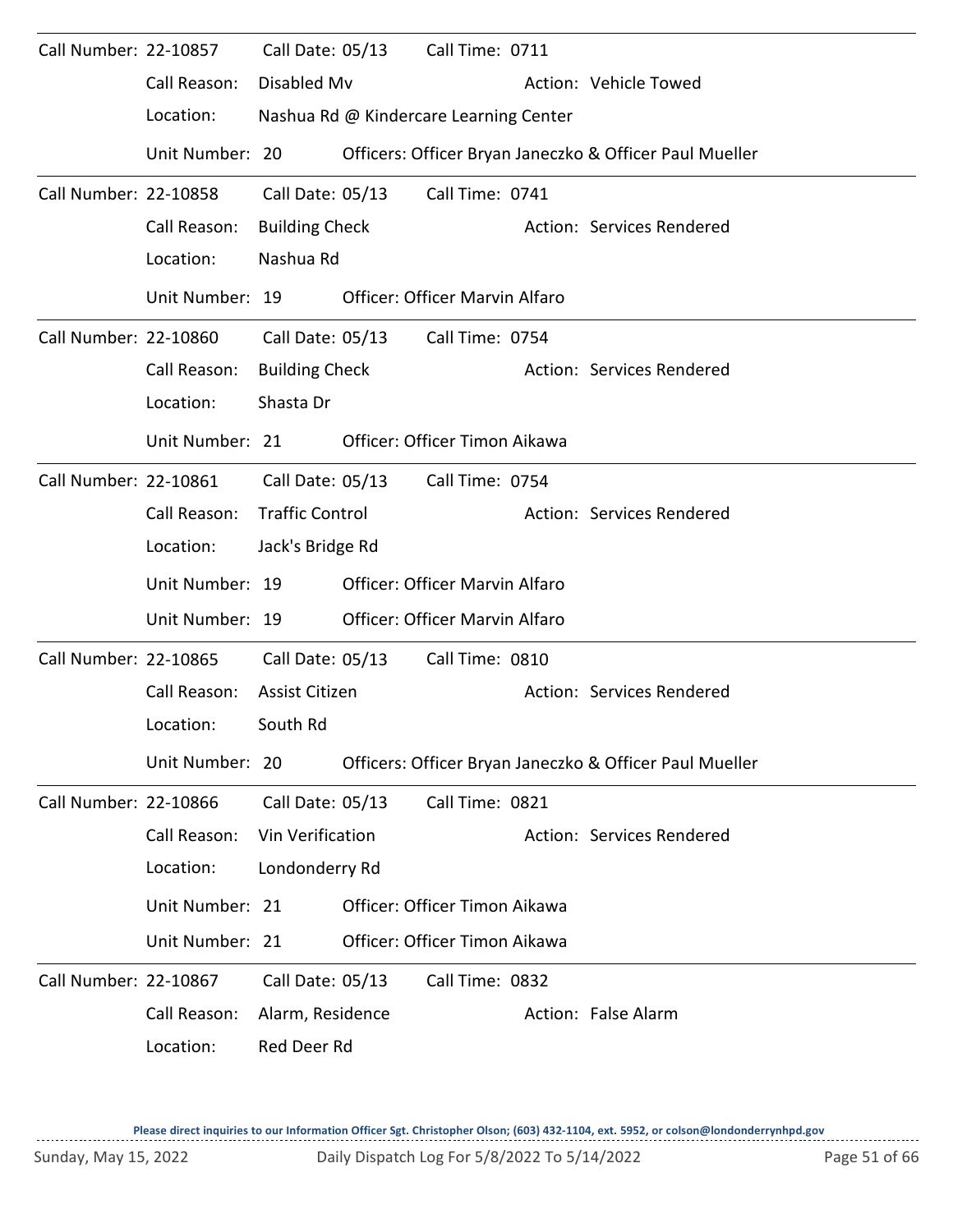Call Number: 22-10857 Call Date: 05/13 Call Time: 0711

Call Reason: Disabled Mv Action: Vehicle Towed

Location: Nashua Rd @ Kindercare Learning Center

Unit Number: 20 Officers: Officer Bryan Janeczko & Officer Paul Mueller

---

Call Number: 22-10858 Call Date: 05/13 Call Time: 0741

Call Reason: Building Check Action: Services Rendered

Location: Nashua Rd

Unit Number: 19 Officer: Officer Marvin Alfaro

---

Call Number: 22-10860 Call Date: 05/13 Call Time: 0754

Call Reason: Building Check Action: Services Rendered

Location: Shasta Dr

Unit Number: 21 Officer: Officer Timon Aikawa

---

Call Number: 22-10861 Call Date: 05/13 Call Time: 0754

Call Reason: Traffic Control Action: Services Rendered

Location: Jack's Bridge Rd

Unit Number: 19 Officer: Officer Marvin Alfaro

Unit Number: 19 Officer: Officer Marvin Alfaro

---

Call Number: 22-10865 Call Date: 05/13 Call Time: 0810

Call Reason: Assist Citizen Action: Services Rendered

Location: South Rd

Unit Number: 20 Officers: Officer Bryan Janeczko & Officer Paul Mueller

---

Call Number: 22-10866 Call Date: 05/13 Call Time: 0821

Call Reason: Vin Verification Action: Services Rendered

Location: Londonderry Rd

Unit Number: 21 Officer: Officer Timon Aikawa

Unit Number: 21 Officer: Officer Timon Aikawa

---

Call Number: 22-10867 Call Date: 05/13 Call Time: 0832

Call Reason: Alarm, Residence Action: False Alarm

Location: Red Deer Rd

**Please direct inquiries to our Information Officer Sgt. Christopher Olson; (603) 432-1104, ext. 5952, or colson@londonderrynhpd.gov**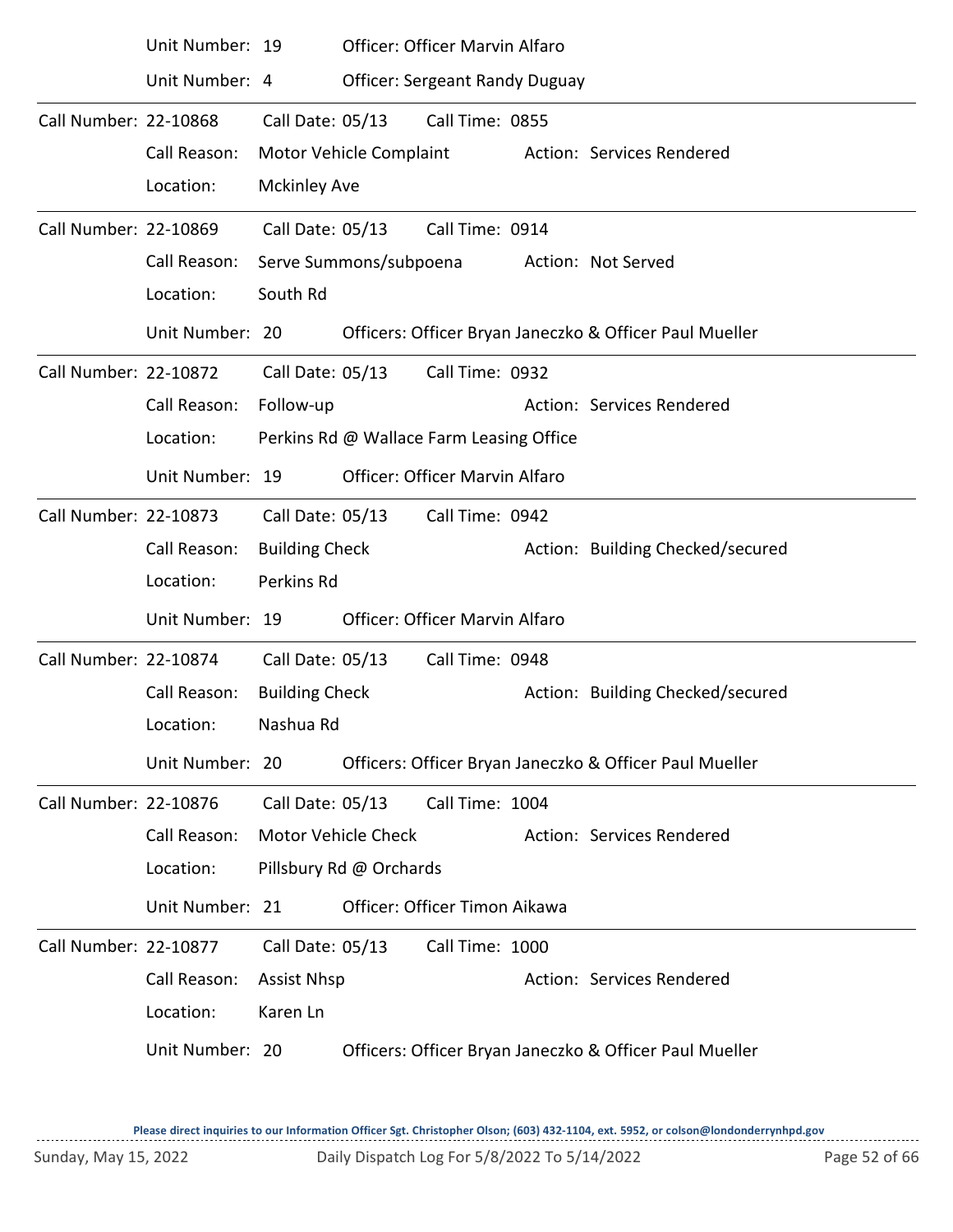Unit Number: 19 Officer: Officer Marvin Alfaro

Unit Number: 4 Officer: Sergeant Randy Duguay

---

Call Number: 22-10868 Call Date: 05/13 Call Time: 0855

Call Reason: Motor Vehicle Complaint Action: Services Rendered

Location: Mckinley Ave

---

Call Number: 22-10869 Call Date: 05/13 Call Time: 0914

Call Reason: Serve Summons/subpoena Action: Not Served

Location: South Rd

Unit Number: 20 Officers: Officer Bryan Janeczko & Officer Paul Mueller

---

Call Number: 22-10872 Call Date: 05/13 Call Time: 0932

Call Reason: Follow-up Action: Services Rendered

Location: Perkins Rd @ Wallace Farm Leasing Office

Unit Number: 19 Officer: Officer Marvin Alfaro

---

Call Number: 22-10873 Call Date: 05/13 Call Time: 0942

Call Reason: Building Check Action: Building Checked/secured

Location: Perkins Rd

Unit Number: 19 Officer: Officer Marvin Alfaro

---

Call Number: 22-10874 Call Date: 05/13 Call Time: 0948

Call Reason: Building Check Action: Building Checked/secured

Location: Nashua Rd

Unit Number: 20 Officers: Officer Bryan Janeczko & Officer Paul Mueller

---

Call Number: 22-10876 Call Date: 05/13 Call Time: 1004

Call Reason: Motor Vehicle Check Action: Services Rendered

Location: Pillsbury Rd @ Orchards

Unit Number: 21 Officer: Officer Timon Aikawa

---

Call Number: 22-10877 Call Date: 05/13 Call Time: 1000

Call Reason: Assist Nhsp Action: Services Rendered

Location: Karen Ln

Unit Number: 20 Officers: Officer Bryan Janeczko & Officer Paul Mueller

**Please direct inquiries to our Information Officer Sgt. Christopher Olson; (603) 432-1104, ext. 5952, or colson@londonderrynhpd.gov**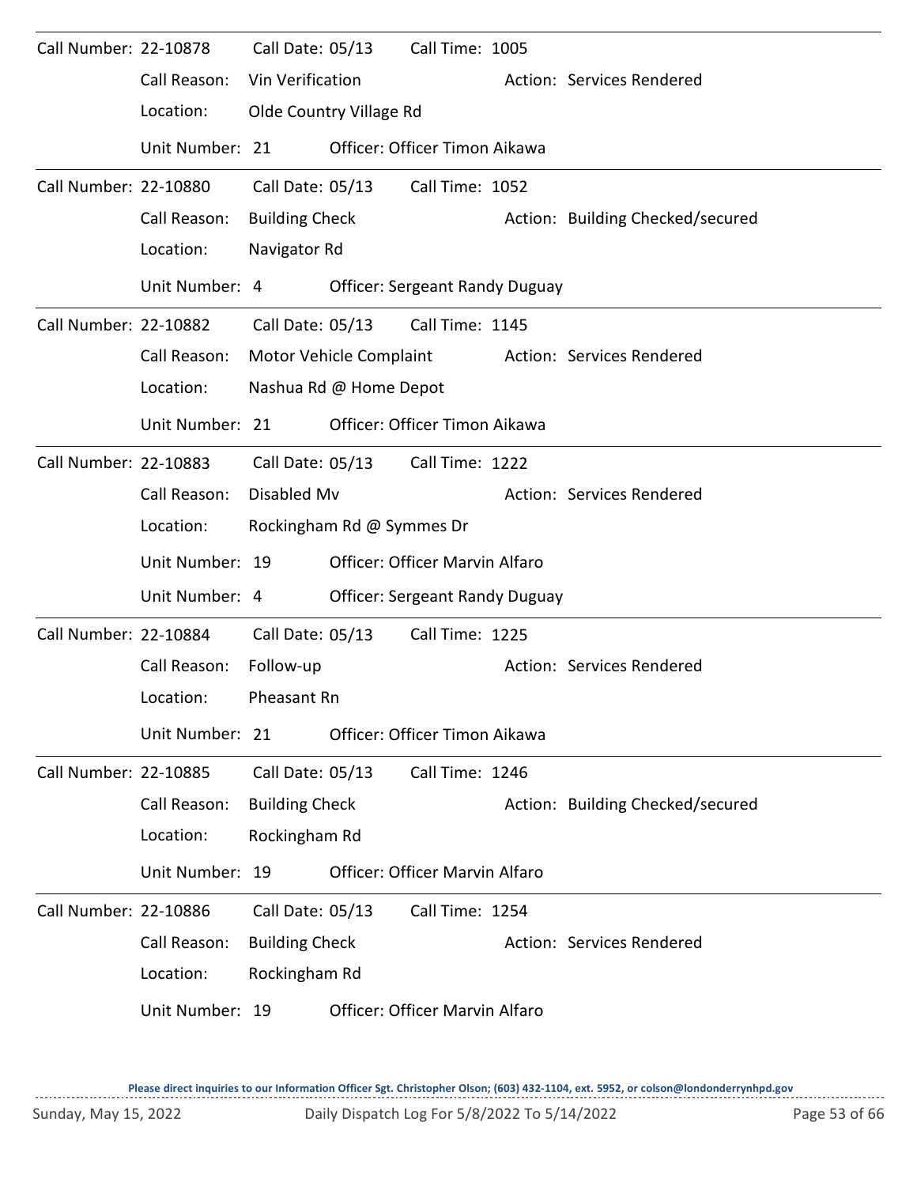Call Number: 22-10878 Call Date: 05/13 Call Time: 1005

Call Reason: Vin Verification Action: Services Rendered

Location: Olde Country Village Rd

Unit Number: 21 Officer: Officer Timon Aikawa

---

Call Number: 22-10880 Call Date: 05/13 Call Time: 1052

Call Reason: Building Check Action: Building Checked/secured

Location: Navigator Rd

Unit Number: 4 Officer: Sergeant Randy Duguay

---

Call Number: 22-10882 Call Date: 05/13 Call Time: 1145

Call Reason: Motor Vehicle Complaint Action: Services Rendered

Location: Nashua Rd @ Home Depot

Unit Number: 21 Officer: Officer Timon Aikawa

---

Call Number: 22-10883 Call Date: 05/13 Call Time: 1222

Call Reason: Disabled Mv Action: Services Rendered

Location: Rockingham Rd @ Symmes Dr

Unit Number: 19 Officer: Officer Marvin Alfaro

Unit Number: 4 Officer: Sergeant Randy Duguay

---

Call Number: 22-10884 Call Date: 05/13 Call Time: 1225

Call Reason: Follow-up Action: Services Rendered

Location: Pheasant Rn

Unit Number: 21 Officer: Officer Timon Aikawa

---

Call Number: 22-10885 Call Date: 05/13 Call Time: 1246

Call Reason: Building Check Action: Building Checked/secured

Location: Rockingham Rd

Unit Number: 19 Officer: Officer Marvin Alfaro

---

Call Number: 22-10886 Call Date: 05/13 Call Time: 1254

Call Reason: Building Check Action: Services Rendered

Location: Rockingham Rd

Unit Number: 19 Officer: Officer Marvin Alfaro

**Please direct inquiries to our Information Officer Sgt. Christopher Olson; (603) 432-1104, ext. 5952, or colson@londonderrynhpd.gov**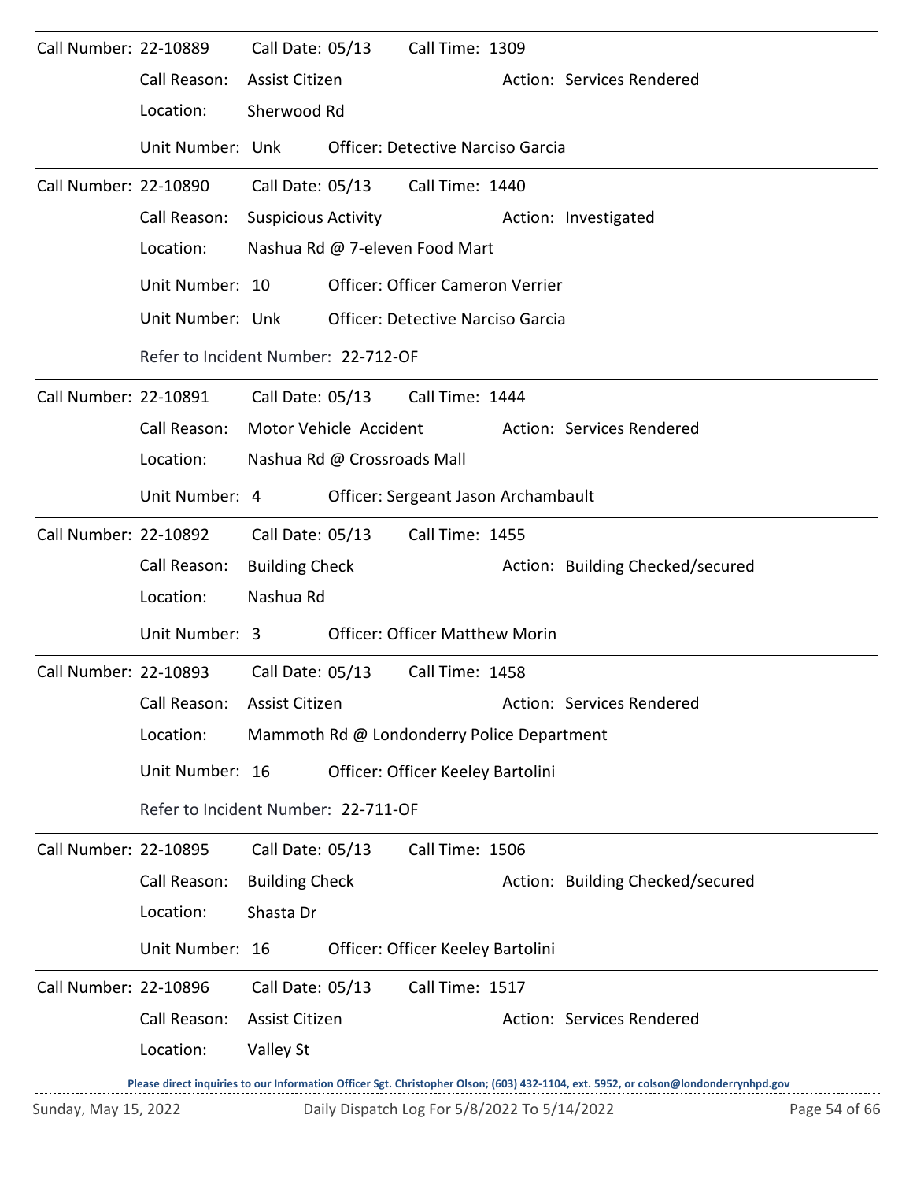Call Number: 22-10889 Call Date: 05/13 Call Time: 1309

Call Reason: Assist Citizen Action: Services Rendered

Location: Sherwood Rd

Unit Number: Unk Officer: Detective Narciso Garcia

---

Call Number: 22-10890 Call Date: 05/13 Call Time: 1440

Call Reason: Suspicious Activity Action: Investigated

Location: Nashua Rd @ 7-eleven Food Mart

Unit Number: 10 Officer: Officer Cameron Verrier

Unit Number: Unk Officer: Detective Narciso Garcia

Refer to Incident Number: 22-712-OF

---

Call Number: 22-10891 Call Date: 05/13 Call Time: 1444

Call Reason: Motor Vehicle Accident Action: Services Rendered

Location: Nashua Rd @ Crossroads Mall

Unit Number: 4 Officer: Sergeant Jason Archambault

---

Call Number: 22-10892 Call Date: 05/13 Call Time: 1455

Call Reason: Building Check Action: Building Checked/secured

Location: Nashua Rd

Unit Number: 3 Officer: Officer Matthew Morin

---

Call Number: 22-10893 Call Date: 05/13 Call Time: 1458

Call Reason: Assist Citizen Action: Services Rendered

Location: Mammoth Rd @ Londonderry Police Department

Unit Number: 16 Officer: Officer Keeley Bartolini

Refer to Incident Number: 22-711-OF

---

Call Number: 22-10895 Call Date: 05/13 Call Time: 1506

Call Reason: Building Check Action: Building Checked/secured

Location: Shasta Dr

Unit Number: 16 Officer: Officer Keeley Bartolini

---

Call Number: 22-10896 Call Date: 05/13 Call Time: 1517

Call Reason: Assist Citizen Action: Services Rendered

Location: Valley St

**Please direct inquiries to our Information Officer Sgt. Christopher Olson; (603) 432-1104, ext. 5952, or colson@londonderrynhpd.gov**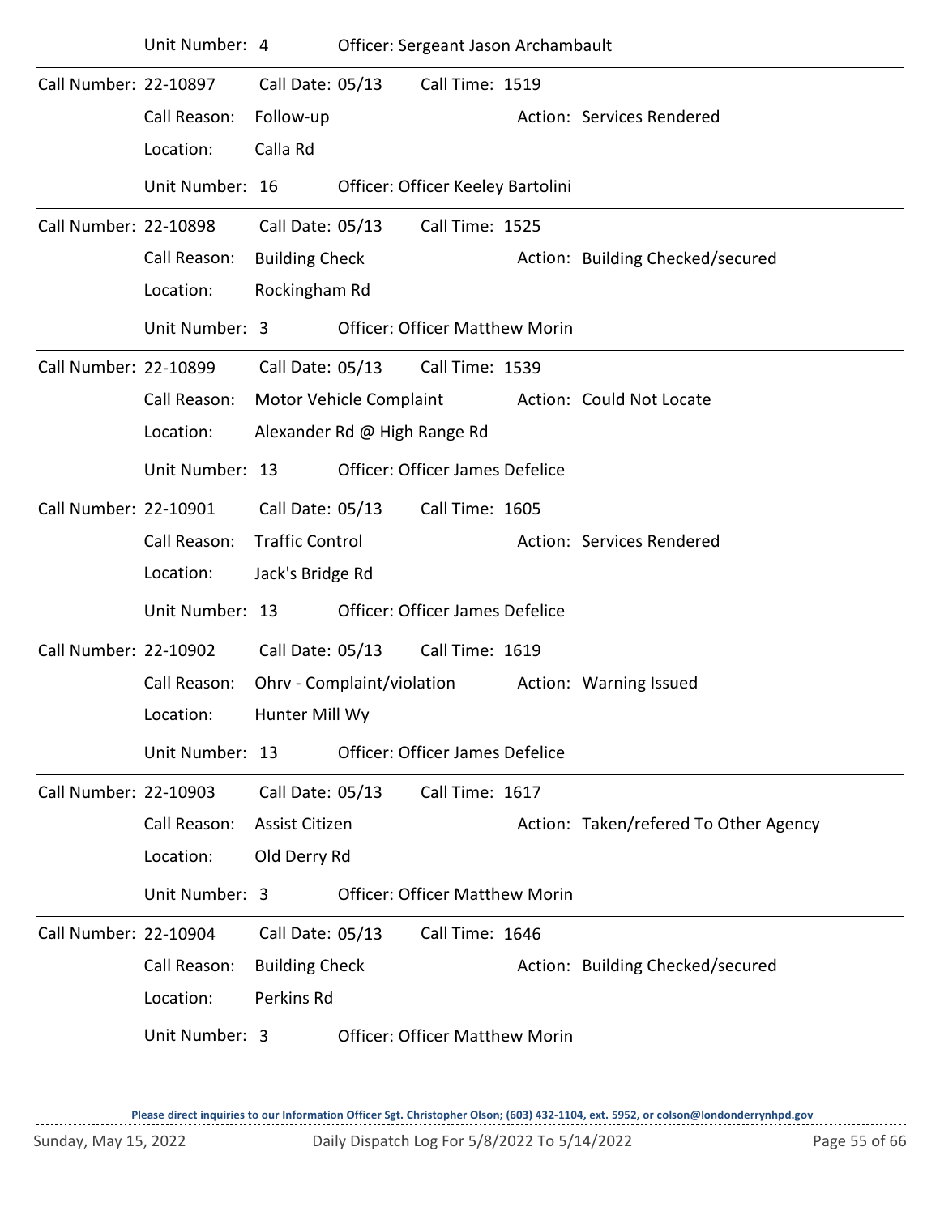Unit Number: 4 Officer: Sergeant Jason Archambault

---

Call Number: 22-10897 Call Date: 05/13 Call Time: 1519

Call Reason: Follow-up Action: Services Rendered

Location: Calla Rd

Unit Number: 16 Officer: Officer Keeley Bartolini

---

Call Number: 22-10898 Call Date: 05/13 Call Time: 1525

Call Reason: Building Check Action: Building Checked/secured

Location: Rockingham Rd

Unit Number: 3 Officer: Officer Matthew Morin

---

Call Number: 22-10899 Call Date: 05/13 Call Time: 1539

Call Reason: Motor Vehicle Complaint Action: Could Not Locate

Location: Alexander Rd @ High Range Rd

Unit Number: 13 Officer: Officer James Defelice

---

Call Number: 22-10901 Call Date: 05/13 Call Time: 1605

Call Reason: Traffic Control Action: Services Rendered

Location: Jack's Bridge Rd

Unit Number: 13 Officer: Officer James Defelice

---

Call Number: 22-10902 Call Date: 05/13 Call Time: 1619

Call Reason: Ohrv - Complaint/violation Action: Warning Issued

Location: Hunter Mill Wy

Unit Number: 13 Officer: Officer James Defelice

---

Call Number: 22-10903 Call Date: 05/13 Call Time: 1617

Call Reason: Assist Citizen Action: Taken/refered To Other Agency

Location: Old Derry Rd

Unit Number: 3 Officer: Officer Matthew Morin

---

Call Number: 22-10904 Call Date: 05/13 Call Time: 1646

Call Reason: Building Check Action: Building Checked/secured

Location: Perkins Rd

Unit Number: 3 Officer: Officer Matthew Morin

**Please direct inquiries to our Information Officer Sgt. Christopher Olson; (603) 432-1104, ext. 5952, or colson@londonderrynhpd.gov**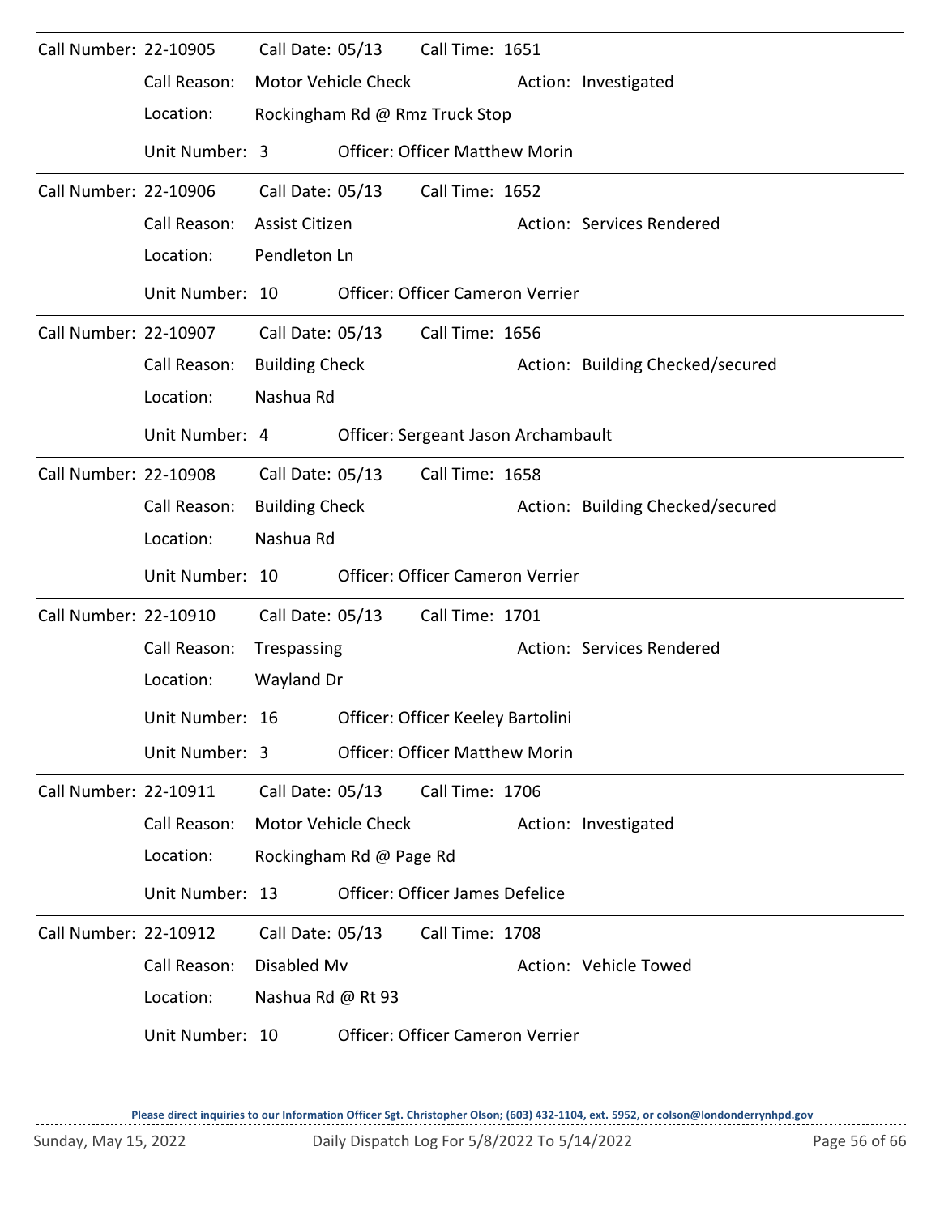Call Number: 22-10905 Call Date: 05/13 Call Time: 1651

Call Reason: Motor Vehicle Check Action: Investigated

Location: Rockingham Rd @ Rmz Truck Stop

Unit Number: 3 Officer: Officer Matthew Morin

---

Call Number: 22-10906 Call Date: 05/13 Call Time: 1652

Call Reason: Assist Citizen Action: Services Rendered

Location: Pendleton Ln

Unit Number: 10 Officer: Officer Cameron Verrier

---

Call Number: 22-10907 Call Date: 05/13 Call Time: 1656

Call Reason: Building Check Action: Building Checked/secured

Location: Nashua Rd

Unit Number: 4 Officer: Sergeant Jason Archambault

---

Call Number: 22-10908 Call Date: 05/13 Call Time: 1658

Call Reason: Building Check Action: Building Checked/secured

Location: Nashua Rd

Unit Number: 10 Officer: Officer Cameron Verrier

---

Call Number: 22-10910 Call Date: 05/13 Call Time: 1701

Call Reason: Trespassing Action: Services Rendered

Location: Wayland Dr

Unit Number: 16 Officer: Officer Keeley Bartolini

Unit Number: 3 Officer: Officer Matthew Morin

---

Call Number: 22-10911 Call Date: 05/13 Call Time: 1706

Call Reason: Motor Vehicle Check Action: Investigated

Location: Rockingham Rd @ Page Rd

Unit Number: 13 Officer: Officer James Defelice

---

Call Number: 22-10912 Call Date: 05/13 Call Time: 1708

Call Reason: Disabled Mv Action: Vehicle Towed

Location: Nashua Rd @ Rt 93

Unit Number: 10 Officer: Officer Cameron Verrier

**Please direct inquiries to our Information Officer Sgt. Christopher Olson; (603) 432-1104, ext. 5952, or colson@londonderrynhpd.gov**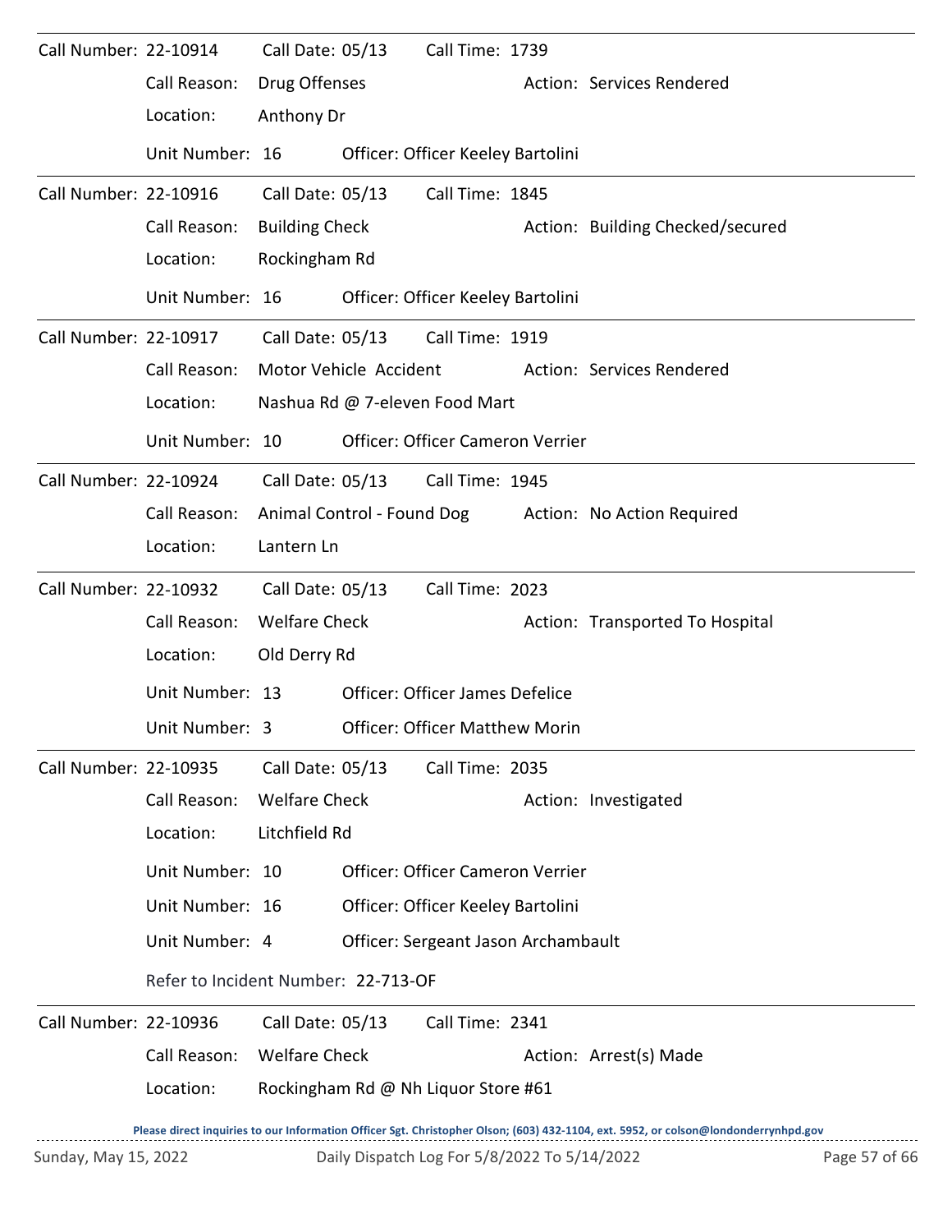Call Number: 22-10914 Call Date: 05/13 Call Time: 1739

Call Reason: Drug Offenses Action: Services Rendered

Location: Anthony Dr

Unit Number: 16 Officer: Officer Keeley Bartolini

---

Call Number: 22-10916 Call Date: 05/13 Call Time: 1845

Call Reason: Building Check Action: Building Checked/secured

Location: Rockingham Rd

Unit Number: 16 Officer: Officer Keeley Bartolini

---

Call Number: 22-10917 Call Date: 05/13 Call Time: 1919

Call Reason: Motor Vehicle Accident Action: Services Rendered

Location: Nashua Rd @ 7-eleven Food Mart

Unit Number: 10 Officer: Officer Cameron Verrier

---

Call Number: 22-10924 Call Date: 05/13 Call Time: 1945

Call Reason: Animal Control - Found Dog Action: No Action Required

Location: Lantern Ln

---

Call Number: 22-10932 Call Date: 05/13 Call Time: 2023

Call Reason: Welfare Check Action: Transported To Hospital

Location: Old Derry Rd

Unit Number: 13 Officer: Officer James Defelice

Unit Number: 3 Officer: Officer Matthew Morin

---

Call Number: 22-10935 Call Date: 05/13 Call Time: 2035

Call Reason: Welfare Check Action: Investigated

Location: Litchfield Rd

Unit Number: 10 Officer: Officer Cameron Verrier

Unit Number: 16 Officer: Officer Keeley Bartolini

Unit Number: 4 Officer: Sergeant Jason Archambault

Refer to Incident Number: 22-713-OF

---

Call Number: 22-10936 Call Date: 05/13 Call Time: 2341

Call Reason: Welfare Check Action: Arrest(s) Made

Location: Rockingham Rd @ Nh Liquor Store #61

**Please direct inquiries to our Information Officer Sgt. Christopher Olson; (603) 432-1104, ext. 5952, or colson@londonderrynhpd.gov**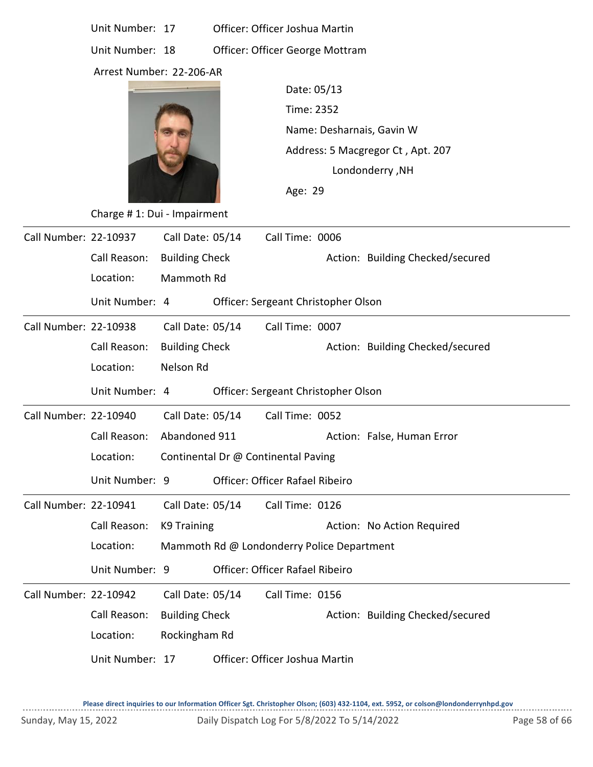Unit Number: 17 Officer: Officer Joshua Martin

Unit Number: 18 Officer: Officer George Mottram

Arrest Number: 22-206-AR

Date: 05/13

Time: 2352

Name: Desharnais, Gavin W

Address: 5 Macgregor Ct , Apt. 207
Londonderry ,NH

Age: 29

Charge # 1: Dui - Impairment

---

Call Number: 22-10937 Call Date: 05/14 Call Time: 0006

Call Reason: Building Check Action: Building Checked/secured

Location: Mammoth Rd

Unit Number: 4 Officer: Sergeant Christopher Olson

---

Call Number: 22-10938 Call Date: 05/14 Call Time: 0007

Call Reason: Building Check Action: Building Checked/secured

Location: Nelson Rd

Unit Number: 4 Officer: Sergeant Christopher Olson

---

Call Number: 22-10940 Call Date: 05/14 Call Time: 0052

Call Reason: Abandoned 911 Action: False, Human Error

Location: Continental Dr @ Continental Paving

Unit Number: 9 Officer: Officer Rafael Ribeiro

---

Call Number: 22-10941 Call Date: 05/14 Call Time: 0126

Call Reason: K9 Training Action: No Action Required

Location: Mammoth Rd @ Londonderry Police Department

Unit Number: 9 Officer: Officer Rafael Ribeiro

---

Call Number: 22-10942 Call Date: 05/14 Call Time: 0156

Call Reason: Building Check Action: Building Checked/secured

Location: Rockingham Rd

Unit Number: 17 Officer: Officer Joshua Martin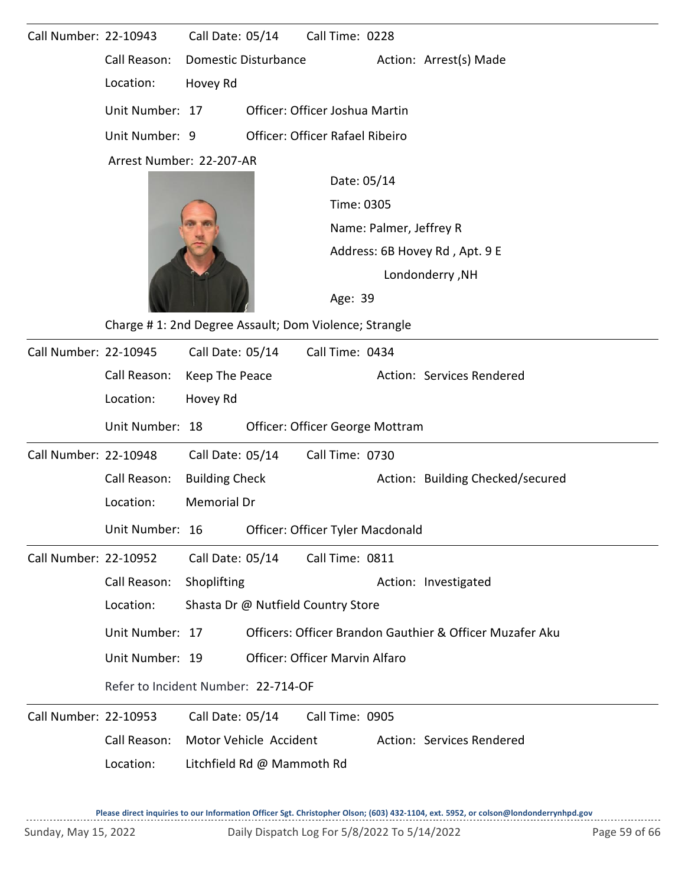**Call Number:** 22-10943 **Call Date:** 05/14 **Call Time:** 0228

Call Reason: Domestic Disturbance  Action: Arrest(s) Made

Location: Hovey Rd

Unit Number: 17  Officer: Officer Joshua Martin

Unit Number: 9  Officer: Officer Rafael Ribeiro

Arrest Number: 22-207-AR

Date: 05/14

Time: 0305

Name: Palmer, Jeffrey R

Address: 6B Hovey Rd , Apt. 9 E
Londonderry ,NH

Age: 39

Charge # 1: 2nd Degree Assault; Dom Violence; Strangle

---

**Call Number:** 22-10945 **Call Date:** 05/14 **Call Time:** 0434

Call Reason: Keep The Peace  Action: Services Rendered

Location: Hovey Rd

Unit Number: 18  Officer: Officer George Mottram

---

**Call Number:** 22-10948 **Call Date:** 05/14 **Call Time:** 0730

Call Reason: Building Check  Action: Building Checked/secured

Location: Memorial Dr

Unit Number: 16  Officer: Officer Tyler Macdonald

---

**Call Number:** 22-10952 **Call Date:** 05/14 **Call Time:** 0811

Call Reason: Shoplifting  Action: Investigated

Location: Shasta Dr @ Nutfield Country Store

Unit Number: 17  Officers: Officer Brandon Gauthier & Officer Muzafer Aku

Unit Number: 19  Officer: Officer Marvin Alfaro

Refer to Incident Number: 22-714-OF

---

**Call Number:** 22-10953 **Call Date:** 05/14 **Call Time:** 0905

Call Reason: Motor Vehicle Accident  Action: Services Rendered

Location: Litchfield Rd @ Mammoth Rd

Please direct inquiries to our Information Officer Sgt. Christopher Olson; (603) 432-1104, ext. 5952, or colson@londonderrynhpd.gov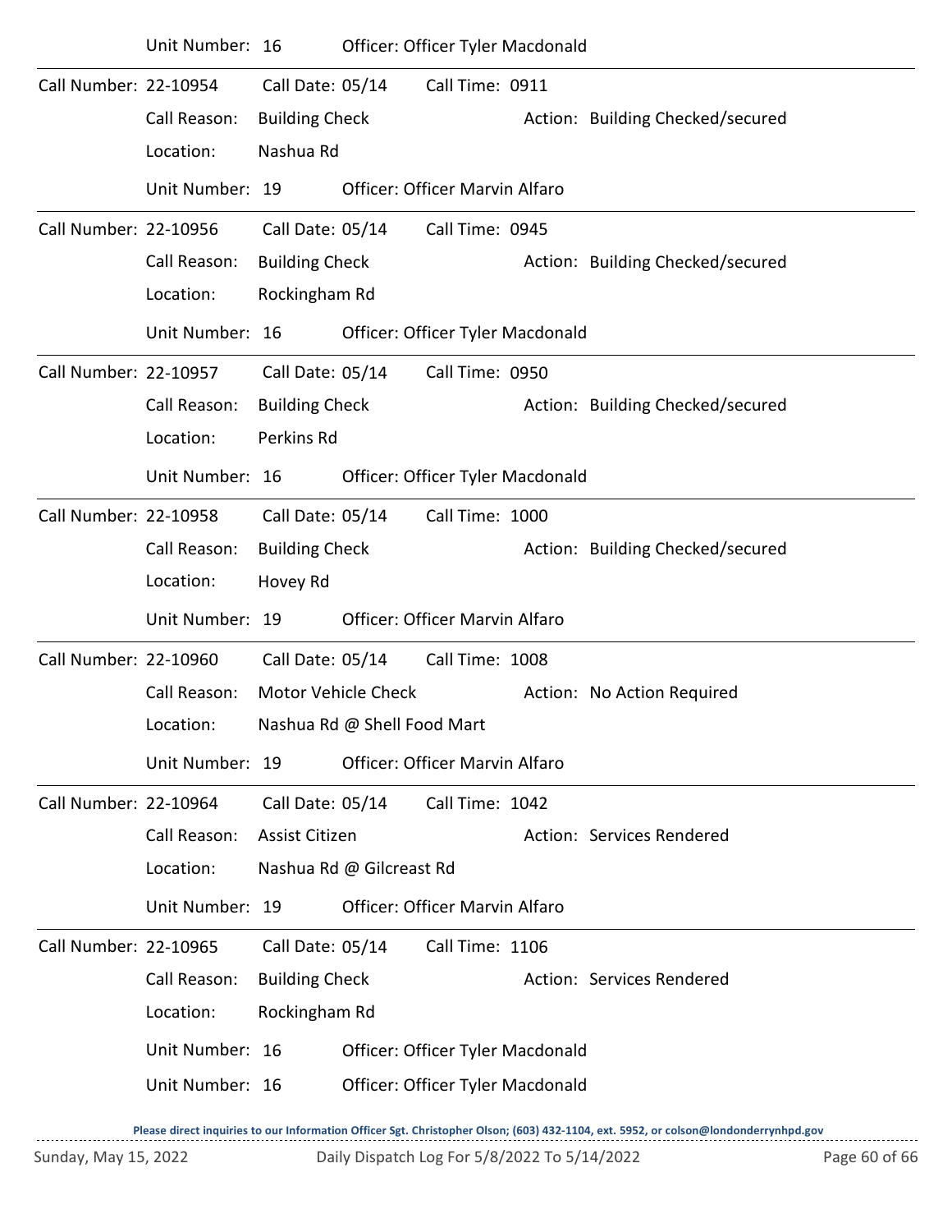Unit Number: 16 Officer: Officer Tyler Macdonald

---

Call Number: 22-10954 Call Date: 05/14 Call Time: 0911

Call Reason: Building Check Action: Building Checked/secured

Location: Nashua Rd

Unit Number: 19 Officer: Officer Marvin Alfaro

---

Call Number: 22-10956 Call Date: 05/14 Call Time: 0945

Call Reason: Building Check Action: Building Checked/secured

Location: Rockingham Rd

Unit Number: 16 Officer: Officer Tyler Macdonald

---

Call Number: 22-10957 Call Date: 05/14 Call Time: 0950

Call Reason: Building Check Action: Building Checked/secured

Location: Perkins Rd

Unit Number: 16 Officer: Officer Tyler Macdonald

---

Call Number: 22-10958 Call Date: 05/14 Call Time: 1000

Call Reason: Building Check Action: Building Checked/secured

Location: Hovey Rd

Unit Number: 19 Officer: Officer Marvin Alfaro

---

Call Number: 22-10960 Call Date: 05/14 Call Time: 1008

Call Reason: Motor Vehicle Check Action: No Action Required

Location: Nashua Rd @ Shell Food Mart

Unit Number: 19 Officer: Officer Marvin Alfaro

---

Call Number: 22-10964 Call Date: 05/14 Call Time: 1042

Call Reason: Assist Citizen Action: Services Rendered

Location: Nashua Rd @ Gilcreast Rd

Unit Number: 19 Officer: Officer Marvin Alfaro

---

Call Number: 22-10965 Call Date: 05/14 Call Time: 1106

Call Reason: Building Check Action: Services Rendered

Location: Rockingham Rd

Unit Number: 16 Officer: Officer Tyler Macdonald

Unit Number: 16 Officer: Officer Tyler Macdonald

Please direct inquiries to our Information Officer Sgt. Christopher Olson; (603) 432-1104, ext. 5952, or colson@londonderrynhpd.gov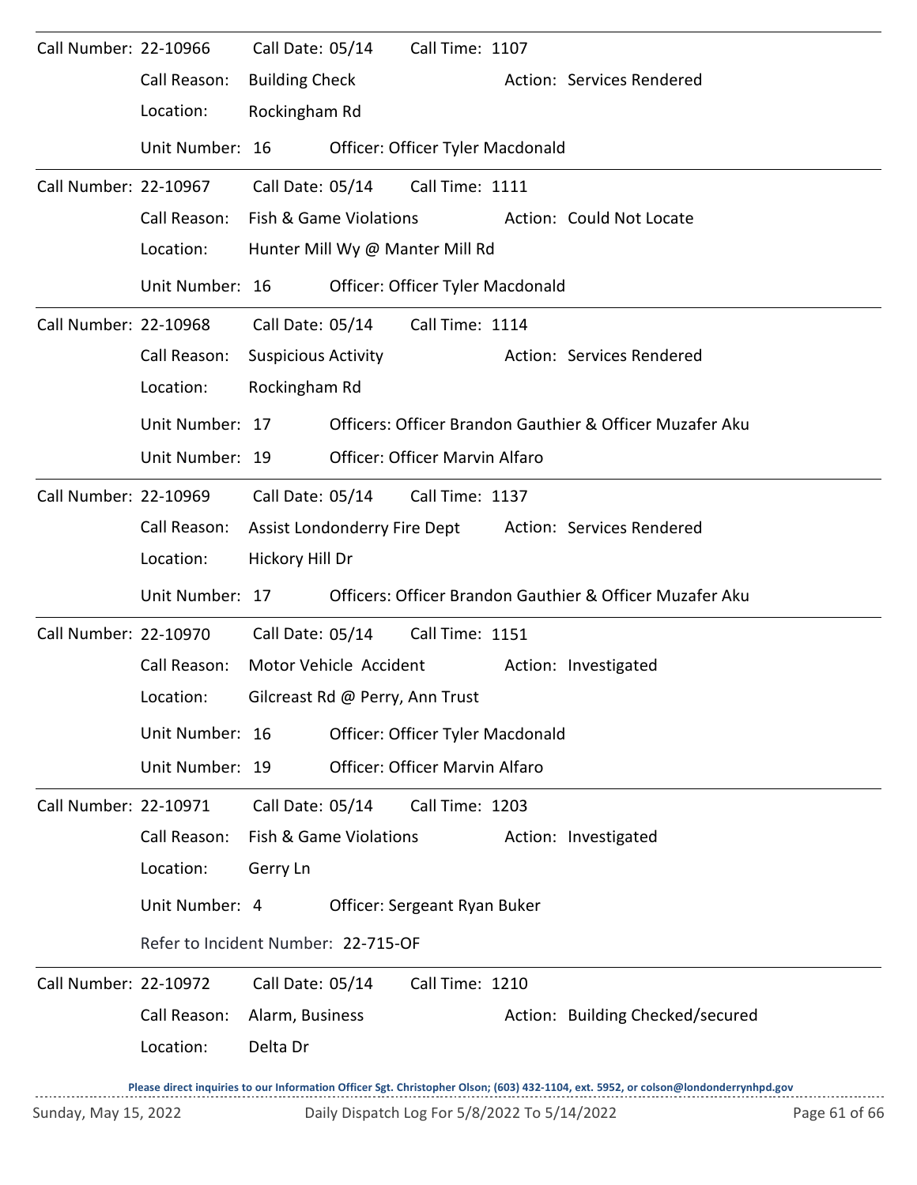Call Number: 22-10966 Call Date: 05/14 Call Time: 1107

Call Reason: Building Check Action: Services Rendered

Location: Rockingham Rd

Unit Number: 16 Officer: Officer Tyler Macdonald

---

Call Number: 22-10967 Call Date: 05/14 Call Time: 1111

Call Reason: Fish & Game Violations Action: Could Not Locate

Location: Hunter Mill Wy @ Manter Mill Rd

Unit Number: 16 Officer: Officer Tyler Macdonald

---

Call Number: 22-10968 Call Date: 05/14 Call Time: 1114

Call Reason: Suspicious Activity Action: Services Rendered

Location: Rockingham Rd

Unit Number: 17 Officers: Officer Brandon Gauthier & Officer Muzafer Aku

Unit Number: 19 Officer: Officer Marvin Alfaro

---

Call Number: 22-10969 Call Date: 05/14 Call Time: 1137

Call Reason: Assist Londonderry Fire Dept Action: Services Rendered

Location: Hickory Hill Dr

Unit Number: 17 Officers: Officer Brandon Gauthier & Officer Muzafer Aku

---

Call Number: 22-10970 Call Date: 05/14 Call Time: 1151

Call Reason: Motor Vehicle Accident Action: Investigated

Location: Gilcreast Rd @ Perry, Ann Trust

Unit Number: 16 Officer: Officer Tyler Macdonald

Unit Number: 19 Officer: Officer Marvin Alfaro

---

Call Number: 22-10971 Call Date: 05/14 Call Time: 1203

Call Reason: Fish & Game Violations Action: Investigated

Location: Gerry Ln

Unit Number: 4 Officer: Sergeant Ryan Buker

Refer to Incident Number: 22-715-OF

---

Call Number: 22-10972 Call Date: 05/14 Call Time: 1210

Call Reason: Alarm, Business Action: Building Checked/secured

Location: Delta Dr

Please direct inquiries to our Information Officer Sgt. Christopher Olson; (603) 432-1104, ext. 5952, or colson@londonderrynhpd.gov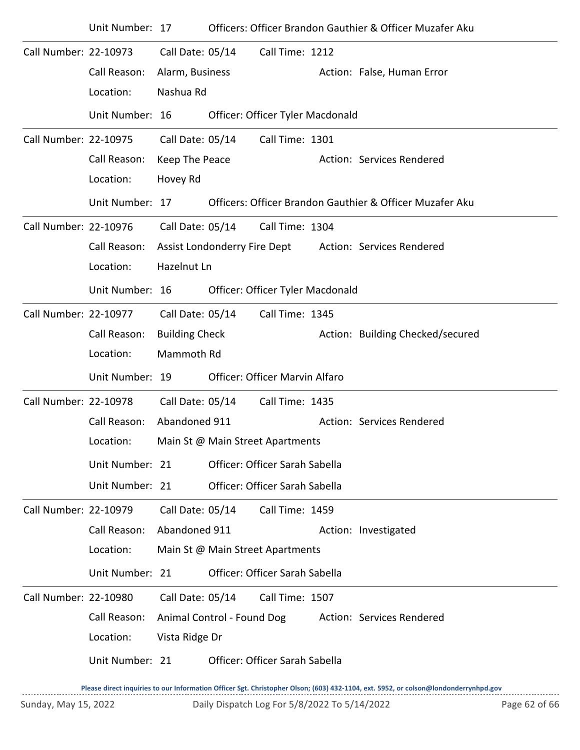Unit Number: 17 Officers: Officer Brandon Gauthier & Officer Muzafer Aku

---

Call Number: 22-10973 Call Date: 05/14 Call Time: 1212

Call Reason: Alarm, Business Action: False, Human Error

Location: Nashua Rd

Unit Number: 16 Officer: Officer Tyler Macdonald

---

Call Number: 22-10975 Call Date: 05/14 Call Time: 1301

Call Reason: Keep The Peace Action: Services Rendered

Location: Hovey Rd

Unit Number: 17 Officers: Officer Brandon Gauthier & Officer Muzafer Aku

---

Call Number: 22-10976 Call Date: 05/14 Call Time: 1304

Call Reason: Assist Londonderry Fire Dept Action: Services Rendered

Location: Hazelnut Ln

Unit Number: 16 Officer: Officer Tyler Macdonald

---

Call Number: 22-10977 Call Date: 05/14 Call Time: 1345

Call Reason: Building Check Action: Building Checked/secured

Location: Mammoth Rd

Unit Number: 19 Officer: Officer Marvin Alfaro

---

Call Number: 22-10978 Call Date: 05/14 Call Time: 1435

Call Reason: Abandoned 911 Action: Services Rendered

Location: Main St @ Main Street Apartments

Unit Number: 21 Officer: Officer Sarah Sabella

Unit Number: 21 Officer: Officer Sarah Sabella

---

Call Number: 22-10979 Call Date: 05/14 Call Time: 1459

Call Reason: Abandoned 911 Action: Investigated

Location: Main St @ Main Street Apartments

Unit Number: 21 Officer: Officer Sarah Sabella

---

Call Number: 22-10980 Call Date: 05/14 Call Time: 1507

Call Reason: Animal Control - Found Dog Action: Services Rendered

Location: Vista Ridge Dr

Unit Number: 21 Officer: Officer Sarah Sabella

---

Please direct inquiries to our Information Officer Sgt. Christopher Olson; (603) 432-1104, ext. 5952, or colson@londonderrynhpd.gov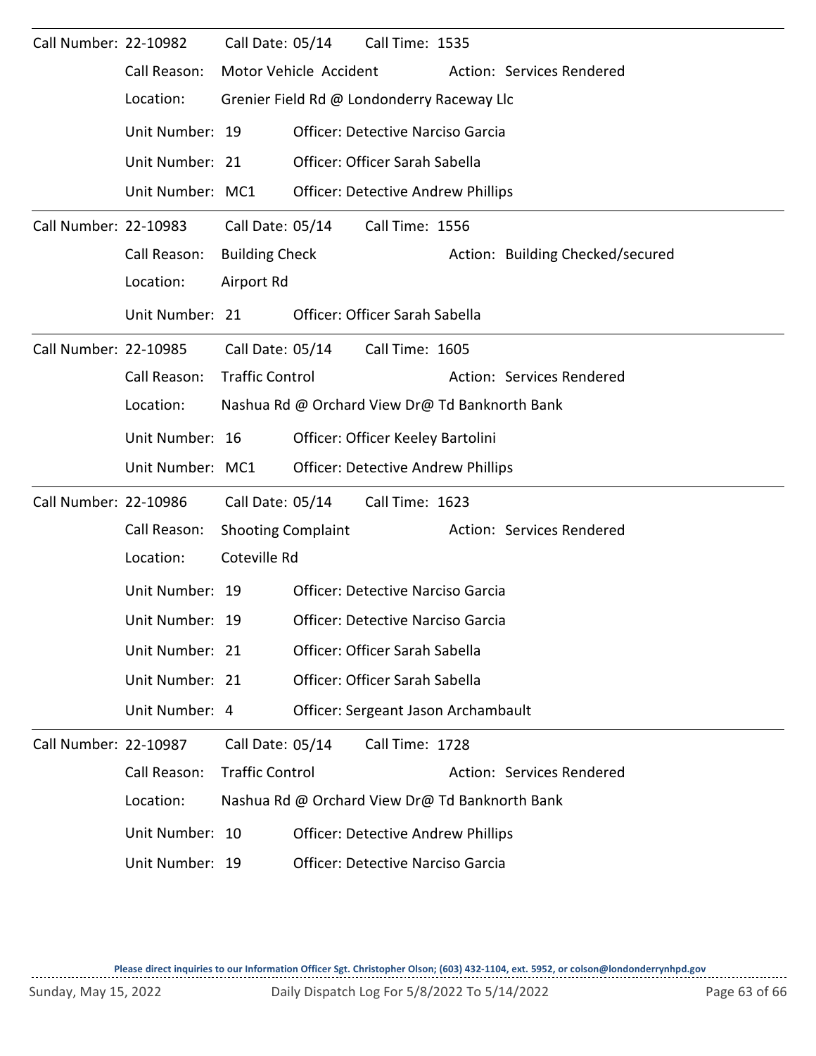Call Number: 22-10982 Call Date: 05/14 Call Time: 1535

Call Reason: Motor Vehicle Accident Action: Services Rendered

Location: Grenier Field Rd @ Londonderry Raceway Llc

| Unit Number | Officer |
|---|---|
| 19 | Detective Narciso Garcia |
| 21 | Officer Sarah Sabella |
| MC1 | Detective Andrew Phillips |

---

Call Number: 22-10983 Call Date: 05/14 Call Time: 1556

Call Reason: Building Check Action: Building Checked/secured

Location: Airport Rd

| Unit Number | Officer |
|---|---|
| 21 | Officer Sarah Sabella |

---

Call Number: 22-10985 Call Date: 05/14 Call Time: 1605

Call Reason: Traffic Control Action: Services Rendered

Location: Nashua Rd @ Orchard View Dr@ Td Banknorth Bank

| Unit Number | Officer |
|---|---|
| 16 | Officer Keeley Bartolini |
| MC1 | Detective Andrew Phillips |

---

Call Number: 22-10986 Call Date: 05/14 Call Time: 1623

Call Reason: Shooting Complaint Action: Services Rendered

Location: Coteville Rd

| Unit Number | Officer |
|---|---|
| 19 | Detective Narciso Garcia |
| 19 | Detective Narciso Garcia |
| 21 | Officer Sarah Sabella |
| 21 | Officer Sarah Sabella |
| 4 | Sergeant Jason Archambault |

---

Call Number: 22-10987 Call Date: 05/14 Call Time: 1728

Call Reason: Traffic Control Action: Services Rendered

Location: Nashua Rd @ Orchard View Dr@ Td Banknorth Bank

| Unit Number | Officer |
|---|---|
| 10 | Detective Andrew Phillips |
| 19 | Detective Narciso Garcia |

Please direct inquiries to our Information Officer Sgt. Christopher Olson; (603) 432-1104, ext. 5952, or colson@londonderrynhpd.gov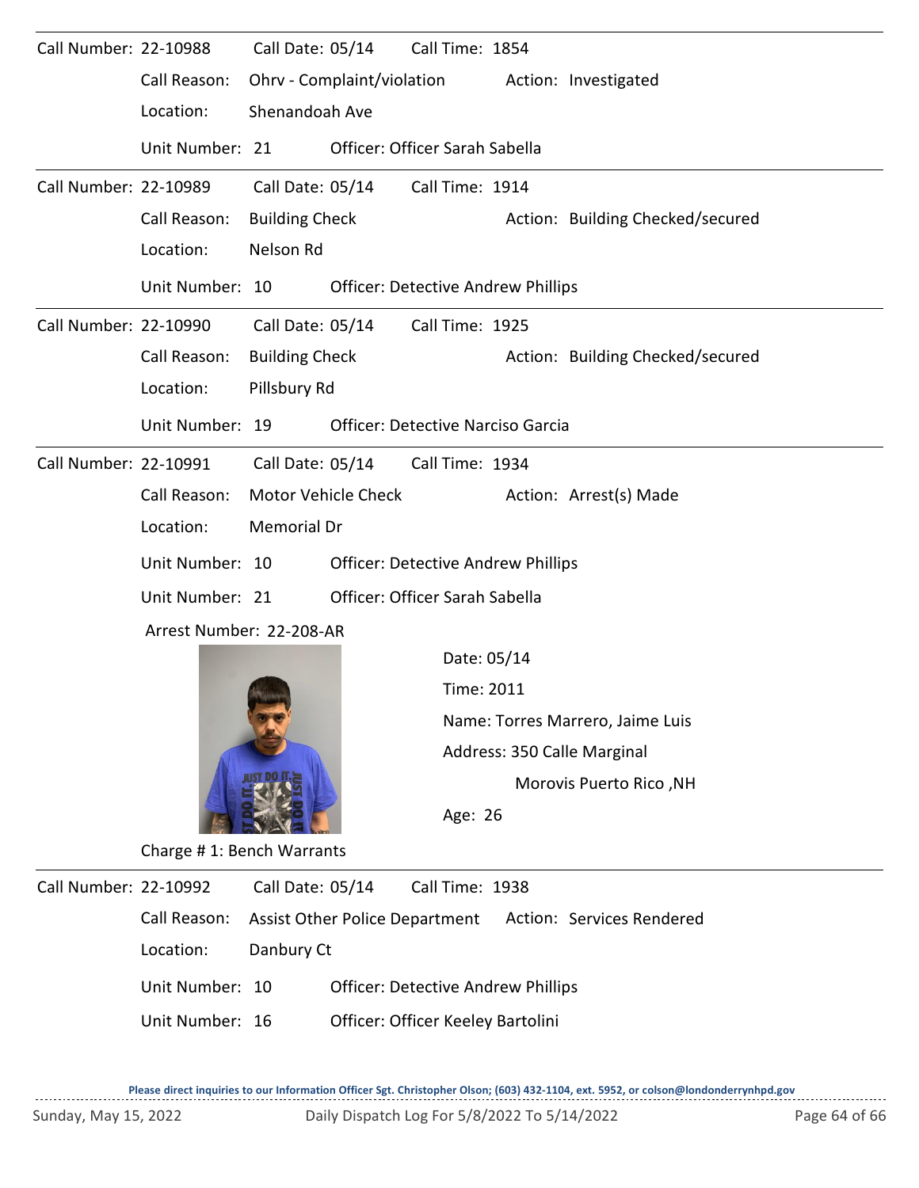Call Number: 22-10988 Call Date: 05/14 Call Time: 1854

Call Reason: Ohrv - Complaint/violation Action: Investigated

Location: Shenandoah Ave

Unit Number: 21 Officer: Officer Sarah Sabella

---

Call Number: 22-10989 Call Date: 05/14 Call Time: 1914

Call Reason: Building Check Action: Building Checked/secured

Location: Nelson Rd

Unit Number: 10 Officer: Detective Andrew Phillips

---

Call Number: 22-10990 Call Date: 05/14 Call Time: 1925

Call Reason: Building Check Action: Building Checked/secured

Location: Pillsbury Rd

Unit Number: 19 Officer: Detective Narciso Garcia

---

Call Number: 22-10991 Call Date: 05/14 Call Time: 1934

Call Reason: Motor Vehicle Check Action: Arrest(s) Made

Location: Memorial Dr

Unit Number: 10 Officer: Detective Andrew Phillips

Unit Number: 21 Officer: Officer Sarah Sabella

Arrest Number: 22-208-AR

Date: 05/14

Time: 2011

Name: Torres Marrero, Jaime Luis

Address: 350 Calle Marginal

Morovis Puerto Rico ,NH

Age: 26

Charge # 1: Bench Warrants

---

Call Number: 22-10992 Call Date: 05/14 Call Time: 1938

Call Reason: Assist Other Police Department Action: Services Rendered

Location: Danbury Ct

Unit Number: 10 Officer: Detective Andrew Phillips

Unit Number: 16 Officer: Officer Keeley Bartolini

Please direct inquiries to our Information Officer Sgt. Christopher Olson; (603) 432-1104, ext. 5952, or colson@londonderrynhpd.gov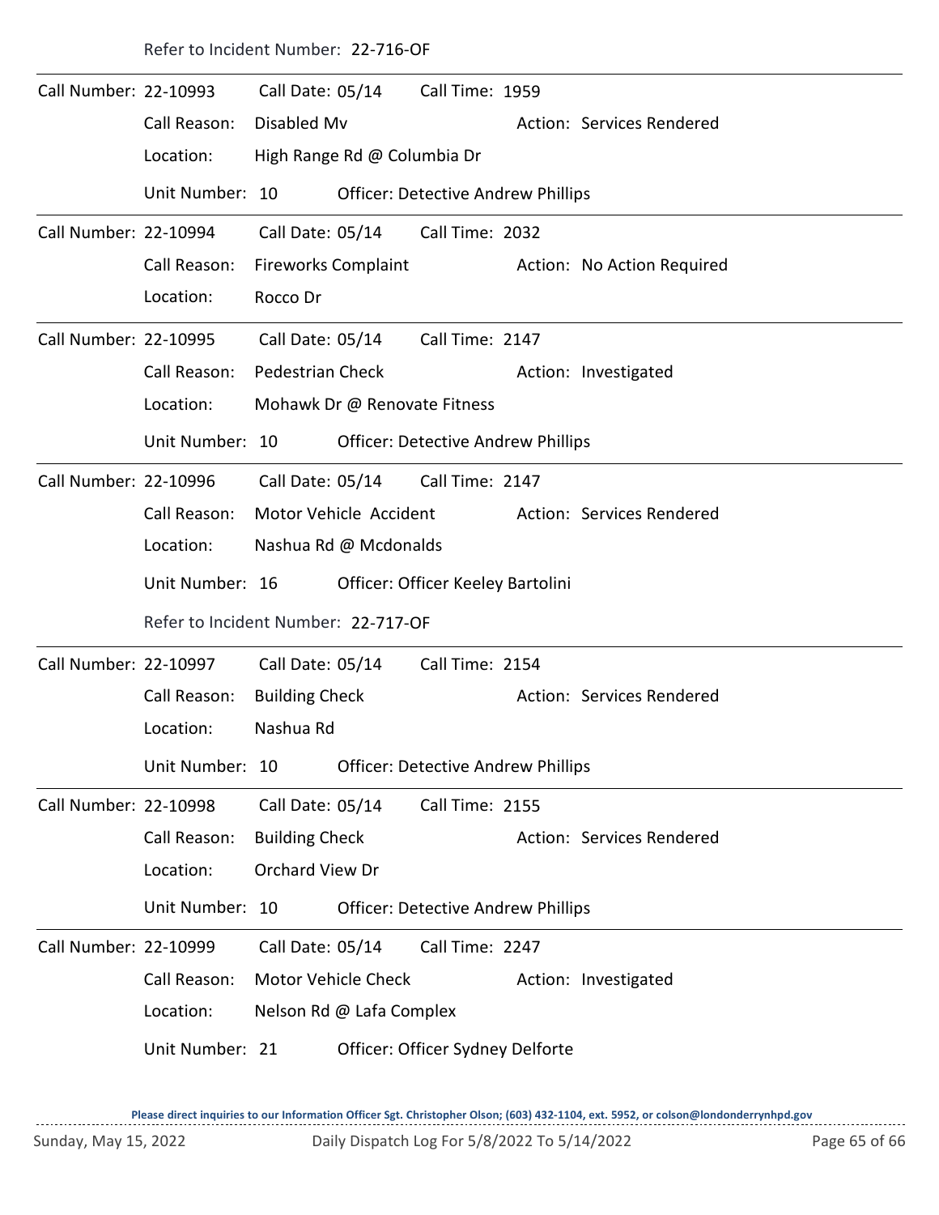Refer to Incident Number: 22-716-OF

---

Call Number: 22-10993 Call Date: 05/14 Call Time: 1959

Call Reason: Disabled Mv Action: Services Rendered

Location: High Range Rd @ Columbia Dr

Unit Number: 10 Officer: Detective Andrew Phillips

---

Call Number: 22-10994 Call Date: 05/14 Call Time: 2032

Call Reason: Fireworks Complaint Action: No Action Required

Location: Rocco Dr

---

Call Number: 22-10995 Call Date: 05/14 Call Time: 2147

Call Reason: Pedestrian Check Action: Investigated

Location: Mohawk Dr @ Renovate Fitness

Unit Number: 10 Officer: Detective Andrew Phillips

---

Call Number: 22-10996 Call Date: 05/14 Call Time: 2147

Call Reason: Motor Vehicle Accident Action: Services Rendered

Location: Nashua Rd @ Mcdonalds

Unit Number: 16 Officer: Officer Keeley Bartolini

Refer to Incident Number: 22-717-OF

---

Call Number: 22-10997 Call Date: 05/14 Call Time: 2154

Call Reason: Building Check Action: Services Rendered

Location: Nashua Rd

Unit Number: 10 Officer: Detective Andrew Phillips

---

Call Number: 22-10998 Call Date: 05/14 Call Time: 2155

Call Reason: Building Check Action: Services Rendered

Location: Orchard View Dr

Unit Number: 10 Officer: Detective Andrew Phillips

---

Call Number: 22-10999 Call Date: 05/14 Call Time: 2247

Call Reason: Motor Vehicle Check Action: Investigated

Location: Nelson Rd @ Lafa Complex

Unit Number: 21 Officer: Officer Sydney Delforte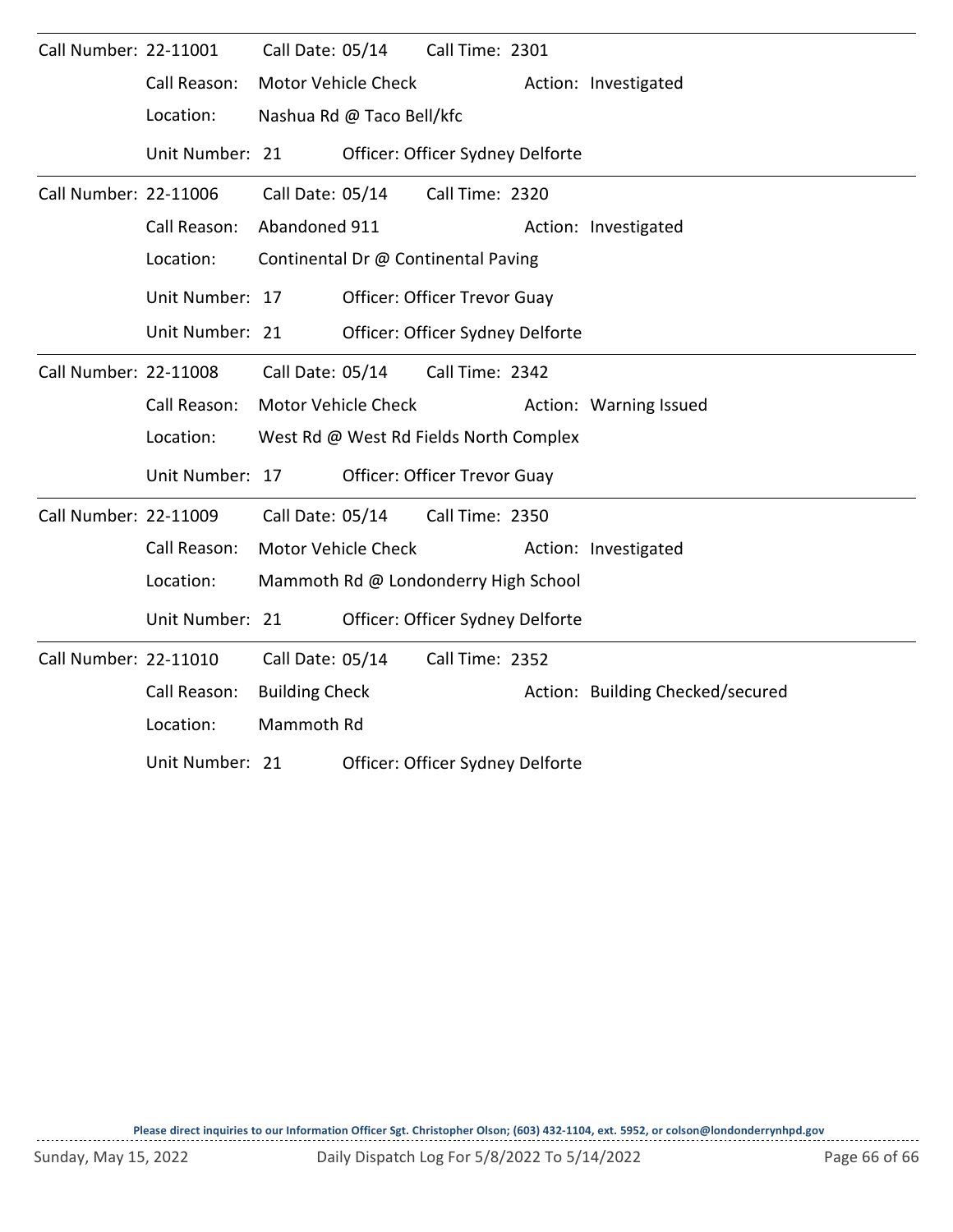Call Number: 22-11001 Call Date: 05/14 Call Time: 2301

Call Reason: Motor Vehicle Check Action: Investigated

Location: Nashua Rd @ Taco Bell/kfc

Unit Number: 21 Officer: Officer Sydney Delforte

---

Call Number: 22-11006 Call Date: 05/14 Call Time: 2320

Call Reason: Abandoned 911 Action: Investigated

Location: Continental Dr @ Continental Paving

Unit Number: 17 Officer: Officer Trevor Guay

Unit Number: 21 Officer: Officer Sydney Delforte

---

Call Number: 22-11008 Call Date: 05/14 Call Time: 2342

Call Reason: Motor Vehicle Check Action: Warning Issued

Location: West Rd @ West Rd Fields North Complex

Unit Number: 17 Officer: Officer Trevor Guay

---

Call Number: 22-11009 Call Date: 05/14 Call Time: 2350

Call Reason: Motor Vehicle Check Action: Investigated

Location: Mammoth Rd @ Londonderry High School

Unit Number: 21 Officer: Officer Sydney Delforte

---

Call Number: 22-11010 Call Date: 05/14 Call Time: 2352

Call Reason: Building Check Action: Building Checked/secured

Location: Mammoth Rd

Unit Number: 21 Officer: Officer Sydney Delforte

**Please direct inquiries to our Information Officer Sgt. Christopher Olson; (603) 432-1104, ext. 5952, or colson@londonderrynhpd.gov**